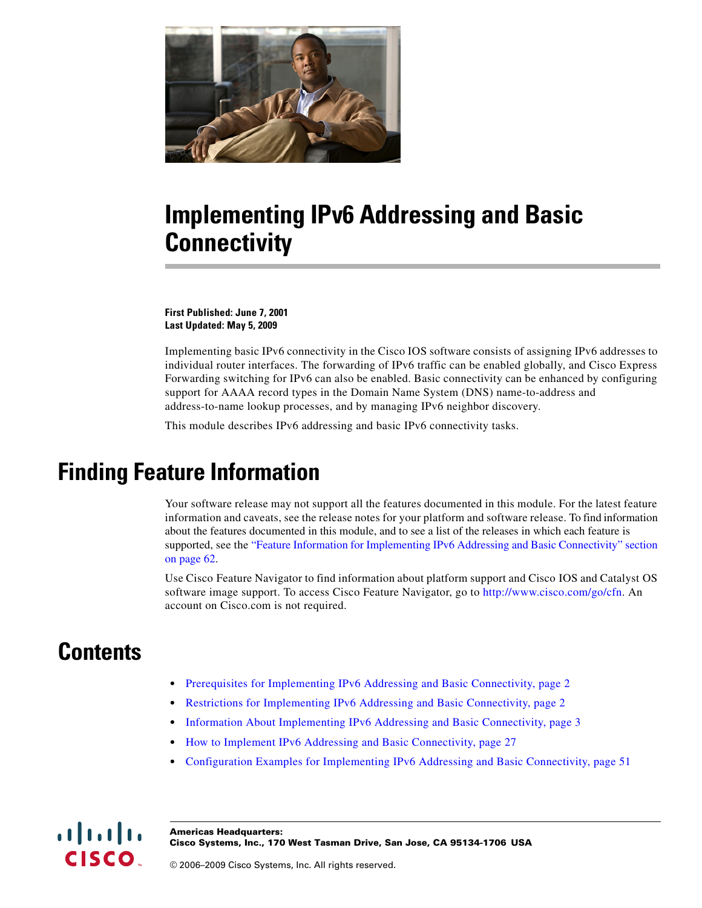# Implementing IPv6 Addressing and Basic Connectivity

**First Published: June 7, 2001**
**Last Updated: May 5, 2009**

Implementing basic IPv6 connectivity in the Cisco IOS software consists of assigning IPv6 addresses to individual router interfaces. The forwarding of IPv6 traffic can be enabled globally, and Cisco Express Forwarding switching for IPv6 can also be enabled. Basic connectivity can be enhanced by configuring support for AAAA record types in the Domain Name System (DNS) name-to-address and address-to-name lookup processes, and by managing IPv6 neighbor discovery.

This module describes IPv6 addressing and basic IPv6 connectivity tasks.

## Finding Feature Information

Your software release may not support all the features documented in this module. For the latest feature information and caveats, see the release notes for your platform and software release. To find information about the features documented in this module, and to see a list of the releases in which each feature is supported, see the "Feature Information for Implementing IPv6 Addressing and Basic Connectivity" section on page 62.

Use Cisco Feature Navigator to find information about platform support and Cisco IOS and Catalyst OS software image support. To access Cisco Feature Navigator, go to http://www.cisco.com/go/cfn. An account on Cisco.com is not required.

## Contents

- Prerequisites for Implementing IPv6 Addressing and Basic Connectivity, page 2
- Restrictions for Implementing IPv6 Addressing and Basic Connectivity, page 2
- Information About Implementing IPv6 Addressing and Basic Connectivity, page 3
- How to Implement IPv6 Addressing and Basic Connectivity, page 27
- Configuration Examples for Implementing IPv6 Addressing and Basic Connectivity, page 51

**Americas Headquarters:**
**Cisco Systems, Inc., 170 West Tasman Drive, San Jose, CA 95134-1706 USA**

© 2006–2009 Cisco Systems, Inc. All rights reserved.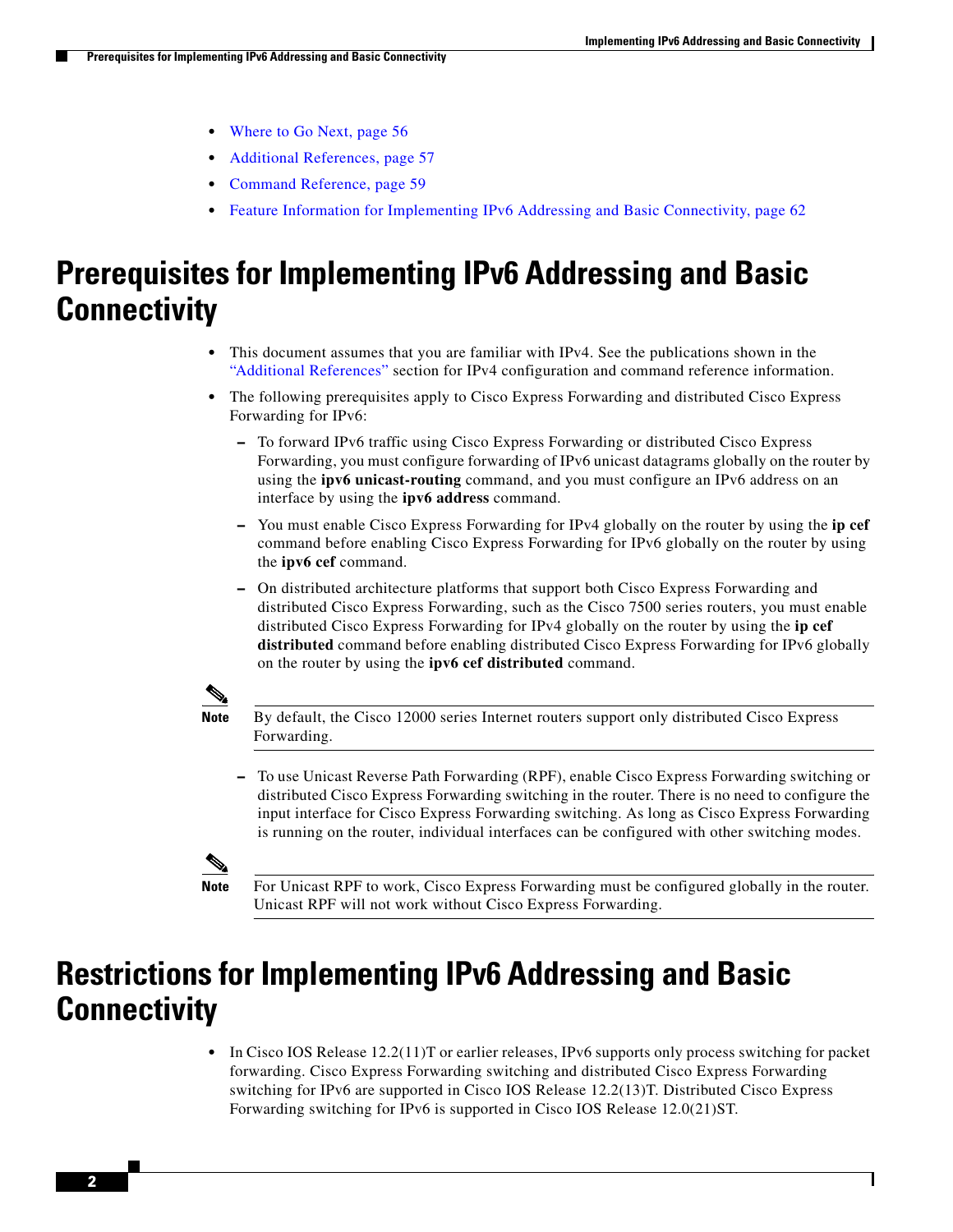- Where to Go Next, page 56
- Additional References, page 57
- Command Reference, page 59
- Feature Information for Implementing IPv6 Addressing and Basic Connectivity, page 62

# Prerequisites for Implementing IPv6 Addressing and Basic Connectivity

- This document assumes that you are familiar with IPv4. See the publications shown in the "Additional References" section for IPv4 configuration and command reference information.
- The following prerequisites apply to Cisco Express Forwarding and distributed Cisco Express Forwarding for IPv6:
  - To forward IPv6 traffic using Cisco Express Forwarding or distributed Cisco Express Forwarding, you must configure forwarding of IPv6 unicast datagrams globally on the router by using the **ipv6 unicast-routing** command, and you must configure an IPv6 address on an interface by using the **ipv6 address** command.
  - You must enable Cisco Express Forwarding for IPv4 globally on the router by using the **ip cef** command before enabling Cisco Express Forwarding for IPv6 globally on the router by using the **ipv6 cef** command.
  - On distributed architecture platforms that support both Cisco Express Forwarding and distributed Cisco Express Forwarding, such as the Cisco 7500 series routers, you must enable distributed Cisco Express Forwarding for IPv4 globally on the router by using the **ip cef distributed** command before enabling distributed Cisco Express Forwarding for IPv6 globally on the router by using the **ipv6 cef distributed** command.

**Note** By default, the Cisco 12000 series Internet routers support only distributed Cisco Express Forwarding.

  - To use Unicast Reverse Path Forwarding (RPF), enable Cisco Express Forwarding switching or distributed Cisco Express Forwarding switching in the router. There is no need to configure the input interface for Cisco Express Forwarding switching. As long as Cisco Express Forwarding is running on the router, individual interfaces can be configured with other switching modes.

**Note** For Unicast RPF to work, Cisco Express Forwarding must be configured globally in the router. Unicast RPF will not work without Cisco Express Forwarding.

# Restrictions for Implementing IPv6 Addressing and Basic Connectivity

- In Cisco IOS Release 12.2(11)T or earlier releases, IPv6 supports only process switching for packet forwarding. Cisco Express Forwarding switching and distributed Cisco Express Forwarding switching for IPv6 are supported in Cisco IOS Release 12.2(13)T. Distributed Cisco Express Forwarding switching for IPv6 is supported in Cisco IOS Release 12.0(21)ST.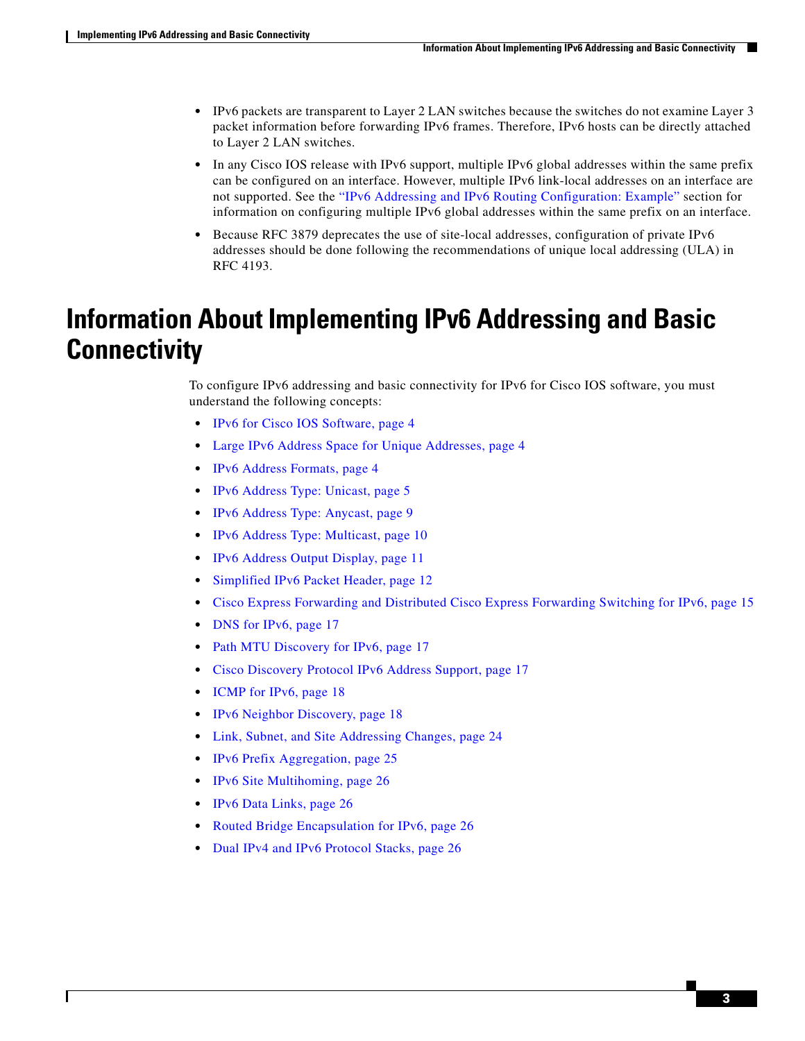- IPv6 packets are transparent to Layer 2 LAN switches because the switches do not examine Layer 3 packet information before forwarding IPv6 frames. Therefore, IPv6 hosts can be directly attached to Layer 2 LAN switches.
- In any Cisco IOS release with IPv6 support, multiple IPv6 global addresses within the same prefix can be configured on an interface. However, multiple IPv6 link-local addresses on an interface are not supported. See the "IPv6 Addressing and IPv6 Routing Configuration: Example" section for information on configuring multiple IPv6 global addresses within the same prefix on an interface.
- Because RFC 3879 deprecates the use of site-local addresses, configuration of private IPv6 addresses should be done following the recommendations of unique local addressing (ULA) in RFC 4193.

# Information About Implementing IPv6 Addressing and Basic Connectivity

To configure IPv6 addressing and basic connectivity for IPv6 for Cisco IOS software, you must understand the following concepts:

- IPv6 for Cisco IOS Software, page 4
- Large IPv6 Address Space for Unique Addresses, page 4
- IPv6 Address Formats, page 4
- IPv6 Address Type: Unicast, page 5
- IPv6 Address Type: Anycast, page 9
- IPv6 Address Type: Multicast, page 10
- IPv6 Address Output Display, page 11
- Simplified IPv6 Packet Header, page 12
- Cisco Express Forwarding and Distributed Cisco Express Forwarding Switching for IPv6, page 15
- DNS for IPv6, page 17
- Path MTU Discovery for IPv6, page 17
- Cisco Discovery Protocol IPv6 Address Support, page 17
- ICMP for IPv6, page 18
- IPv6 Neighbor Discovery, page 18
- Link, Subnet, and Site Addressing Changes, page 24
- IPv6 Prefix Aggregation, page 25
- IPv6 Site Multihoming, page 26
- IPv6 Data Links, page 26
- Routed Bridge Encapsulation for IPv6, page 26
- Dual IPv4 and IPv6 Protocol Stacks, page 26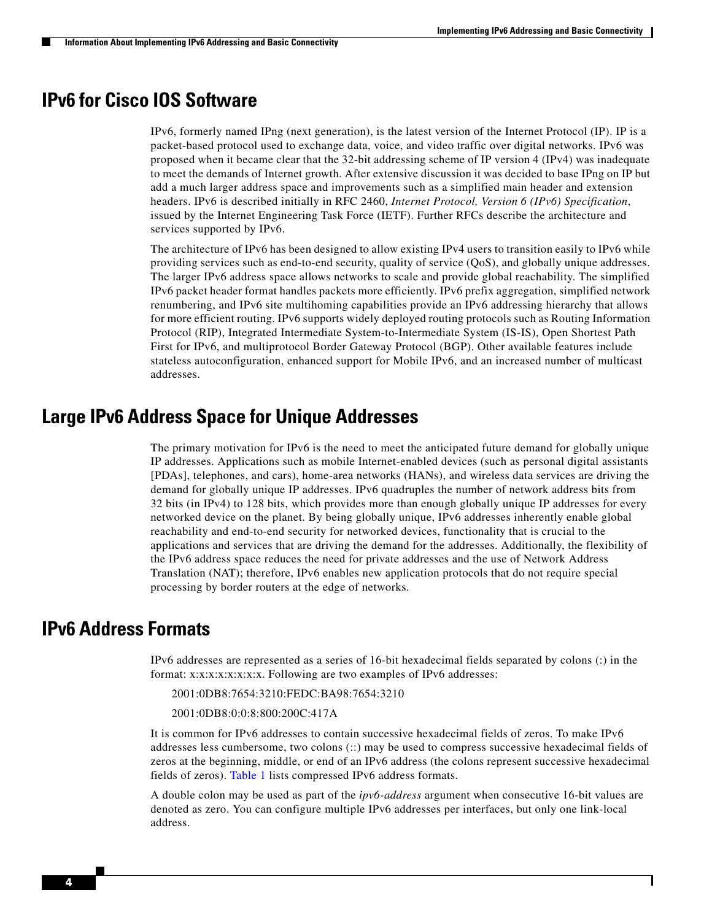## IPv6 for Cisco IOS Software

IPv6, formerly named IPng (next generation), is the latest version of the Internet Protocol (IP). IP is a packet-based protocol used to exchange data, voice, and video traffic over digital networks. IPv6 was proposed when it became clear that the 32-bit addressing scheme of IP version 4 (IPv4) was inadequate to meet the demands of Internet growth. After extensive discussion it was decided to base IPng on IP but add a much larger address space and improvements such as a simplified main header and extension headers. IPv6 is described initially in RFC 2460, *Internet Protocol, Version 6 (IPv6) Specification*, issued by the Internet Engineering Task Force (IETF). Further RFCs describe the architecture and services supported by IPv6.

The architecture of IPv6 has been designed to allow existing IPv4 users to transition easily to IPv6 while providing services such as end-to-end security, quality of service (QoS), and globally unique addresses. The larger IPv6 address space allows networks to scale and provide global reachability. The simplified IPv6 packet header format handles packets more efficiently. IPv6 prefix aggregation, simplified network renumbering, and IPv6 site multihoming capabilities provide an IPv6 addressing hierarchy that allows for more efficient routing. IPv6 supports widely deployed routing protocols such as Routing Information Protocol (RIP), Integrated Intermediate System-to-Intermediate System (IS-IS), Open Shortest Path First for IPv6, and multiprotocol Border Gateway Protocol (BGP). Other available features include stateless autoconfiguration, enhanced support for Mobile IPv6, and an increased number of multicast addresses.

## Large IPv6 Address Space for Unique Addresses

The primary motivation for IPv6 is the need to meet the anticipated future demand for globally unique IP addresses. Applications such as mobile Internet-enabled devices (such as personal digital assistants [PDAs], telephones, and cars), home-area networks (HANs), and wireless data services are driving the demand for globally unique IP addresses. IPv6 quadruples the number of network address bits from 32 bits (in IPv4) to 128 bits, which provides more than enough globally unique IP addresses for every networked device on the planet. By being globally unique, IPv6 addresses inherently enable global reachability and end-to-end security for networked devices, functionality that is crucial to the applications and services that are driving the demand for the addresses. Additionally, the flexibility of the IPv6 address space reduces the need for private addresses and the use of Network Address Translation (NAT); therefore, IPv6 enables new application protocols that do not require special processing by border routers at the edge of networks.

## IPv6 Address Formats

IPv6 addresses are represented as a series of 16-bit hexadecimal fields separated by colons (:) in the format: x:x:x:x:x:x:x:x. Following are two examples of IPv6 addresses:

2001:0DB8:7654:3210:FEDC:BA98:7654:3210

2001:0DB8:0:0:8:800:200C:417A

It is common for IPv6 addresses to contain successive hexadecimal fields of zeros. To make IPv6 addresses less cumbersome, two colons (::) may be used to compress successive hexadecimal fields of zeros at the beginning, middle, or end of an IPv6 address (the colons represent successive hexadecimal fields of zeros). Table 1 lists compressed IPv6 address formats.

A double colon may be used as part of the *ipv6-address* argument when consecutive 16-bit values are denoted as zero. You can configure multiple IPv6 addresses per interfaces, but only one link-local address.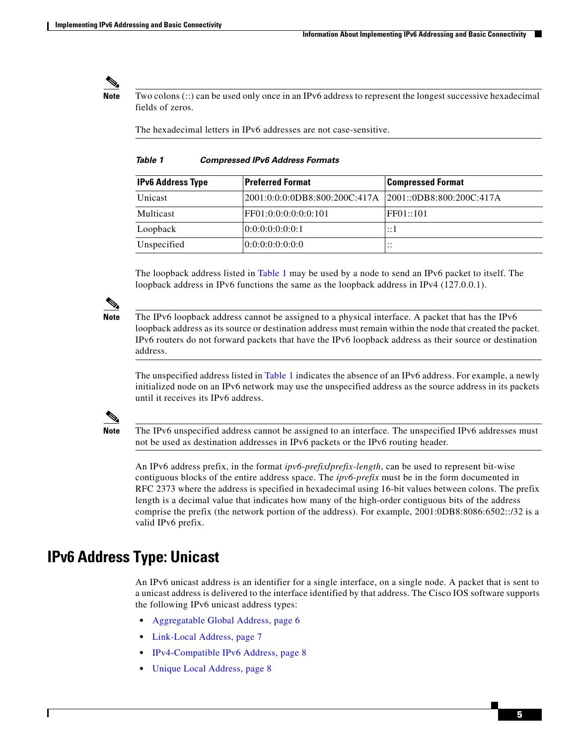**Note** Two colons (::) can be used only once in an IPv6 address to represent the longest successive hexadecimal fields of zeros.

The hexadecimal letters in IPv6 addresses are not case-sensitive.

*Table 1 Compressed IPv6 Address Formats*

| IPv6 Address Type | Preferred Format | Compressed Format |
|---|---|---|
| Unicast | 2001:0:0:0:0DB8:800:200C:417A | 2001::0DB8:800:200C:417A |
| Multicast | FF01:0:0:0:0:0:0:101 | FF01::101 |
| Loopback | 0:0:0:0:0:0:0:1 | ::1 |
| Unspecified | 0:0:0:0:0:0:0:0 | :: |

The loopback address listed in Table 1 may be used by a node to send an IPv6 packet to itself. The loopback address in IPv6 functions the same as the loopback address in IPv4 (127.0.0.1).

**Note** The IPv6 loopback address cannot be assigned to a physical interface. A packet that has the IPv6 loopback address as its source or destination address must remain within the node that created the packet. IPv6 routers do not forward packets that have the IPv6 loopback address as their source or destination address.

The unspecified address listed in Table 1 indicates the absence of an IPv6 address. For example, a newly initialized node on an IPv6 network may use the unspecified address as the source address in its packets until it receives its IPv6 address.

**Note** The IPv6 unspecified address cannot be assigned to an interface. The unspecified IPv6 addresses must not be used as destination addresses in IPv6 packets or the IPv6 routing header.

An IPv6 address prefix, in the format *ipv6-prefix*/*prefix-length*, can be used to represent bit-wise contiguous blocks of the entire address space. The *ipv6-prefix* must be in the form documented in RFC 2373 where the address is specified in hexadecimal using 16-bit values between colons. The prefix length is a decimal value that indicates how many of the high-order contiguous bits of the address comprise the prefix (the network portion of the address). For example, 2001:0DB8:8086:6502::/32 is a valid IPv6 prefix.

## IPv6 Address Type: Unicast

An IPv6 unicast address is an identifier for a single interface, on a single node. A packet that is sent to a unicast address is delivered to the interface identified by that address. The Cisco IOS software supports the following IPv6 unicast address types:

- Aggregatable Global Address, page 6
- Link-Local Address, page 7
- IPv4-Compatible IPv6 Address, page 8
- Unique Local Address, page 8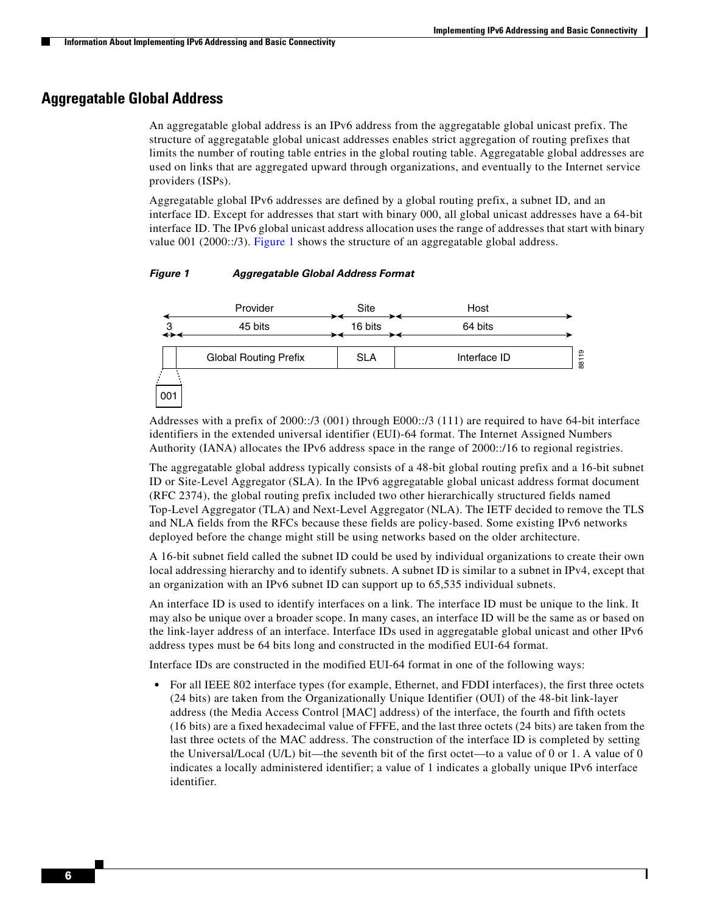## Aggregatable Global Address

An aggregatable global address is an IPv6 address from the aggregatable global unicast prefix. The structure of aggregatable global unicast addresses enables strict aggregation of routing prefixes that limits the number of routing table entries in the global routing table. Aggregatable global addresses are used on links that are aggregated upward through organizations, and eventually to the Internet service providers (ISPs).

Aggregatable global IPv6 addresses are defined by a global routing prefix, a subnet ID, and an interface ID. Except for addresses that start with binary 000, all global unicast addresses have a 64-bit interface ID. The IPv6 global unicast address allocation uses the range of addresses that start with binary value 001 (2000::/3). Figure 1 shows the structure of an aggregatable global address.

***Figure 1 Aggregatable Global Address Format***

Addresses with a prefix of 2000::/3 (001) through E000::/3 (111) are required to have 64-bit interface identifiers in the extended universal identifier (EUI)-64 format. The Internet Assigned Numbers Authority (IANA) allocates the IPv6 address space in the range of 2000::/16 to regional registries.

The aggregatable global address typically consists of a 48-bit global routing prefix and a 16-bit subnet ID or Site-Level Aggregator (SLA). In the IPv6 aggregatable global unicast address format document (RFC 2374), the global routing prefix included two other hierarchically structured fields named Top-Level Aggregator (TLA) and Next-Level Aggregator (NLA). The IETF decided to remove the TLS and NLA fields from the RFCs because these fields are policy-based. Some existing IPv6 networks deployed before the change might still be using networks based on the older architecture.

A 16-bit subnet field called the subnet ID could be used by individual organizations to create their own local addressing hierarchy and to identify subnets. A subnet ID is similar to a subnet in IPv4, except that an organization with an IPv6 subnet ID can support up to 65,535 individual subnets.

An interface ID is used to identify interfaces on a link. The interface ID must be unique to the link. It may also be unique over a broader scope. In many cases, an interface ID will be the same as or based on the link-layer address of an interface. Interface IDs used in aggregatable global unicast and other IPv6 address types must be 64 bits long and constructed in the modified EUI-64 format.

Interface IDs are constructed in the modified EUI-64 format in one of the following ways:

- For all IEEE 802 interface types (for example, Ethernet, and FDDI interfaces), the first three octets (24 bits) are taken from the Organizationally Unique Identifier (OUI) of the 48-bit link-layer address (the Media Access Control [MAC] address) of the interface, the fourth and fifth octets (16 bits) are a fixed hexadecimal value of FFFE, and the last three octets (24 bits) are taken from the last three octets of the MAC address. The construction of the interface ID is completed by setting the Universal/Local (U/L) bit—the seventh bit of the first octet—to a value of 0 or 1. A value of 0 indicates a locally administered identifier; a value of 1 indicates a globally unique IPv6 interface identifier.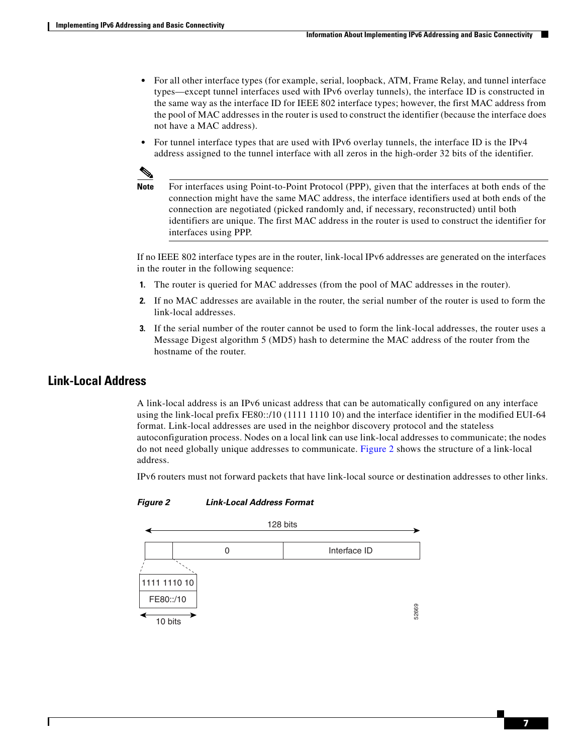- For all other interface types (for example, serial, loopback, ATM, Frame Relay, and tunnel interface types—except tunnel interfaces used with IPv6 overlay tunnels), the interface ID is constructed in the same way as the interface ID for IEEE 802 interface types; however, the first MAC address from the pool of MAC addresses in the router is used to construct the identifier (because the interface does not have a MAC address).
- For tunnel interface types that are used with IPv6 overlay tunnels, the interface ID is the IPv4 address assigned to the tunnel interface with all zeros in the high-order 32 bits of the identifier.

**Note** For interfaces using Point-to-Point Protocol (PPP), given that the interfaces at both ends of the connection might have the same MAC address, the interface identifiers used at both ends of the connection are negotiated (picked randomly and, if necessary, reconstructed) until both identifiers are unique. The first MAC address in the router is used to construct the identifier for interfaces using PPP.

If no IEEE 802 interface types are in the router, link-local IPv6 addresses are generated on the interfaces in the router in the following sequence:

1. The router is queried for MAC addresses (from the pool of MAC addresses in the router).
2. If no MAC addresses are available in the router, the serial number of the router is used to form the link-local addresses.
3. If the serial number of the router cannot be used to form the link-local addresses, the router uses a Message Digest algorithm 5 (MD5) hash to determine the MAC address of the router from the hostname of the router.

## Link-Local Address

A link-local address is an IPv6 unicast address that can be automatically configured on any interface using the link-local prefix FE80::/10 (1111 1110 10) and the interface identifier in the modified EUI-64 format. Link-local addresses are used in the neighbor discovery protocol and the stateless autoconfiguration process. Nodes on a local link can use link-local addresses to communicate; the nodes do not need globally unique addresses to communicate. Figure 2 shows the structure of a link-local address.

IPv6 routers must not forward packets that have link-local source or destination addresses to other links.

*Figure 2 Link-Local Address Format*

| 128 bits | | |
|---|---|---|
| 1111 1110 10 (FE80::/10, 10 bits) | 0 | Interface ID |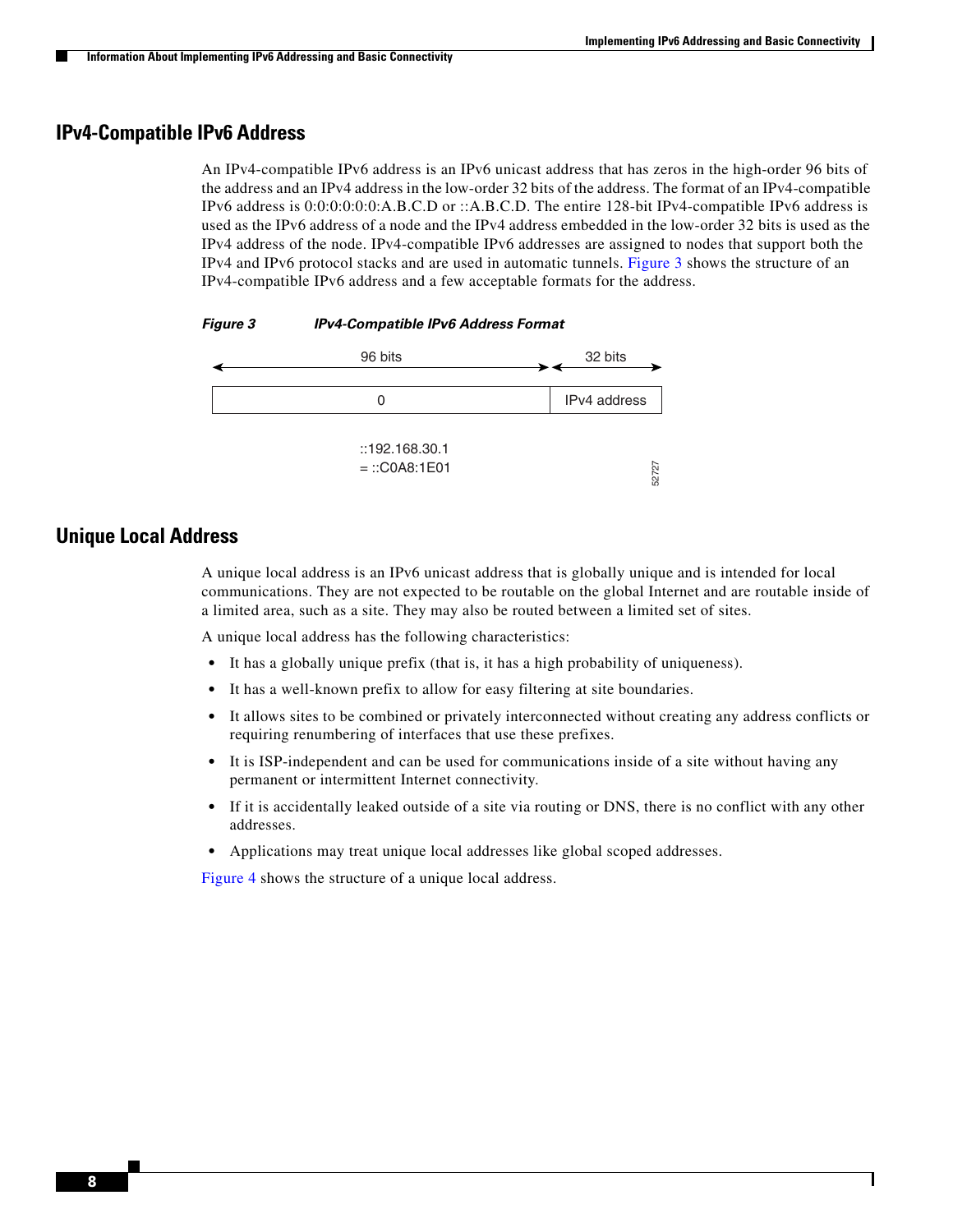## IPv4-Compatible IPv6 Address

An IPv4-compatible IPv6 address is an IPv6 unicast address that has zeros in the high-order 96 bits of the address and an IPv4 address in the low-order 32 bits of the address. The format of an IPv4-compatible IPv6 address is 0:0:0:0:0:0:A.B.C.D or ::A.B.C.D. The entire 128-bit IPv4-compatible IPv6 address is used as the IPv6 address of a node and the IPv4 address embedded in the low-order 32 bits is used as the IPv4 address of the node. IPv4-compatible IPv6 addresses are assigned to nodes that support both the IPv4 and IPv6 protocol stacks and are used in automatic tunnels. Figure 3 shows the structure of an IPv4-compatible IPv6 address and a few acceptable formats for the address.

***Figure 3 IPv4-Compatible IPv6 Address Format***

| 96 bits | 32 bits |
|---|---|
| 0 | IPv4 address |

::192.168.30.1
= ::C0A8:1E01

52727

## Unique Local Address

A unique local address is an IPv6 unicast address that is globally unique and is intended for local communications. They are not expected to be routable on the global Internet and are routable inside of a limited area, such as a site. They may also be routed between a limited set of sites.

A unique local address has the following characteristics:

- It has a globally unique prefix (that is, it has a high probability of uniqueness).
- It has a well-known prefix to allow for easy filtering at site boundaries.
- It allows sites to be combined or privately interconnected without creating any address conflicts or requiring renumbering of interfaces that use these prefixes.
- It is ISP-independent and can be used for communications inside of a site without having any permanent or intermittent Internet connectivity.
- If it is accidentally leaked outside of a site via routing or DNS, there is no conflict with any other addresses.
- Applications may treat unique local addresses like global scoped addresses.

Figure 4 shows the structure of a unique local address.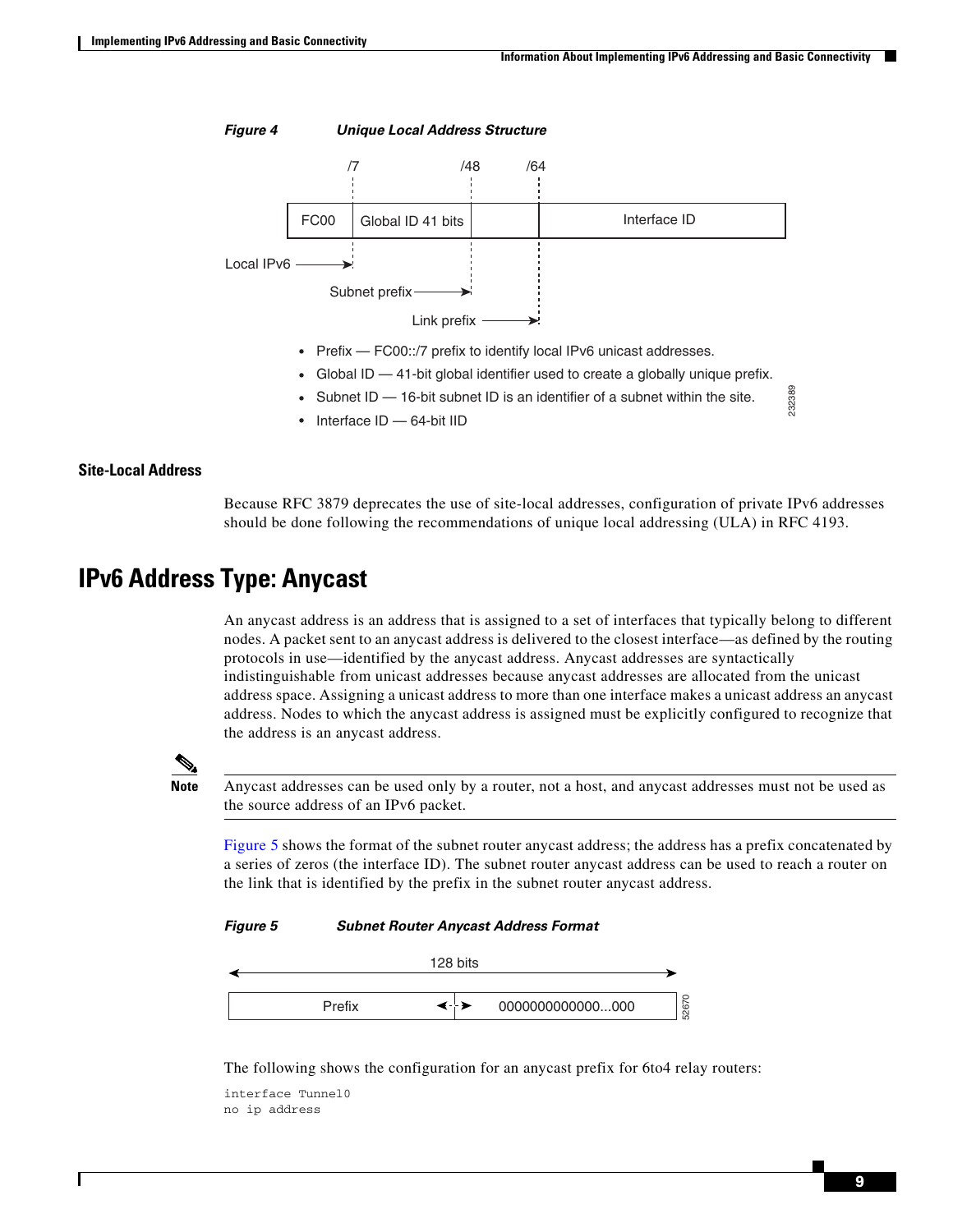*Figure 4 Unique Local Address Structure*

- Prefix — FC00::/7 prefix to identify local IPv6 unicast addresses.
- Global ID — 41-bit global identifier used to create a globally unique prefix.
- Subnet ID — 16-bit subnet ID is an identifier of a subnet within the site.
- Interface ID — 64-bit IID

### Site-Local Address

Because RFC 3879 deprecates the use of site-local addresses, configuration of private IPv6 addresses should be done following the recommendations of unique local addressing (ULA) in RFC 4193.

## IPv6 Address Type: Anycast

An anycast address is an address that is assigned to a set of interfaces that typically belong to different nodes. A packet sent to an anycast address is delivered to the closest interface—as defined by the routing protocols in use—identified by the anycast address. Anycast addresses are syntactically indistinguishable from unicast addresses because anycast addresses are allocated from the unicast address space. Assigning a unicast address to more than one interface makes a unicast address an anycast address. Nodes to which the anycast address is assigned must be explicitly configured to recognize that the address is an anycast address.

**Note** Anycast addresses can be used only by a router, not a host, and anycast addresses must not be used as the source address of an IPv6 packet.

Figure 5 shows the format of the subnet router anycast address; the address has a prefix concatenated by a series of zeros (the interface ID). The subnet router anycast address can be used to reach a router on the link that is identified by the prefix in the subnet router anycast address.

*Figure 5 Subnet Router Anycast Address Format*

The following shows the configuration for an anycast prefix for 6to4 relay routers:

```
interface Tunnel0
no ip address
```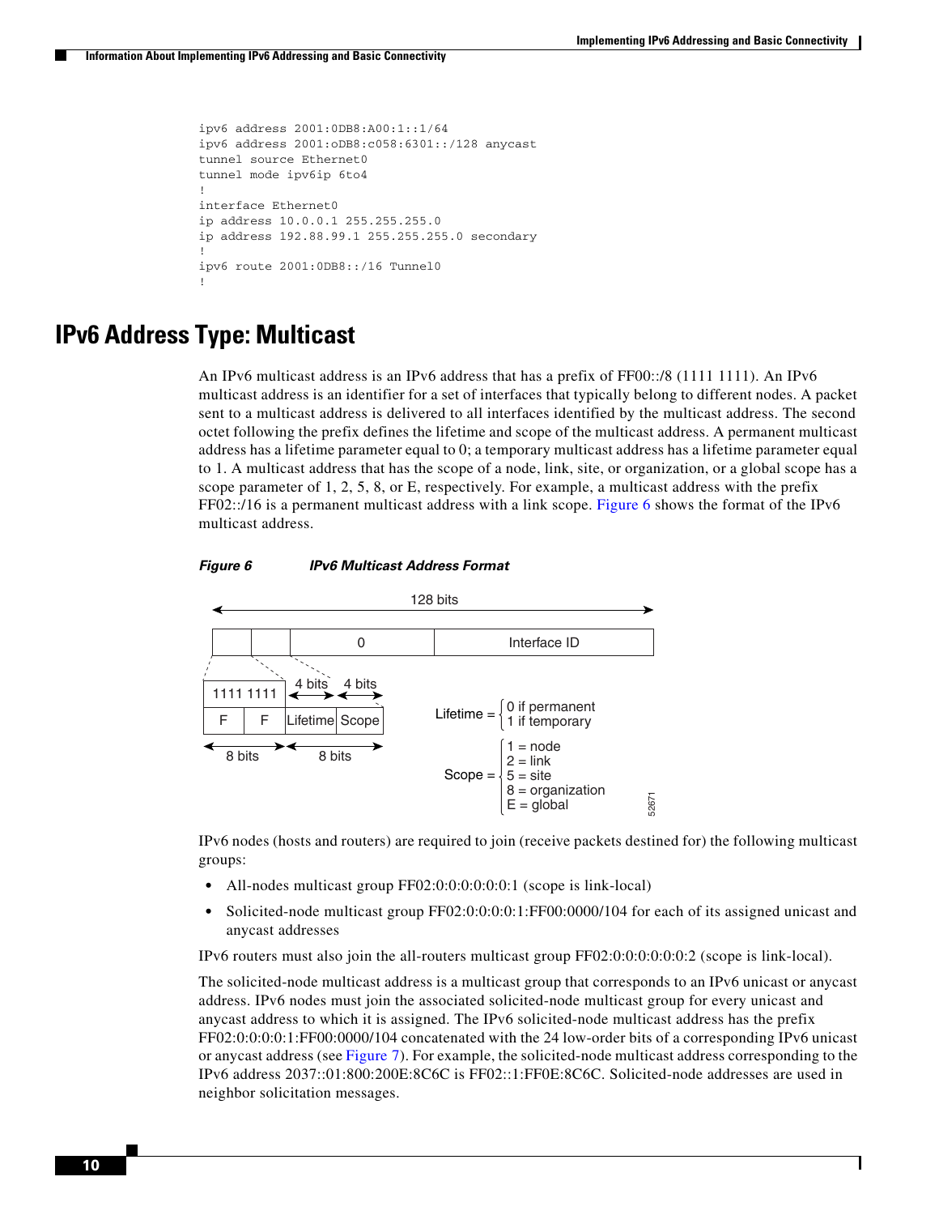```
ipv6 address 2001:0DB8:A00:1::1/64
ipv6 address 2001:oDB8:c058:6301::/128 anycast
tunnel source Ethernet0
tunnel mode ipv6ip 6to4
!
interface Ethernet0
ip address 10.0.0.1 255.255.255.0
ip address 192.88.99.1 255.255.255.0 secondary
!
ipv6 route 2001:0DB8::/16 Tunnel0
!
```

## IPv6 Address Type: Multicast

An IPv6 multicast address is an IPv6 address that has a prefix of FF00::/8 (1111 1111). An IPv6 multicast address is an identifier for a set of interfaces that typically belong to different nodes. A packet sent to a multicast address is delivered to all interfaces identified by the multicast address. The second octet following the prefix defines the lifetime and scope of the multicast address. A permanent multicast address has a lifetime parameter equal to 0; a temporary multicast address has a lifetime parameter equal to 1. A multicast address that has the scope of a node, link, site, or organization, or a global scope has a scope parameter of 1, 2, 5, 8, or E, respectively. For example, a multicast address with the prefix FF02::/16 is a permanent multicast address with a link scope. Figure 6 shows the format of the IPv6 multicast address.

***Figure 6 IPv6 Multicast Address Format***

128 bits

| | | 0 | Interface ID |
|---|---|---|---|

| 1111 1111 | | 4 bits | 4 bits |
|---|---|---|---|
| F | F | Lifetime | Scope |
| 8 bits | | 8 bits | |

Lifetime = 0 if permanent; 1 if temporary

Scope = 1 = node; 2 = link; 5 = site; 8 = organization; E = global

52671

IPv6 nodes (hosts and routers) are required to join (receive packets destined for) the following multicast groups:

- All-nodes multicast group FF02:0:0:0:0:0:0:1 (scope is link-local)
- Solicited-node multicast group FF02:0:0:0:0:1:FF00:0000/104 for each of its assigned unicast and anycast addresses

IPv6 routers must also join the all-routers multicast group FF02:0:0:0:0:0:0:2 (scope is link-local).

The solicited-node multicast address is a multicast group that corresponds to an IPv6 unicast or anycast address. IPv6 nodes must join the associated solicited-node multicast group for every unicast and anycast address to which it is assigned. The IPv6 solicited-node multicast address has the prefix FF02:0:0:0:0:1:FF00:0000/104 concatenated with the 24 low-order bits of a corresponding IPv6 unicast or anycast address (see Figure 7). For example, the solicited-node multicast address corresponding to the IPv6 address 2037::01:800:200E:8C6C is FF02::1:FF0E:8C6C. Solicited-node addresses are used in neighbor solicitation messages.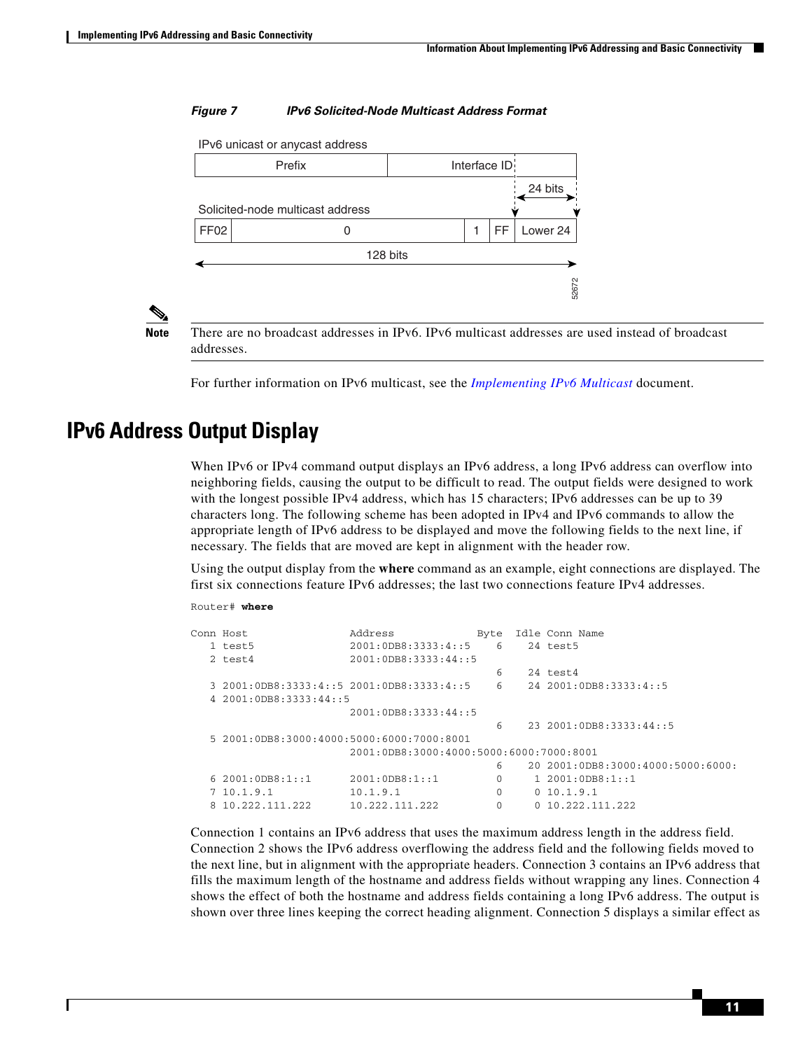*Figure 7 IPv6 Solicited-Node Multicast Address Format*

IPv6 unicast or anycast address

| Prefix | Interface ID |
|---|---|

24 bits

Solicited-node multicast address

| FF02 | 0 | 1 | FF | Lower 24 |
|---|---|---|---|---|

128 bits

52672

> **Note** There are no broadcast addresses in IPv6. IPv6 multicast addresses are used instead of broadcast addresses.

For further information on IPv6 multicast, see the *Implementing IPv6 Multicast* document.

# IPv6 Address Output Display

When IPv6 or IPv4 command output displays an IPv6 address, a long IPv6 address can overflow into neighboring fields, causing the output to be difficult to read. The output fields were designed to work with the longest possible IPv4 address, which has 15 characters; IPv6 addresses can be up to 39 characters long. The following scheme has been adopted in IPv4 and IPv6 commands to allow the appropriate length of IPv6 address to be displayed and move the following fields to the next line, if necessary. The fields that are moved are kept in alignment with the header row.

Using the output display from the **where** command as an example, eight connections are displayed. The first six connections feature IPv6 addresses; the last two connections feature IPv4 addresses.

```
Router# where

Conn Host                Address             Byte  Idle Conn Name
   1 test5               2001:0DB8:3333:4::5    6    24 test5
   2 test4               2001:0DB8:3333:44::5
                                                6    24 test4
   3 2001:0DB8:3333:4::5 2001:0DB8:3333:4::5    6    24 2001:0DB8:3333:4::5
   4 2001:0DB8:3333:44::5
                         2001:0DB8:3333:44::5
                                                6    23 2001:0DB8:3333:44::5
   5 2001:0DB8:3000:4000:5000:6000:7000:8001
                         2001:0DB8:3000:4000:5000:6000:7000:8001
                                                6    20 2001:0DB8:3000:4000:5000:6000:
   6 2001:0DB8:1::1      2001:0DB8:1::1         0     1 2001:0DB8:1::1
   7 10.1.9.1            10.1.9.1               0     0 10.1.9.1
   8 10.222.111.222      10.222.111.222         0     0 10.222.111.222
```

Connection 1 contains an IPv6 address that uses the maximum address length in the address field. Connection 2 shows the IPv6 address overflowing the address field and the following fields moved to the next line, but in alignment with the appropriate headers. Connection 3 contains an IPv6 address that fills the maximum length of the hostname and address fields without wrapping any lines. Connection 4 shows the effect of both the hostname and address fields containing a long IPv6 address. The output is shown over three lines keeping the correct heading alignment. Connection 5 displays a similar effect as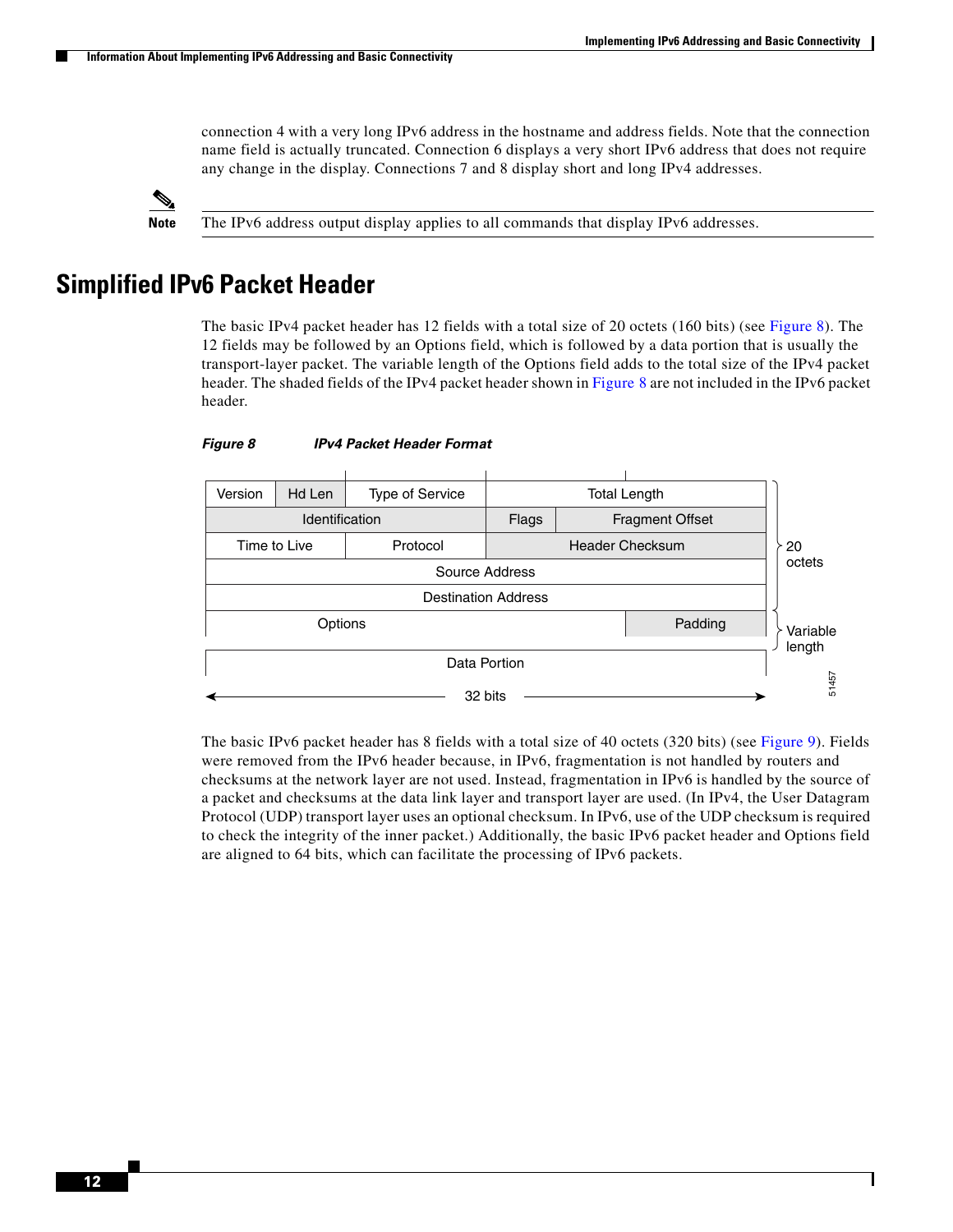connection 4 with a very long IPv6 address in the hostname and address fields. Note that the connection name field is actually truncated. Connection 6 displays a very short IPv6 address that does not require any change in the display. Connections 7 and 8 display short and long IPv4 addresses.

**Note** The IPv6 address output display applies to all commands that display IPv6 addresses.

# Simplified IPv6 Packet Header

The basic IPv4 packet header has 12 fields with a total size of 20 octets (160 bits) (see Figure 8). The 12 fields may be followed by an Options field, which is followed by a data portion that is usually the transport-layer packet. The variable length of the Options field adds to the total size of the IPv4 packet header. The shaded fields of the IPv4 packet header shown in Figure 8 are not included in the IPv6 packet header.

***Figure 8 IPv4 Packet Header Format***

| Version | Hd Len | Type of Service | Total Length | |
|---|---|---|---|---|
| Identification | | | Flags | Fragment Offset |
| Time to Live | | Protocol | Header Checksum | |
| Source Address | | | | |
| Destination Address | | | | |
| Options | | | | Padding |
| Data Portion | | | | |

20 octets (Version through Destination Address); Variable length (Options and Padding); 32 bits wide.

51457

The basic IPv6 packet header has 8 fields with a total size of 40 octets (320 bits) (see Figure 9). Fields were removed from the IPv6 header because, in IPv6, fragmentation is not handled by routers and checksums at the network layer are not used. Instead, fragmentation in IPv6 is handled by the source of a packet and checksums at the data link layer and transport layer are used. (In IPv4, the User Datagram Protocol (UDP) transport layer uses an optional checksum. In IPv6, use of the UDP checksum is required to check the integrity of the inner packet.) Additionally, the basic IPv6 packet header and Options field are aligned to 64 bits, which can facilitate the processing of IPv6 packets.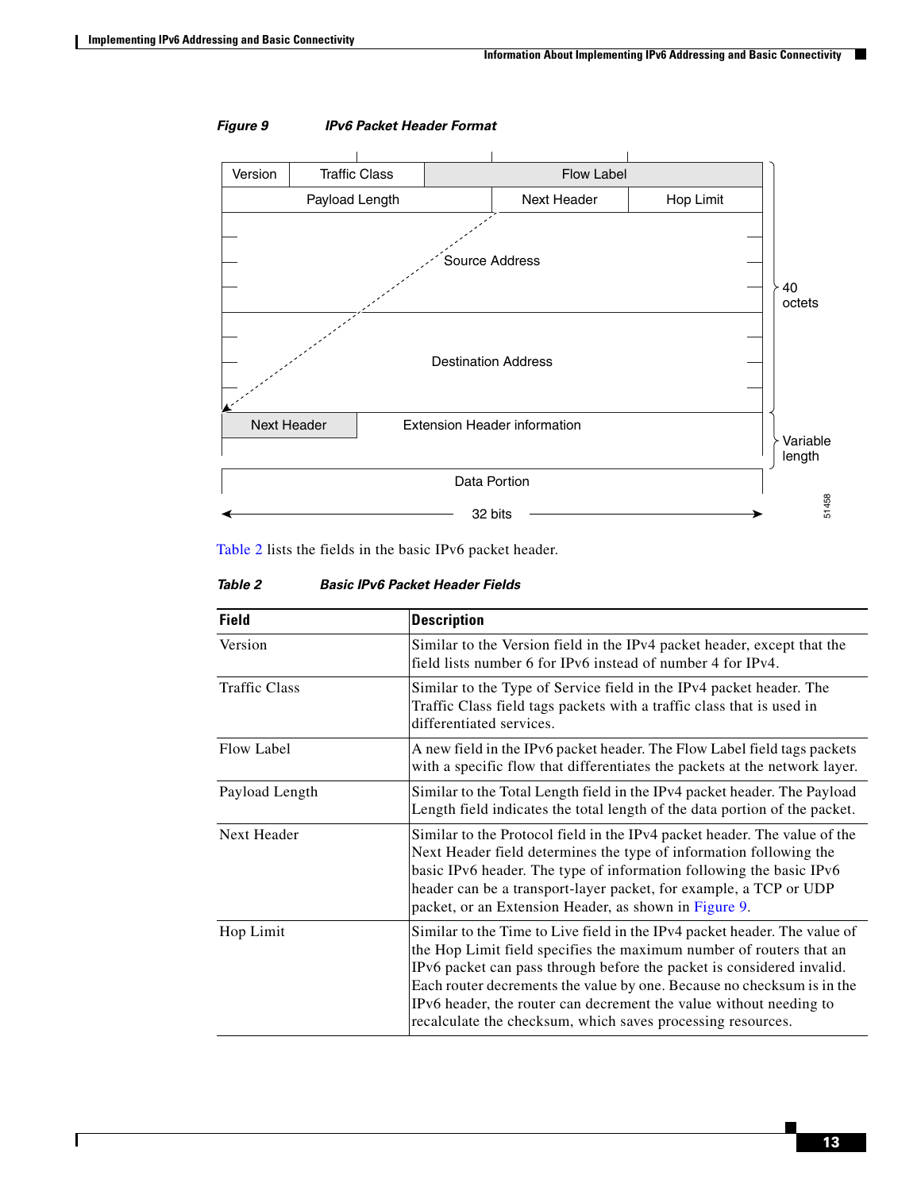*Figure 9 IPv6 Packet Header Format*

| Version | Traffic Class | Flow Label | |
|---|---|---|---|
| Payload Length | | Next Header | Hop Limit |
| Source Address | | | |
| Destination Address | | | |
| Next Header | Extension Header information | | |
| Data Portion | | | |

40 octets

Variable length

32 bits

51458

Table 2 lists the fields in the basic IPv6 packet header.

*Table 2 Basic IPv6 Packet Header Fields*

| Field | Description |
|---|---|
| Version | Similar to the Version field in the IPv4 packet header, except that the field lists number 6 for IPv6 instead of number 4 for IPv4. |
| Traffic Class | Similar to the Type of Service field in the IPv4 packet header. The Traffic Class field tags packets with a traffic class that is used in differentiated services. |
| Flow Label | A new field in the IPv6 packet header. The Flow Label field tags packets with a specific flow that differentiates the packets at the network layer. |
| Payload Length | Similar to the Total Length field in the IPv4 packet header. The Payload Length field indicates the total length of the data portion of the packet. |
| Next Header | Similar to the Protocol field in the IPv4 packet header. The value of the Next Header field determines the type of information following the basic IPv6 header. The type of information following the basic IPv6 header can be a transport-layer packet, for example, a TCP or UDP packet, or an Extension Header, as shown in Figure 9. |
| Hop Limit | Similar to the Time to Live field in the IPv4 packet header. The value of the Hop Limit field specifies the maximum number of routers that an IPv6 packet can pass through before the packet is considered invalid. Each router decrements the value by one. Because no checksum is in the IPv6 header, the router can decrement the value without needing to recalculate the checksum, which saves processing resources. |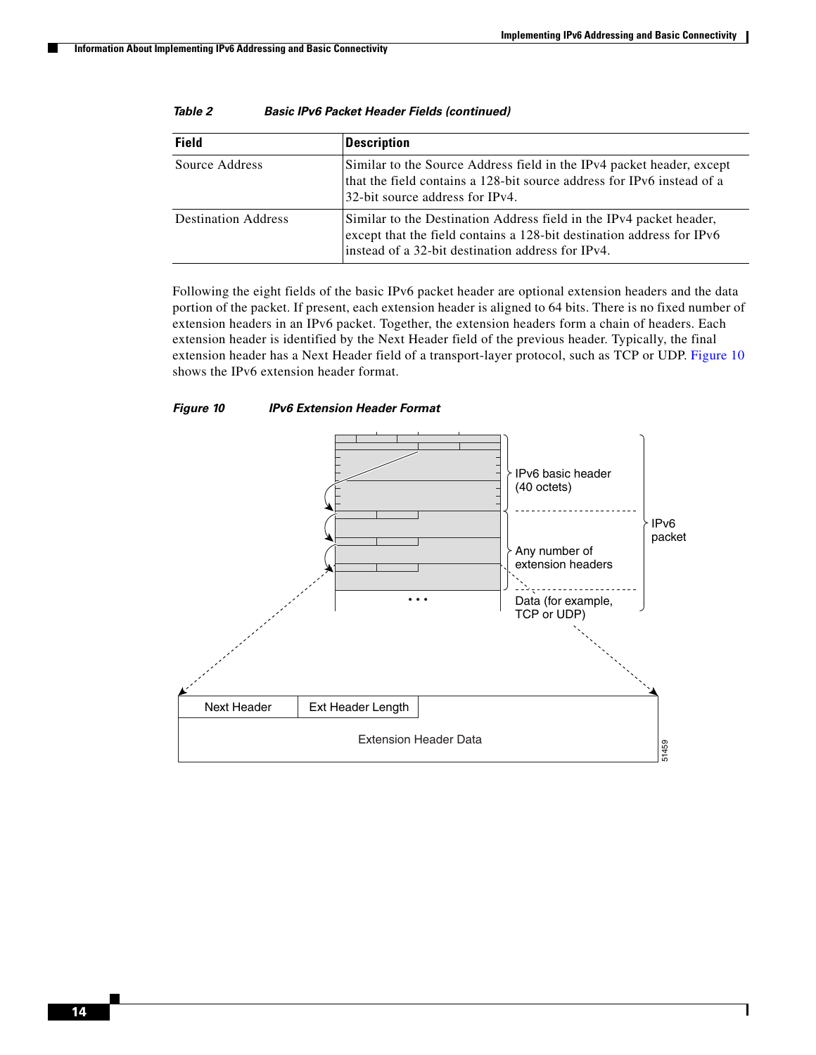Table 2 Basic IPv6 Packet Header Fields (continued)

| Field | Description |
|---|---|
| Source Address | Similar to the Source Address field in the IPv4 packet header, except that the field contains a 128-bit source address for IPv6 instead of a 32-bit source address for IPv4. |
| Destination Address | Similar to the Destination Address field in the IPv4 packet header, except that the field contains a 128-bit destination address for IPv6 instead of a 32-bit destination address for IPv4. |

Following the eight fields of the basic IPv6 packet header are optional extension headers and the data portion of the packet. If present, each extension header is aligned to 64 bits. There is no fixed number of extension headers in an IPv6 packet. Together, the extension headers form a chain of headers. Each extension header is identified by the Next Header field of the previous header. Typically, the final extension header has a Next Header field of a transport-layer protocol, such as TCP or UDP. Figure 10 shows the IPv6 extension header format.

*Figure 10 IPv6 Extension Header Format*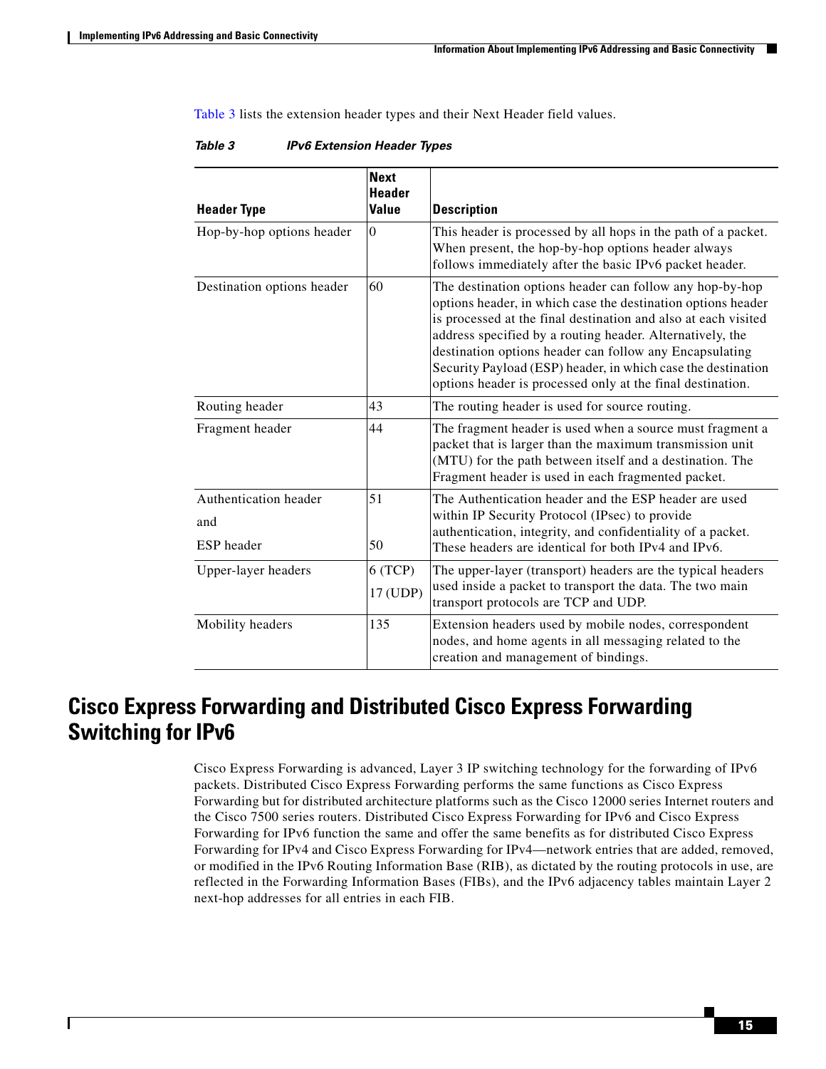Table 3 lists the extension header types and their Next Header field values.

*Table 3 IPv6 Extension Header Types*

| Header Type | Next Header Value | Description |
|---|---|---|
| Hop-by-hop options header | 0 | This header is processed by all hops in the path of a packet. When present, the hop-by-hop options header always follows immediately after the basic IPv6 packet header. |
| Destination options header | 60 | The destination options header can follow any hop-by-hop options header, in which case the destination options header is processed at the final destination and also at each visited address specified by a routing header. Alternatively, the destination options header can follow any Encapsulating Security Payload (ESP) header, in which case the destination options header is processed only at the final destination. |
| Routing header | 43 | The routing header is used for source routing. |
| Fragment header | 44 | The fragment header is used when a source must fragment a packet that is larger than the maximum transmission unit (MTU) for the path between itself and a destination. The Fragment header is used in each fragmented packet. |
| Authentication header and ESP header | 51 50 | The Authentication header and the ESP header are used within IP Security Protocol (IPsec) to provide authentication, integrity, and confidentiality of a packet. These headers are identical for both IPv4 and IPv6. |
| Upper-layer headers | 6 (TCP) 17 (UDP) | The upper-layer (transport) headers are the typical headers used inside a packet to transport the data. The two main transport protocols are TCP and UDP. |
| Mobility headers | 135 | Extension headers used by mobile nodes, correspondent nodes, and home agents in all messaging related to the creation and management of bindings. |

# Cisco Express Forwarding and Distributed Cisco Express Forwarding Switching for IPv6

Cisco Express Forwarding is advanced, Layer 3 IP switching technology for the forwarding of IPv6 packets. Distributed Cisco Express Forwarding performs the same functions as Cisco Express Forwarding but for distributed architecture platforms such as the Cisco 12000 series Internet routers and the Cisco 7500 series routers. Distributed Cisco Express Forwarding for IPv6 and Cisco Express Forwarding for IPv6 function the same and offer the same benefits as for distributed Cisco Express Forwarding for IPv4 and Cisco Express Forwarding for IPv4—network entries that are added, removed, or modified in the IPv6 Routing Information Base (RIB), as dictated by the routing protocols in use, are reflected in the Forwarding Information Bases (FIBs), and the IPv6 adjacency tables maintain Layer 2 next-hop addresses for all entries in each FIB.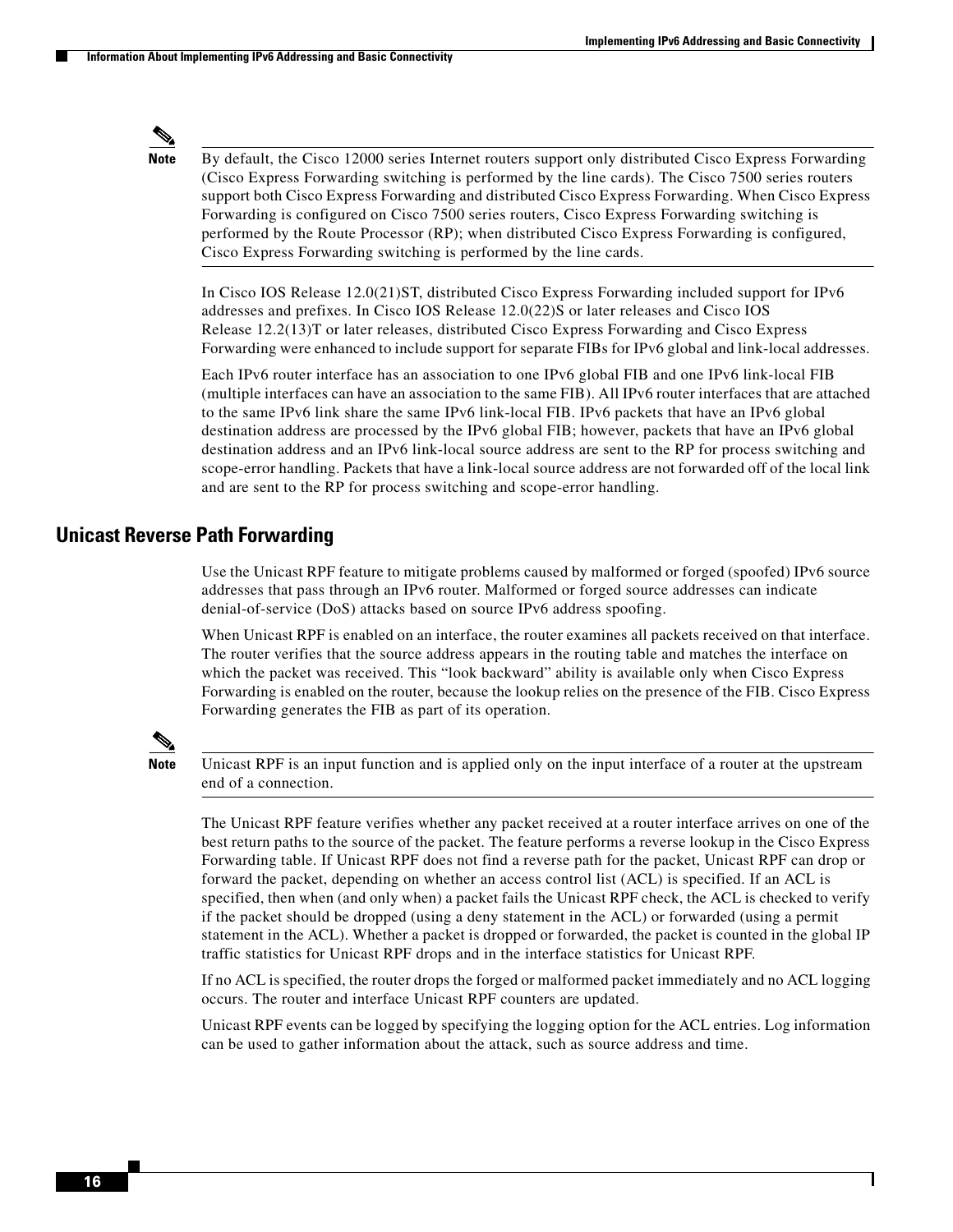> **Note** By default, the Cisco 12000 series Internet routers support only distributed Cisco Express Forwarding (Cisco Express Forwarding switching is performed by the line cards). The Cisco 7500 series routers support both Cisco Express Forwarding and distributed Cisco Express Forwarding. When Cisco Express Forwarding is configured on Cisco 7500 series routers, Cisco Express Forwarding switching is performed by the Route Processor (RP); when distributed Cisco Express Forwarding is configured, Cisco Express Forwarding switching is performed by the line cards.

In Cisco IOS Release 12.0(21)ST, distributed Cisco Express Forwarding included support for IPv6 addresses and prefixes. In Cisco IOS Release 12.0(22)S or later releases and Cisco IOS Release 12.2(13)T or later releases, distributed Cisco Express Forwarding and Cisco Express Forwarding were enhanced to include support for separate FIBs for IPv6 global and link-local addresses.

Each IPv6 router interface has an association to one IPv6 global FIB and one IPv6 link-local FIB (multiple interfaces can have an association to the same FIB). All IPv6 router interfaces that are attached to the same IPv6 link share the same IPv6 link-local FIB. IPv6 packets that have an IPv6 global destination address are processed by the IPv6 global FIB; however, packets that have an IPv6 global destination address and an IPv6 link-local source address are sent to the RP for process switching and scope-error handling. Packets that have a link-local source address are not forwarded off of the local link and are sent to the RP for process switching and scope-error handling.

## Unicast Reverse Path Forwarding

Use the Unicast RPF feature to mitigate problems caused by malformed or forged (spoofed) IPv6 source addresses that pass through an IPv6 router. Malformed or forged source addresses can indicate denial-of-service (DoS) attacks based on source IPv6 address spoofing.

When Unicast RPF is enabled on an interface, the router examines all packets received on that interface. The router verifies that the source address appears in the routing table and matches the interface on which the packet was received. This "look backward" ability is available only when Cisco Express Forwarding is enabled on the router, because the lookup relies on the presence of the FIB. Cisco Express Forwarding generates the FIB as part of its operation.

> **Note** Unicast RPF is an input function and is applied only on the input interface of a router at the upstream end of a connection.

The Unicast RPF feature verifies whether any packet received at a router interface arrives on one of the best return paths to the source of the packet. The feature performs a reverse lookup in the Cisco Express Forwarding table. If Unicast RPF does not find a reverse path for the packet, Unicast RPF can drop or forward the packet, depending on whether an access control list (ACL) is specified. If an ACL is specified, then when (and only when) a packet fails the Unicast RPF check, the ACL is checked to verify if the packet should be dropped (using a deny statement in the ACL) or forwarded (using a permit statement in the ACL). Whether a packet is dropped or forwarded, the packet is counted in the global IP traffic statistics for Unicast RPF drops and in the interface statistics for Unicast RPF.

If no ACL is specified, the router drops the forged or malformed packet immediately and no ACL logging occurs. The router and interface Unicast RPF counters are updated.

Unicast RPF events can be logged by specifying the logging option for the ACL entries. Log information can be used to gather information about the attack, such as source address and time.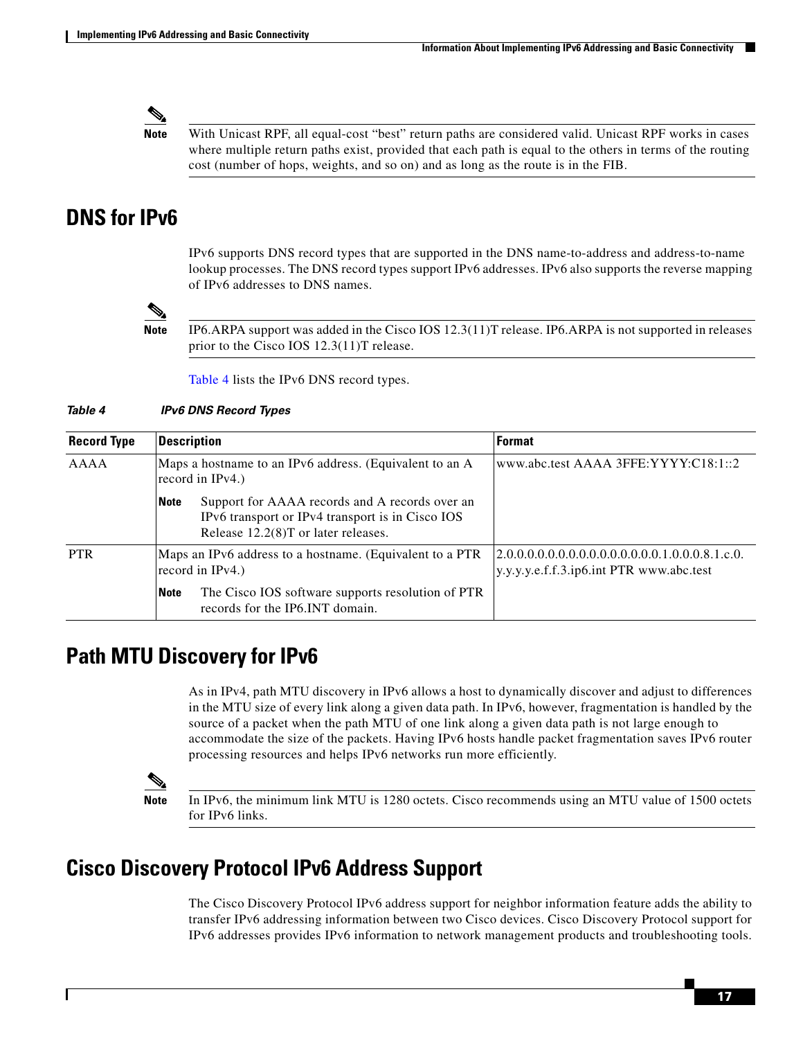> **Note** With Unicast RPF, all equal-cost "best" return paths are considered valid. Unicast RPF works in cases where multiple return paths exist, provided that each path is equal to the others in terms of the routing cost (number of hops, weights, and so on) and as long as the route is in the FIB.

## DNS for IPv6

IPv6 supports DNS record types that are supported in the DNS name-to-address and address-to-name lookup processes. The DNS record types support IPv6 addresses. IPv6 also supports the reverse mapping of IPv6 addresses to DNS names.

> **Note** IP6.ARPA support was added in the Cisco IOS 12.3(11)T release. IP6.ARPA is not supported in releases prior to the Cisco IOS 12.3(11)T release.

Table 4 lists the IPv6 DNS record types.

***Table 4 IPv6 DNS Record Types***

| Record Type | Description | Format |
|---|---|---|
| AAAA | Maps a hostname to an IPv6 address. (Equivalent to an A record in IPv4.)<br>**Note** Support for AAAA records and A records over an IPv6 transport or IPv4 transport is in Cisco IOS Release 12.2(8)T or later releases. | www.abc.test AAAA 3FFE:YYYY:C18:1::2 |
| PTR | Maps an IPv6 address to a hostname. (Equivalent to a PTR record in IPv4.)<br>**Note** The Cisco IOS software supports resolution of PTR records for the IP6.INT domain. | 2.0.0.0.0.0.0.0.0.0.0.0.0.0.0.0.1.0.0.0.8.1.c.0.<br>y.y.y.y.e.f.f.3.ip6.int PTR www.abc.test |

## Path MTU Discovery for IPv6

As in IPv4, path MTU discovery in IPv6 allows a host to dynamically discover and adjust to differences in the MTU size of every link along a given data path. In IPv6, however, fragmentation is handled by the source of a packet when the path MTU of one link along a given data path is not large enough to accommodate the size of the packets. Having IPv6 hosts handle packet fragmentation saves IPv6 router processing resources and helps IPv6 networks run more efficiently.

> **Note** In IPv6, the minimum link MTU is 1280 octets. Cisco recommends using an MTU value of 1500 octets for IPv6 links.

## Cisco Discovery Protocol IPv6 Address Support

The Cisco Discovery Protocol IPv6 address support for neighbor information feature adds the ability to transfer IPv6 addressing information between two Cisco devices. Cisco Discovery Protocol support for IPv6 addresses provides IPv6 information to network management products and troubleshooting tools.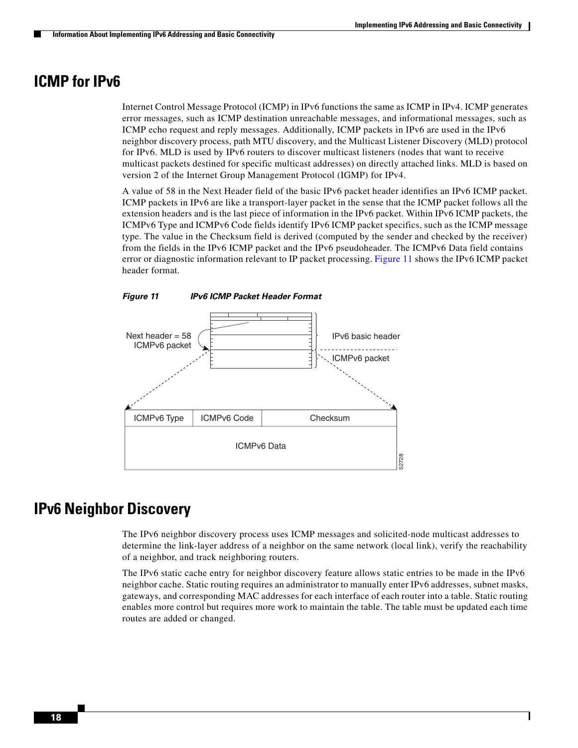## ICMP for IPv6

Internet Control Message Protocol (ICMP) in IPv6 functions the same as ICMP in IPv4. ICMP generates error messages, such as ICMP destination unreachable messages, and informational messages, such as ICMP echo request and reply messages. Additionally, ICMP packets in IPv6 are used in the IPv6 neighbor discovery process, path MTU discovery, and the Multicast Listener Discovery (MLD) protocol for IPv6. MLD is used by IPv6 routers to discover multicast listeners (nodes that want to receive multicast packets destined for specific multicast addresses) on directly attached links. MLD is based on version 2 of the Internet Group Management Protocol (IGMP) for IPv4.

A value of 58 in the Next Header field of the basic IPv6 packet header identifies an IPv6 ICMP packet. ICMP packets in IPv6 are like a transport-layer packet in the sense that the ICMP packet follows all the extension headers and is the last piece of information in the IPv6 packet. Within IPv6 ICMP packets, the ICMPv6 Type and ICMPv6 Code fields identify IPv6 ICMP packet specifics, such as the ICMP message type. The value in the Checksum field is derived (computed by the sender and checked by the receiver) from the fields in the IPv6 ICMP packet and the IPv6 pseudoheader. The ICMPv6 Data field contains error or diagnostic information relevant to IP packet processing. Figure 11 shows the IPv6 ICMP packet header format.

***Figure 11 IPv6 ICMP Packet Header Format***

Next header = 58 ICMPv6 packet

IPv6 basic header

ICMPv6 packet

| ICMPv6 Type | ICMPv6 Code | Checksum |
| --- | --- | --- |
| ICMPv6 Data | | |

52728

## IPv6 Neighbor Discovery

The IPv6 neighbor discovery process uses ICMP messages and solicited-node multicast addresses to determine the link-layer address of a neighbor on the same network (local link), verify the reachability of a neighbor, and track neighboring routers.

The IPv6 static cache entry for neighbor discovery feature allows static entries to be made in the IPv6 neighbor cache. Static routing requires an administrator to manually enter IPv6 addresses, subnet masks, gateways, and corresponding MAC addresses for each interface of each router into a table. Static routing enables more control but requires more work to maintain the table. The table must be updated each time routes are added or changed.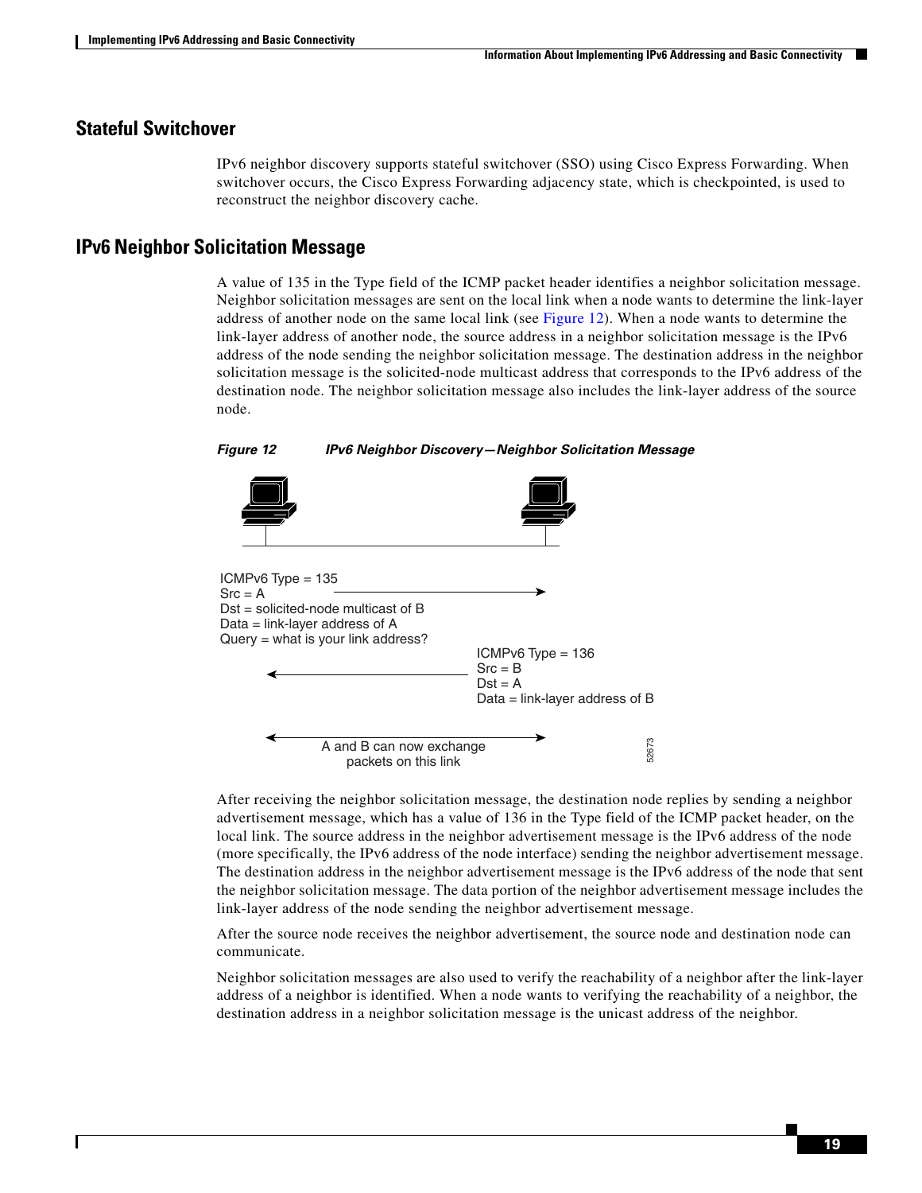## Stateful Switchover

IPv6 neighbor discovery supports stateful switchover (SSO) using Cisco Express Forwarding. When switchover occurs, the Cisco Express Forwarding adjacency state, which is checkpointed, is used to reconstruct the neighbor discovery cache.

## IPv6 Neighbor Solicitation Message

A value of 135 in the Type field of the ICMP packet header identifies a neighbor solicitation message. Neighbor solicitation messages are sent on the local link when a node wants to determine the link-layer address of another node on the same local link (see Figure 12). When a node wants to determine the link-layer address of another node, the source address in a neighbor solicitation message is the IPv6 address of the node sending the neighbor solicitation message. The destination address in the neighbor solicitation message is the solicited-node multicast address that corresponds to the IPv6 address of the destination node. The neighbor solicitation message also includes the link-layer address of the source node.

*Figure 12 IPv6 Neighbor Discovery—Neighbor Solicitation Message*

ICMPv6 Type = 135
Src = A
Dst = solicited-node multicast of B
Data = link-layer address of A
Query = what is your link address?

ICMPv6 Type = 136
Src = B
Dst = A
Data = link-layer address of B

A and B can now exchange packets on this link

52673

After receiving the neighbor solicitation message, the destination node replies by sending a neighbor advertisement message, which has a value of 136 in the Type field of the ICMP packet header, on the local link. The source address in the neighbor advertisement message is the IPv6 address of the node (more specifically, the IPv6 address of the node interface) sending the neighbor advertisement message. The destination address in the neighbor advertisement message is the IPv6 address of the node that sent the neighbor solicitation message. The data portion of the neighbor advertisement message includes the link-layer address of the node sending the neighbor advertisement message.

After the source node receives the neighbor advertisement, the source node and destination node can communicate.

Neighbor solicitation messages are also used to verify the reachability of a neighbor after the link-layer address of a neighbor is identified. When a node wants to verifying the reachability of a neighbor, the destination address in a neighbor solicitation message is the unicast address of the neighbor.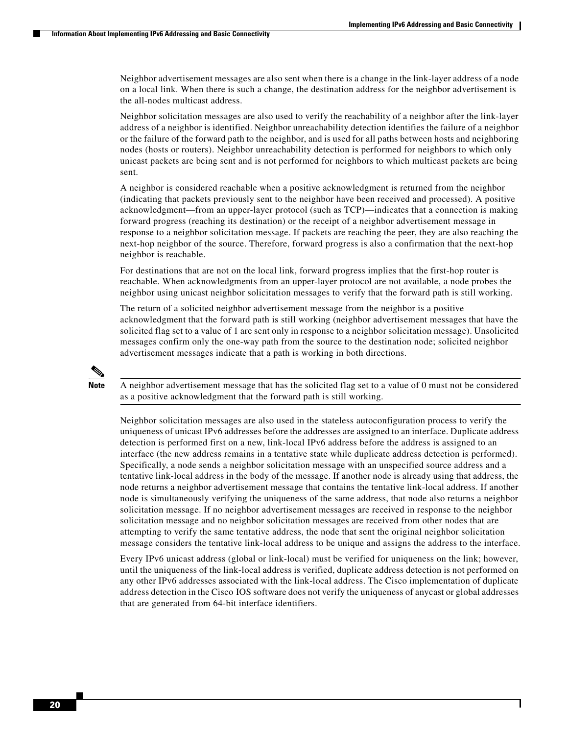Neighbor advertisement messages are also sent when there is a change in the link-layer address of a node on a local link. When there is such a change, the destination address for the neighbor advertisement is the all-nodes multicast address.

Neighbor solicitation messages are also used to verify the reachability of a neighbor after the link-layer address of a neighbor is identified. Neighbor unreachability detection identifies the failure of a neighbor or the failure of the forward path to the neighbor, and is used for all paths between hosts and neighboring nodes (hosts or routers). Neighbor unreachability detection is performed for neighbors to which only unicast packets are being sent and is not performed for neighbors to which multicast packets are being sent.

A neighbor is considered reachable when a positive acknowledgment is returned from the neighbor (indicating that packets previously sent to the neighbor have been received and processed). A positive acknowledgment—from an upper-layer protocol (such as TCP)—indicates that a connection is making forward progress (reaching its destination) or the receipt of a neighbor advertisement message in response to a neighbor solicitation message. If packets are reaching the peer, they are also reaching the next-hop neighbor of the source. Therefore, forward progress is also a confirmation that the next-hop neighbor is reachable.

For destinations that are not on the local link, forward progress implies that the first-hop router is reachable. When acknowledgments from an upper-layer protocol are not available, a node probes the neighbor using unicast neighbor solicitation messages to verify that the forward path is still working.

The return of a solicited neighbor advertisement message from the neighbor is a positive acknowledgment that the forward path is still working (neighbor advertisement messages that have the solicited flag set to a value of 1 are sent only in response to a neighbor solicitation message). Unsolicited messages confirm only the one-way path from the source to the destination node; solicited neighbor advertisement messages indicate that a path is working in both directions.

**Note** A neighbor advertisement message that has the solicited flag set to a value of 0 must not be considered as a positive acknowledgment that the forward path is still working.

Neighbor solicitation messages are also used in the stateless autoconfiguration process to verify the uniqueness of unicast IPv6 addresses before the addresses are assigned to an interface. Duplicate address detection is performed first on a new, link-local IPv6 address before the address is assigned to an interface (the new address remains in a tentative state while duplicate address detection is performed). Specifically, a node sends a neighbor solicitation message with an unspecified source address and a tentative link-local address in the body of the message. If another node is already using that address, the node returns a neighbor advertisement message that contains the tentative link-local address. If another node is simultaneously verifying the uniqueness of the same address, that node also returns a neighbor solicitation message. If no neighbor advertisement messages are received in response to the neighbor solicitation message and no neighbor solicitation messages are received from other nodes that are attempting to verify the same tentative address, the node that sent the original neighbor solicitation message considers the tentative link-local address to be unique and assigns the address to the interface.

Every IPv6 unicast address (global or link-local) must be verified for uniqueness on the link; however, until the uniqueness of the link-local address is verified, duplicate address detection is not performed on any other IPv6 addresses associated with the link-local address. The Cisco implementation of duplicate address detection in the Cisco IOS software does not verify the uniqueness of anycast or global addresses that are generated from 64-bit interface identifiers.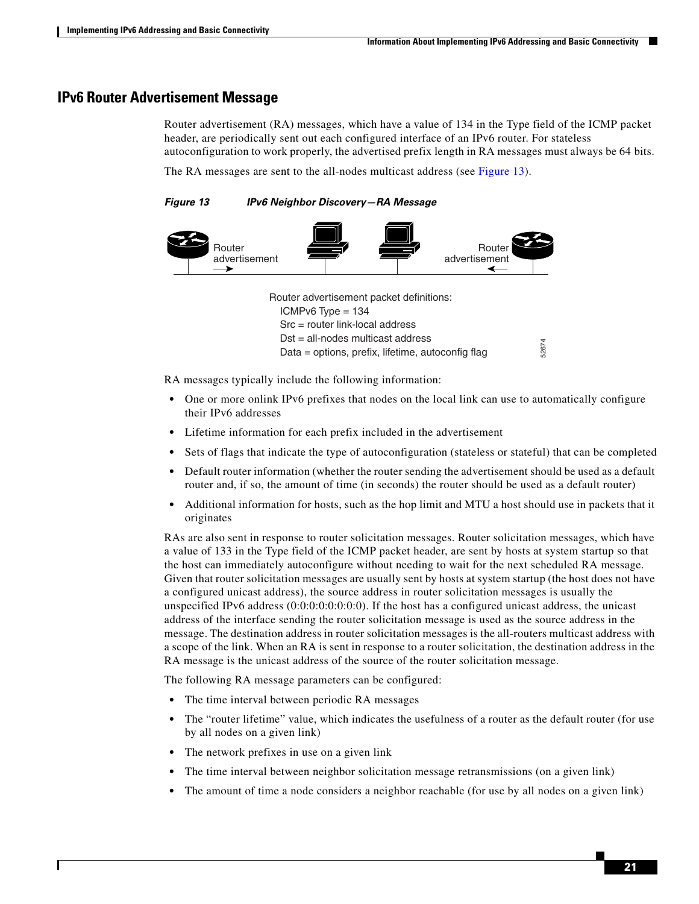## IPv6 Router Advertisement Message

Router advertisement (RA) messages, which have a value of 134 in the Type field of the ICMP packet header, are periodically sent out each configured interface of an IPv6 router. For stateless autoconfiguration to work properly, the advertised prefix length in RA messages must always be 64 bits.

The RA messages are sent to the all-nodes multicast address (see Figure 13).

*Figure 13 IPv6 Neighbor Discovery—RA Message*

Router advertisement packet definitions:
ICMPv6 Type = 134
Src = router link-local address
Dst = all-nodes multicast address
Data = options, prefix, lifetime, autoconfig flag

RA messages typically include the following information:

- One or more onlink IPv6 prefixes that nodes on the local link can use to automatically configure their IPv6 addresses
- Lifetime information for each prefix included in the advertisement
- Sets of flags that indicate the type of autoconfiguration (stateless or stateful) that can be completed
- Default router information (whether the router sending the advertisement should be used as a default router and, if so, the amount of time (in seconds) the router should be used as a default router)
- Additional information for hosts, such as the hop limit and MTU a host should use in packets that it originates

RAs are also sent in response to router solicitation messages. Router solicitation messages, which have a value of 133 in the Type field of the ICMP packet header, are sent by hosts at system startup so that the host can immediately autoconfigure without needing to wait for the next scheduled RA message. Given that router solicitation messages are usually sent by hosts at system startup (the host does not have a configured unicast address), the source address in router solicitation messages is usually the unspecified IPv6 address (0:0:0:0:0:0:0:0). If the host has a configured unicast address, the unicast address of the interface sending the router solicitation message is used as the source address in the message. The destination address in router solicitation messages is the all-routers multicast address with a scope of the link. When an RA is sent in response to a router solicitation, the destination address in the RA message is the unicast address of the source of the router solicitation message.

The following RA message parameters can be configured:

- The time interval between periodic RA messages
- The "router lifetime" value, which indicates the usefulness of a router as the default router (for use by all nodes on a given link)
- The network prefixes in use on a given link
- The time interval between neighbor solicitation message retransmissions (on a given link)
- The amount of time a node considers a neighbor reachable (for use by all nodes on a given link)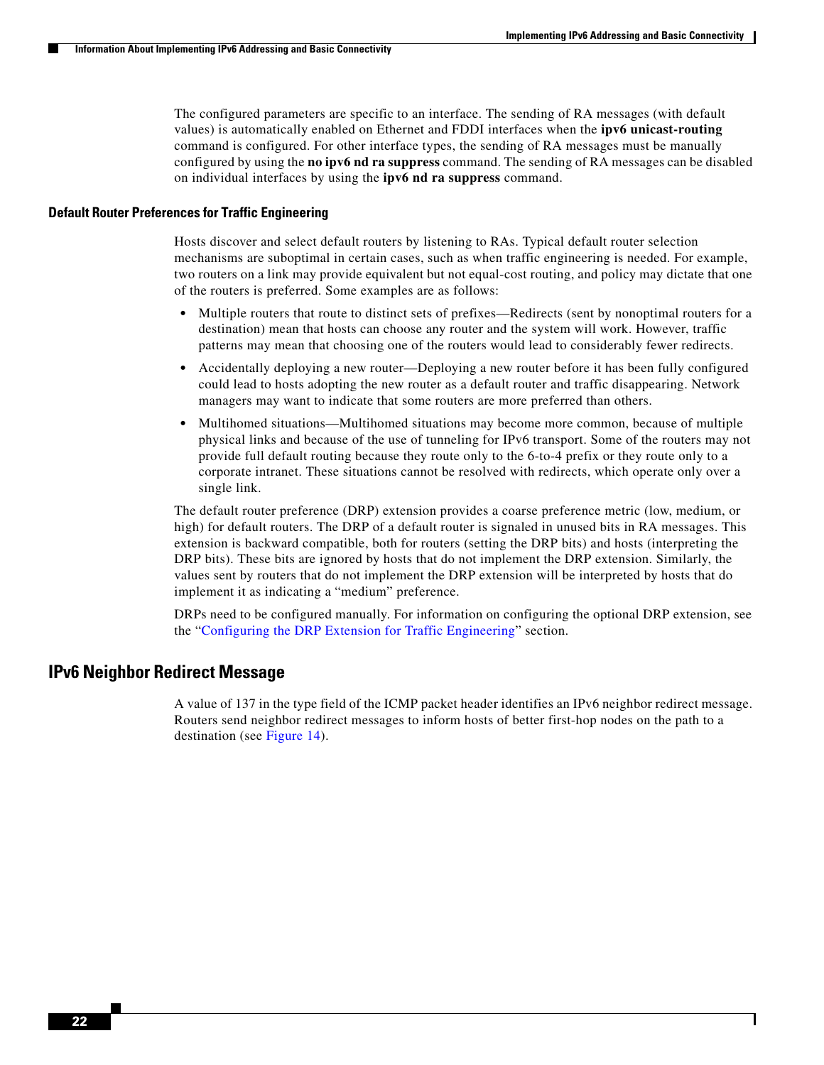The configured parameters are specific to an interface. The sending of RA messages (with default values) is automatically enabled on Ethernet and FDDI interfaces when the **ipv6 unicast-routing** command is configured. For other interface types, the sending of RA messages must be manually configured by using the **no ipv6 nd ra suppress** command. The sending of RA messages can be disabled on individual interfaces by using the **ipv6 nd ra suppress** command.

### Default Router Preferences for Traffic Engineering

Hosts discover and select default routers by listening to RAs. Typical default router selection mechanisms are suboptimal in certain cases, such as when traffic engineering is needed. For example, two routers on a link may provide equivalent but not equal-cost routing, and policy may dictate that one of the routers is preferred. Some examples are as follows:

- Multiple routers that route to distinct sets of prefixes—Redirects (sent by nonoptimal routers for a destination) mean that hosts can choose any router and the system will work. However, traffic patterns may mean that choosing one of the routers would lead to considerably fewer redirects.
- Accidentally deploying a new router—Deploying a new router before it has been fully configured could lead to hosts adopting the new router as a default router and traffic disappearing. Network managers may want to indicate that some routers are more preferred than others.
- Multihomed situations—Multihomed situations may become more common, because of multiple physical links and because of the use of tunneling for IPv6 transport. Some of the routers may not provide full default routing because they route only to the 6-to-4 prefix or they route only to a corporate intranet. These situations cannot be resolved with redirects, which operate only over a single link.

The default router preference (DRP) extension provides a coarse preference metric (low, medium, or high) for default routers. The DRP of a default router is signaled in unused bits in RA messages. This extension is backward compatible, both for routers (setting the DRP bits) and hosts (interpreting the DRP bits). These bits are ignored by hosts that do not implement the DRP extension. Similarly, the values sent by routers that do not implement the DRP extension will be interpreted by hosts that do implement it as indicating a "medium" preference.

DRPs need to be configured manually. For information on configuring the optional DRP extension, see the "Configuring the DRP Extension for Traffic Engineering" section.

## IPv6 Neighbor Redirect Message

A value of 137 in the type field of the ICMP packet header identifies an IPv6 neighbor redirect message. Routers send neighbor redirect messages to inform hosts of better first-hop nodes on the path to a destination (see Figure 14).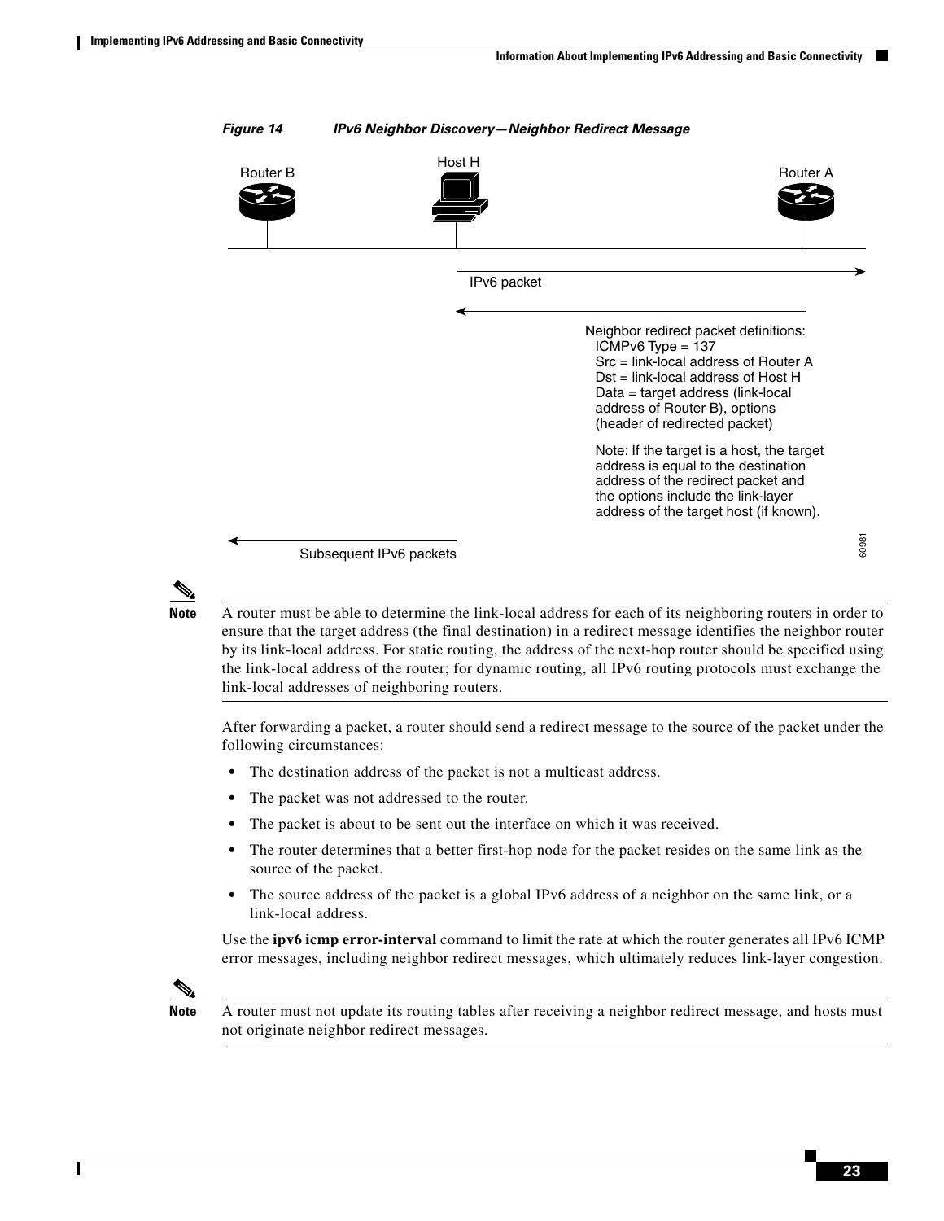*Figure 14 IPv6 Neighbor Discovery—Neighbor Redirect Message*

Router B

Host H

Router A

IPv6 packet

Neighbor redirect packet definitions:
ICMPv6 Type = 137
Src = link-local address of Router A
Dst = link-local address of Host H
Data = target address (link-local address of Router B), options (header of redirected packet)

Note: If the target is a host, the target address is equal to the destination address of the redirect packet and the options include the link-layer address of the target host (if known).

Subsequent IPv6 packets

60981

> **Note** A router must be able to determine the link-local address for each of its neighboring routers in order to ensure that the target address (the final destination) in a redirect message identifies the neighbor router by its link-local address. For static routing, the address of the next-hop router should be specified using the link-local address of the router; for dynamic routing, all IPv6 routing protocols must exchange the link-local addresses of neighboring routers.

After forwarding a packet, a router should send a redirect message to the source of the packet under the following circumstances:

- The destination address of the packet is not a multicast address.
- The packet was not addressed to the router.
- The packet is about to be sent out the interface on which it was received.
- The router determines that a better first-hop node for the packet resides on the same link as the source of the packet.
- The source address of the packet is a global IPv6 address of a neighbor on the same link, or a link-local address.

Use the **ipv6 icmp error-interval** command to limit the rate at which the router generates all IPv6 ICMP error messages, including neighbor redirect messages, which ultimately reduces link-layer congestion.

> **Note** A router must not update its routing tables after receiving a neighbor redirect message, and hosts must not originate neighbor redirect messages.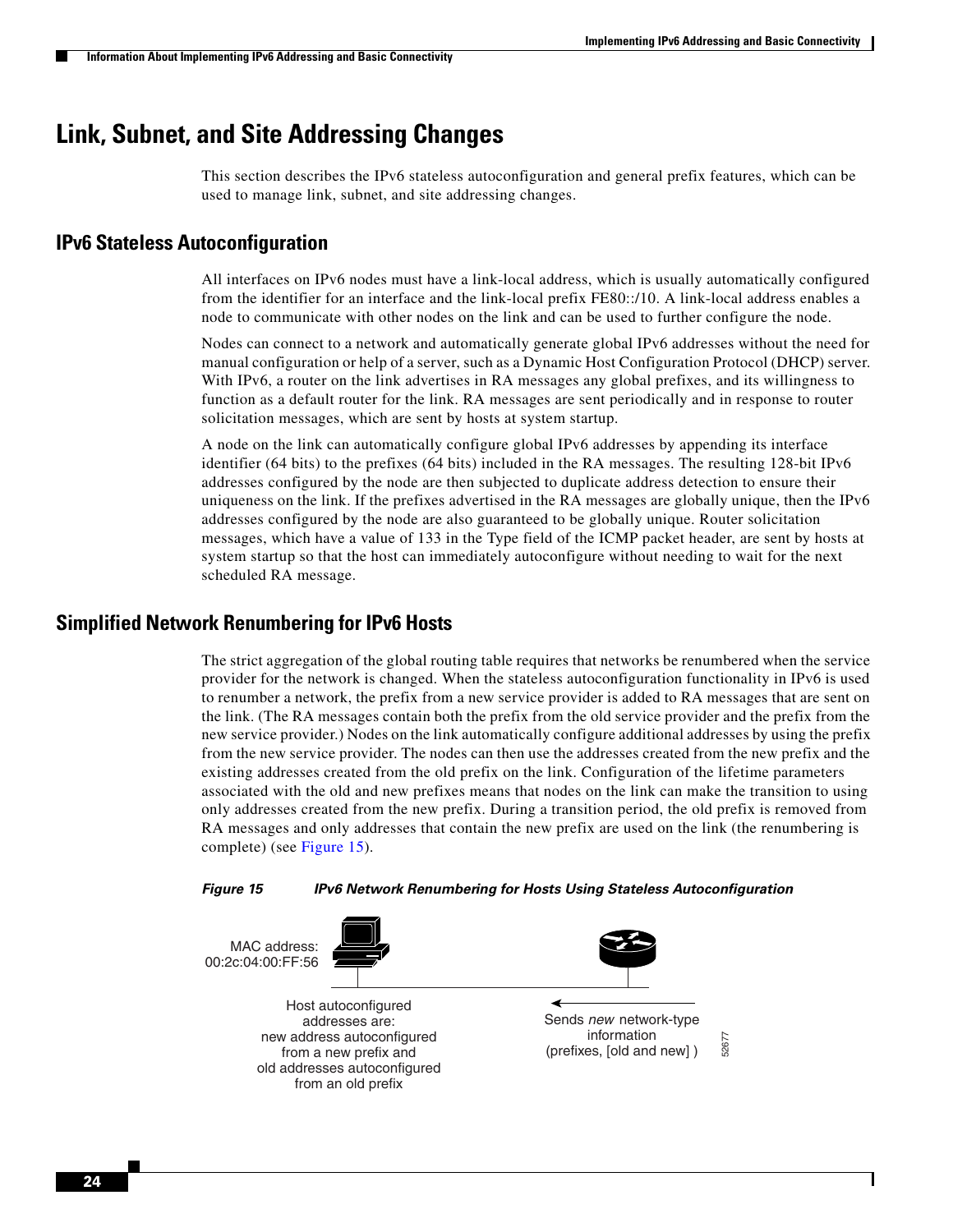# Link, Subnet, and Site Addressing Changes

This section describes the IPv6 stateless autoconfiguration and general prefix features, which can be used to manage link, subnet, and site addressing changes.

## IPv6 Stateless Autoconfiguration

All interfaces on IPv6 nodes must have a link-local address, which is usually automatically configured from the identifier for an interface and the link-local prefix FE80::/10. A link-local address enables a node to communicate with other nodes on the link and can be used to further configure the node.

Nodes can connect to a network and automatically generate global IPv6 addresses without the need for manual configuration or help of a server, such as a Dynamic Host Configuration Protocol (DHCP) server. With IPv6, a router on the link advertises in RA messages any global prefixes, and its willingness to function as a default router for the link. RA messages are sent periodically and in response to router solicitation messages, which are sent by hosts at system startup.

A node on the link can automatically configure global IPv6 addresses by appending its interface identifier (64 bits) to the prefixes (64 bits) included in the RA messages. The resulting 128-bit IPv6 addresses configured by the node are then subjected to duplicate address detection to ensure their uniqueness on the link. If the prefixes advertised in the RA messages are globally unique, then the IPv6 addresses configured by the node are also guaranteed to be globally unique. Router solicitation messages, which have a value of 133 in the Type field of the ICMP packet header, are sent by hosts at system startup so that the host can immediately autoconfigure without needing to wait for the next scheduled RA message.

## Simplified Network Renumbering for IPv6 Hosts

The strict aggregation of the global routing table requires that networks be renumbered when the service provider for the network is changed. When the stateless autoconfiguration functionality in IPv6 is used to renumber a network, the prefix from a new service provider is added to RA messages that are sent on the link. (The RA messages contain both the prefix from the old service provider and the prefix from the new service provider.) Nodes on the link automatically configure additional addresses by using the prefix from the new service provider. The nodes can then use the addresses created from the new prefix and the existing addresses created from the old prefix on the link. Configuration of the lifetime parameters associated with the old and new prefixes means that nodes on the link can make the transition to using only addresses created from the new prefix. During a transition period, the old prefix is removed from RA messages and only addresses that contain the new prefix are used on the link (the renumbering is complete) (see Figure 15).

***Figure 15 IPv6 Network Renumbering for Hosts Using Stateless Autoconfiguration***

MAC address: 00:2c:04:00:FF:56

Host autoconfigured addresses are: new address autoconfigured from a new prefix and old addresses autoconfigured from an old prefix

Sends *new* network-type information (prefixes, [old and new] )

52677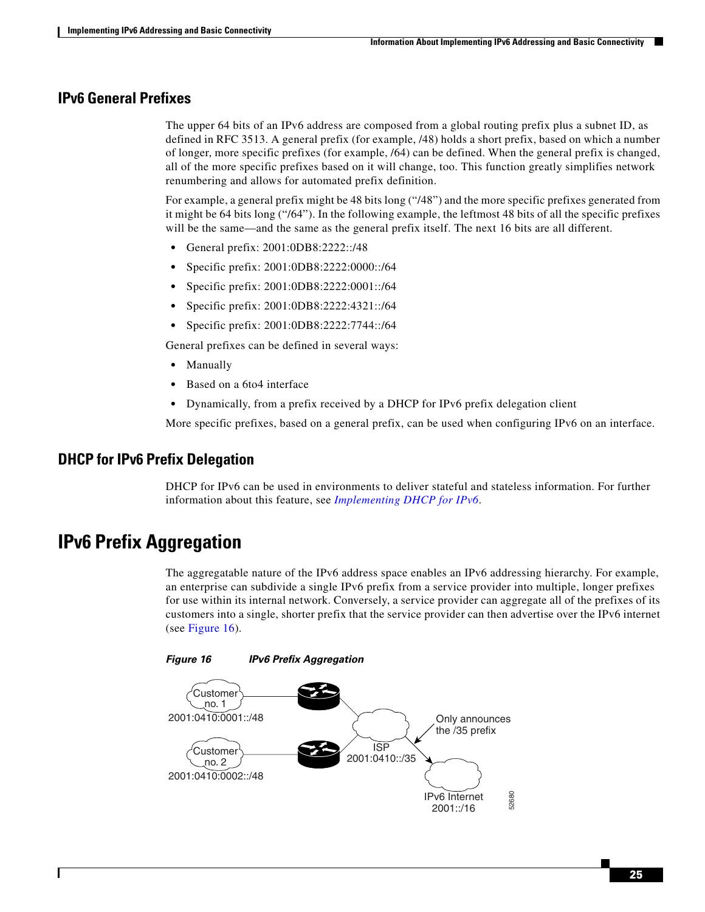## IPv6 General Prefixes

The upper 64 bits of an IPv6 address are composed from a global routing prefix plus a subnet ID, as defined in RFC 3513. A general prefix (for example, /48) holds a short prefix, based on which a number of longer, more specific prefixes (for example, /64) can be defined. When the general prefix is changed, all of the more specific prefixes based on it will change, too. This function greatly simplifies network renumbering and allows for automated prefix definition.

For example, a general prefix might be 48 bits long ("/48") and the more specific prefixes generated from it might be 64 bits long ("/64"). In the following example, the leftmost 48 bits of all the specific prefixes will be the same—and the same as the general prefix itself. The next 16 bits are all different.

- General prefix: 2001:0DB8:2222::/48
- Specific prefix: 2001:0DB8:2222:0000::/64
- Specific prefix: 2001:0DB8:2222:0001::/64
- Specific prefix: 2001:0DB8:2222:4321::/64
- Specific prefix: 2001:0DB8:2222:7744::/64

General prefixes can be defined in several ways:

- Manually
- Based on a 6to4 interface
- Dynamically, from a prefix received by a DHCP for IPv6 prefix delegation client

More specific prefixes, based on a general prefix, can be used when configuring IPv6 on an interface.

## DHCP for IPv6 Prefix Delegation

DHCP for IPv6 can be used in environments to deliver stateful and stateless information. For further information about this feature, see *Implementing DHCP for IPv6*.

# IPv6 Prefix Aggregation

The aggregatable nature of the IPv6 address space enables an IPv6 addressing hierarchy. For example, an enterprise can subdivide a single IPv6 prefix from a service provider into multiple, longer prefixes for use within its internal network. Conversely, a service provider can aggregate all of the prefixes of its customers into a single, shorter prefix that the service provider can then advertise over the IPv6 internet (see Figure 16).

***Figure 16 IPv6 Prefix Aggregation***

Customer no. 1
2001:0410:0001::/48

Customer no. 2
2001:0410:0002::/48

ISP
2001:0410::/35

Only announces the /35 prefix

IPv6 Internet
2001::/16

52680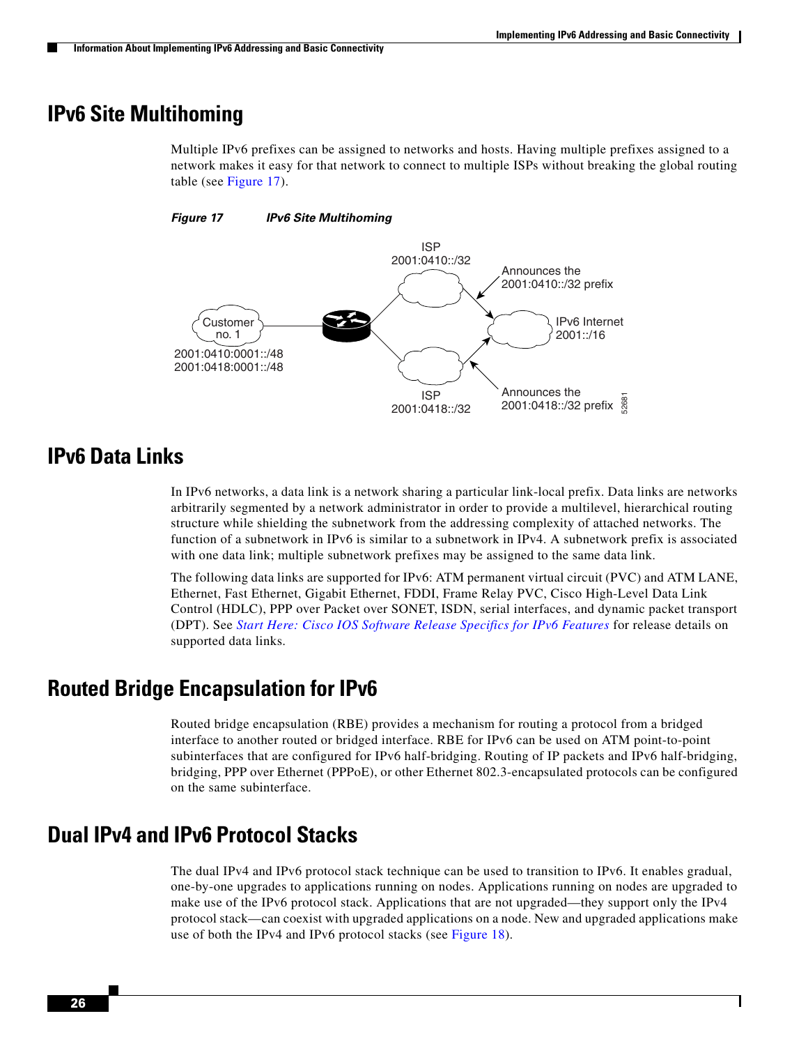## IPv6 Site Multihoming

Multiple IPv6 prefixes can be assigned to networks and hosts. Having multiple prefixes assigned to a network makes it easy for that network to connect to multiple ISPs without breaking the global routing table (see Figure 17).

*Figure 17 IPv6 Site Multihoming*

## IPv6 Data Links

In IPv6 networks, a data link is a network sharing a particular link-local prefix. Data links are networks arbitrarily segmented by a network administrator in order to provide a multilevel, hierarchical routing structure while shielding the subnetwork from the addressing complexity of attached networks. The function of a subnetwork in IPv6 is similar to a subnetwork in IPv4. A subnetwork prefix is associated with one data link; multiple subnetwork prefixes may be assigned to the same data link.

The following data links are supported for IPv6: ATM permanent virtual circuit (PVC) and ATM LANE, Ethernet, Fast Ethernet, Gigabit Ethernet, FDDI, Frame Relay PVC, Cisco High-Level Data Link Control (HDLC), PPP over Packet over SONET, ISDN, serial interfaces, and dynamic packet transport (DPT). See *Start Here: Cisco IOS Software Release Specifics for IPv6 Features* for release details on supported data links.

## Routed Bridge Encapsulation for IPv6

Routed bridge encapsulation (RBE) provides a mechanism for routing a protocol from a bridged interface to another routed or bridged interface. RBE for IPv6 can be used on ATM point-to-point subinterfaces that are configured for IPv6 half-bridging. Routing of IP packets and IPv6 half-bridging, bridging, PPP over Ethernet (PPPoE), or other Ethernet 802.3-encapsulated protocols can be configured on the same subinterface.

## Dual IPv4 and IPv6 Protocol Stacks

The dual IPv4 and IPv6 protocol stack technique can be used to transition to IPv6. It enables gradual, one-by-one upgrades to applications running on nodes. Applications running on nodes are upgraded to make use of the IPv6 protocol stack. Applications that are not upgraded—they support only the IPv4 protocol stack—can coexist with upgraded applications on a node. New and upgraded applications make use of both the IPv4 and IPv6 protocol stacks (see Figure 18).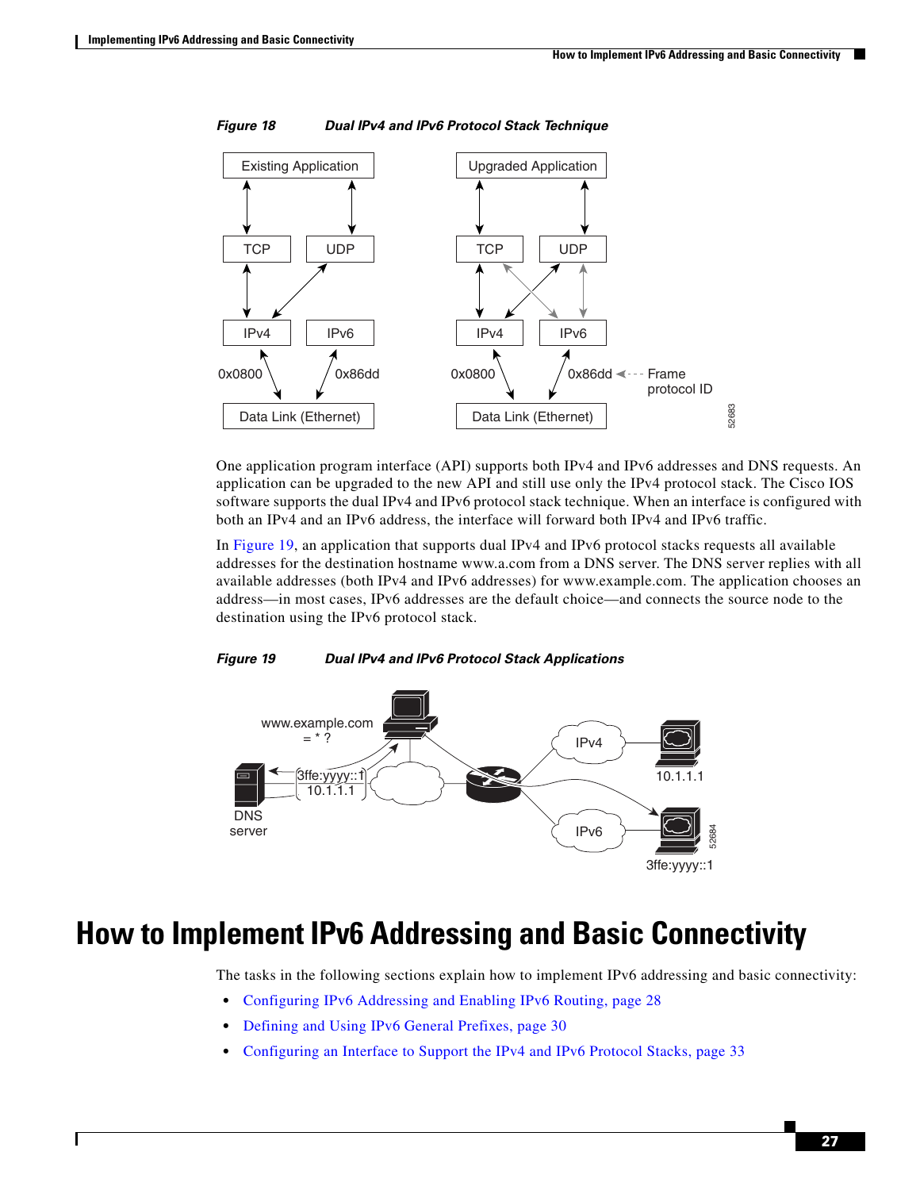*Figure 18 Dual IPv4 and IPv6 Protocol Stack Technique*

One application program interface (API) supports both IPv4 and IPv6 addresses and DNS requests. An application can be upgraded to the new API and still use only the IPv4 protocol stack. The Cisco IOS software supports the dual IPv4 and IPv6 protocol stack technique. When an interface is configured with both an IPv4 and an IPv6 address, the interface will forward both IPv4 and IPv6 traffic.

In Figure 19, an application that supports dual IPv4 and IPv6 protocol stacks requests all available addresses for the destination hostname www.a.com from a DNS server. The DNS server replies with all available addresses (both IPv4 and IPv6 addresses) for www.example.com. The application chooses an address—in most cases, IPv6 addresses are the default choice—and connects the source node to the destination using the IPv6 protocol stack.

*Figure 19 Dual IPv4 and IPv6 Protocol Stack Applications*

# How to Implement IPv6 Addressing and Basic Connectivity

The tasks in the following sections explain how to implement IPv6 addressing and basic connectivity:

- Configuring IPv6 Addressing and Enabling IPv6 Routing, page 28
- Defining and Using IPv6 General Prefixes, page 30
- Configuring an Interface to Support the IPv4 and IPv6 Protocol Stacks, page 33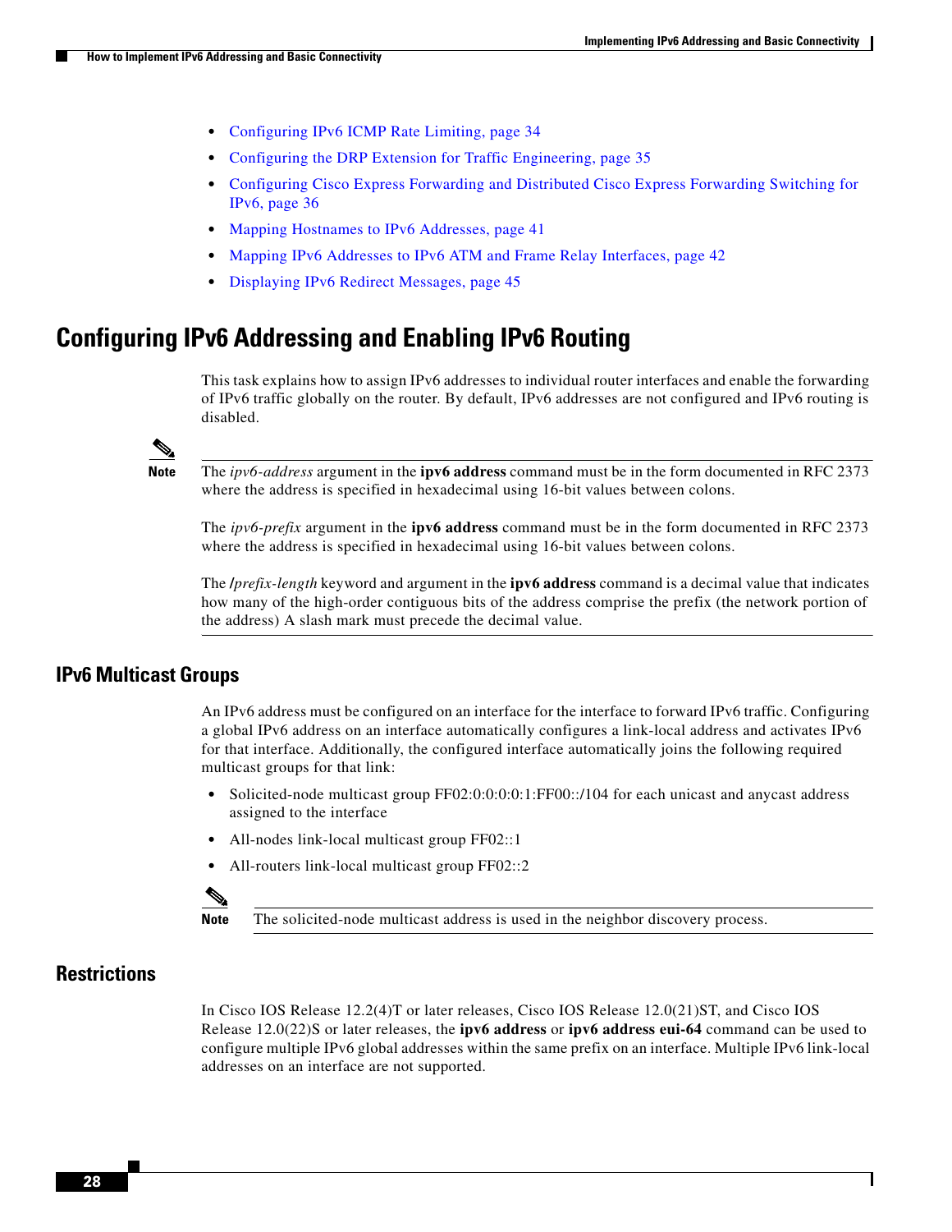- Configuring IPv6 ICMP Rate Limiting, page 34
- Configuring the DRP Extension for Traffic Engineering, page 35
- Configuring Cisco Express Forwarding and Distributed Cisco Express Forwarding Switching for IPv6, page 36
- Mapping Hostnames to IPv6 Addresses, page 41
- Mapping IPv6 Addresses to IPv6 ATM and Frame Relay Interfaces, page 42
- Displaying IPv6 Redirect Messages, page 45

# Configuring IPv6 Addressing and Enabling IPv6 Routing

This task explains how to assign IPv6 addresses to individual router interfaces and enable the forwarding of IPv6 traffic globally on the router. By default, IPv6 addresses are not configured and IPv6 routing is disabled.

> **Note** The *ipv6-address* argument in the **ipv6 address** command must be in the form documented in RFC 2373 where the address is specified in hexadecimal using 16-bit values between colons.
>
> The *ipv6-prefix* argument in the **ipv6 address** command must be in the form documented in RFC 2373 where the address is specified in hexadecimal using 16-bit values between colons.
>
> The */prefix-length* keyword and argument in the **ipv6 address** command is a decimal value that indicates how many of the high-order contiguous bits of the address comprise the prefix (the network portion of the address) A slash mark must precede the decimal value.

## IPv6 Multicast Groups

An IPv6 address must be configured on an interface for the interface to forward IPv6 traffic. Configuring a global IPv6 address on an interface automatically configures a link-local address and activates IPv6 for that interface. Additionally, the configured interface automatically joins the following required multicast groups for that link:

- Solicited-node multicast group FF02:0:0:0:0:1:FF00::/104 for each unicast and anycast address assigned to the interface
- All-nodes link-local multicast group FF02::1
- All-routers link-local multicast group FF02::2

> **Note** The solicited-node multicast address is used in the neighbor discovery process.

## Restrictions

In Cisco IOS Release 12.2(4)T or later releases, Cisco IOS Release 12.0(21)ST, and Cisco IOS Release 12.0(22)S or later releases, the **ipv6 address** or **ipv6 address eui-64** command can be used to configure multiple IPv6 global addresses within the same prefix on an interface. Multiple IPv6 link-local addresses on an interface are not supported.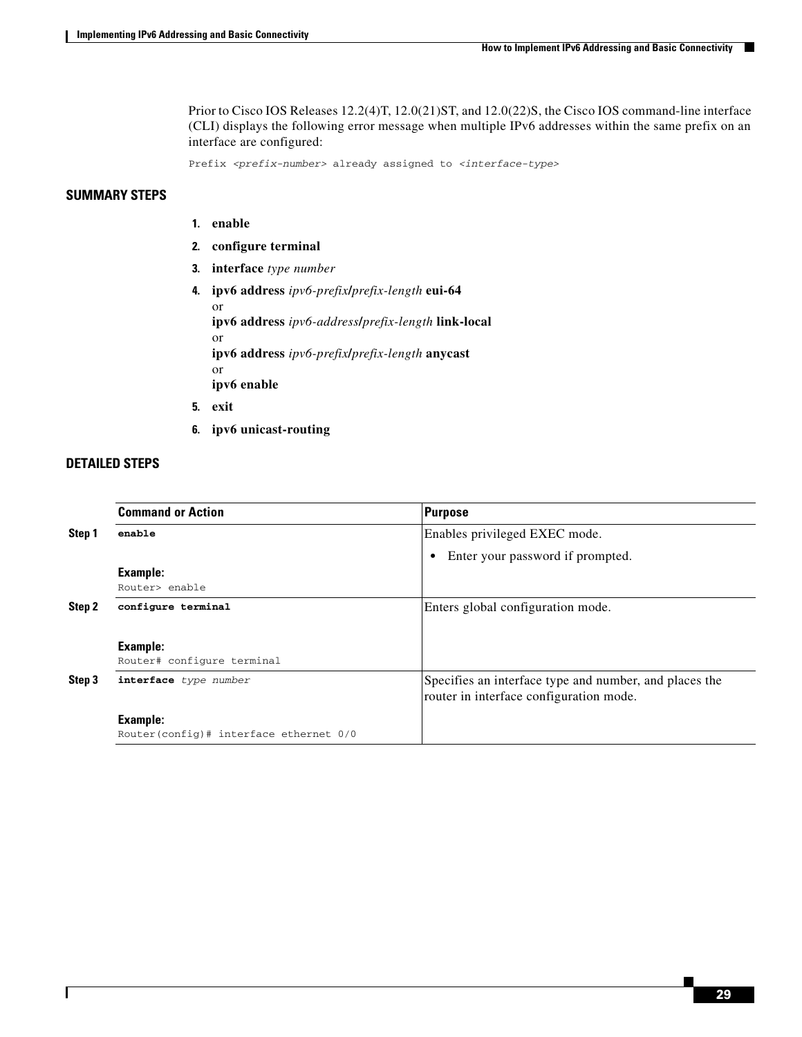Prior to Cisco IOS Releases 12.2(4)T, 12.0(21)ST, and 12.0(22)S, the Cisco IOS command-line interface (CLI) displays the following error message when multiple IPv6 addresses within the same prefix on an interface are configured:

```
Prefix <prefix-number> already assigned to <interface-type>
```

### SUMMARY STEPS

1. **enable**
2. **configure terminal**
3. **interface** *type number*
4. **ipv6 address** *ipv6-prefix***/***prefix-length* **eui-64**
   or
   **ipv6 address** *ipv6-address***/***prefix-length* **link-local**
   or
   **ipv6 address** *ipv6-prefix***/***prefix-length* **anycast**
   or
   **ipv6 enable**
5. **exit**
6. **ipv6 unicast-routing**

### DETAILED STEPS

| | Command or Action | Purpose |
|---|---|---|
| **Step 1** | **enable**<br><br>**Example:**<br>`Router> enable` | Enables privileged EXEC mode.<br>• Enter your password if prompted. |
| **Step 2** | **configure terminal**<br><br>**Example:**<br>`Router# configure terminal` | Enters global configuration mode. |
| **Step 3** | **interface** *type number*<br><br>**Example:**<br>`Router(config)# interface ethernet 0/0` | Specifies an interface type and number, and places the router in interface configuration mode. |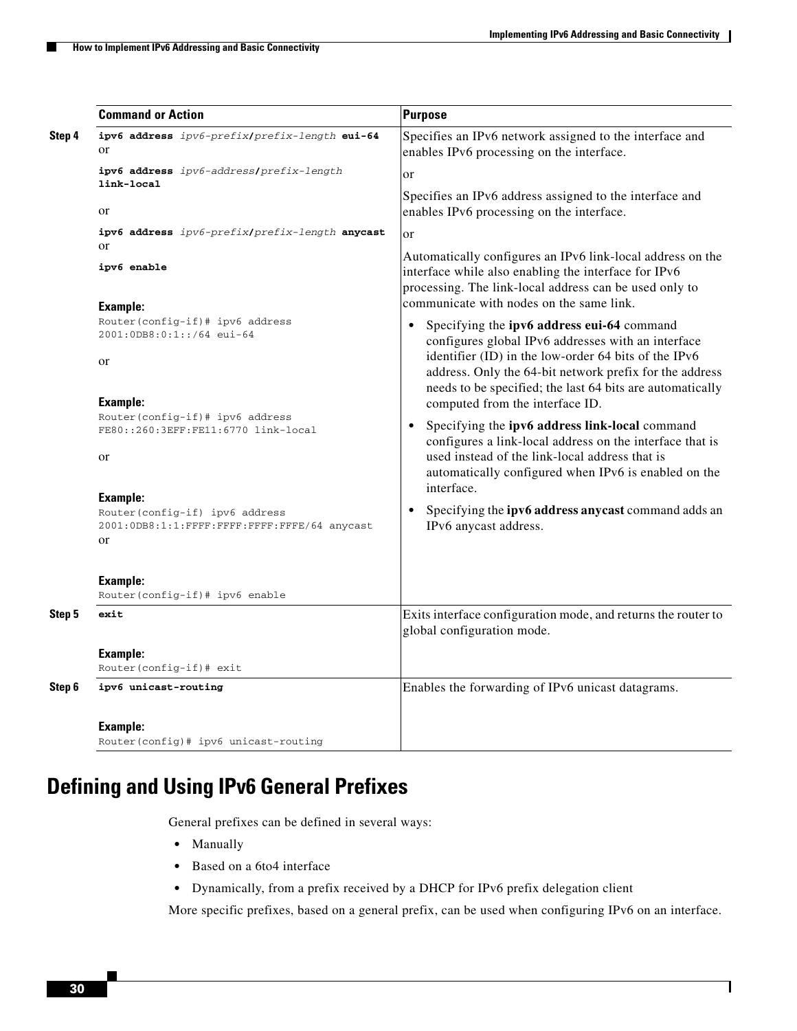| | Command or Action | Purpose |
|---|---|---|
| Step 4 | **ipv6 address** *ipv6-prefix***/***prefix-length* **eui-64**<br>or<br>**ipv6 address** *ipv6-address***/***prefix-length* **link-local**<br>or<br>**ipv6 address** *ipv6-prefix***/***prefix-length* **anycast**<br>or<br>**ipv6 enable**<br><br>**Example:**<br>`Router(config-if)# ipv6 address 2001:0DB8:0:1::/64 eui-64`<br>or<br>**Example:**<br>`Router(config-if)# ipv6 address FE80::260:3EFF:FE11:6770 link-local`<br>or<br>**Example:**<br>`Router(config-if) ipv6 address 2001:0DB8:1:1:FFFF:FFFF:FFFF:FFFE/64 anycast`<br>or<br>**Example:**<br>`Router(config-if)# ipv6 enable` | Specifies an IPv6 network assigned to the interface and enables IPv6 processing on the interface.<br>or<br>Specifies an IPv6 address assigned to the interface and enables IPv6 processing on the interface.<br>or<br>Automatically configures an IPv6 link-local address on the interface while also enabling the interface for IPv6 processing. The link-local address can be used only to communicate with nodes on the same link.<br>• Specifying the **ipv6 address eui-64** command configures global IPv6 addresses with an interface identifier (ID) in the low-order 64 bits of the IPv6 address. Only the 64-bit network prefix for the address needs to be specified; the last 64 bits are automatically computed from the interface ID.<br>• Specifying the **ipv6 address link-local** command configures a link-local address on the interface that is used instead of the link-local address that is automatically configured when IPv6 is enabled on the interface.<br>• Specifying the **ipv6 address anycast** command adds an IPv6 anycast address. |
| Step 5 | **exit**<br><br>**Example:**<br>`Router(config-if)# exit` | Exits interface configuration mode, and returns the router to global configuration mode. |
| Step 6 | **ipv6 unicast-routing**<br><br>**Example:**<br>`Router(config)# ipv6 unicast-routing` | Enables the forwarding of IPv6 unicast datagrams. |

# Defining and Using IPv6 General Prefixes

General prefixes can be defined in several ways:

- Manually
- Based on a 6to4 interface
- Dynamically, from a prefix received by a DHCP for IPv6 prefix delegation client

More specific prefixes, based on a general prefix, can be used when configuring IPv6 on an interface.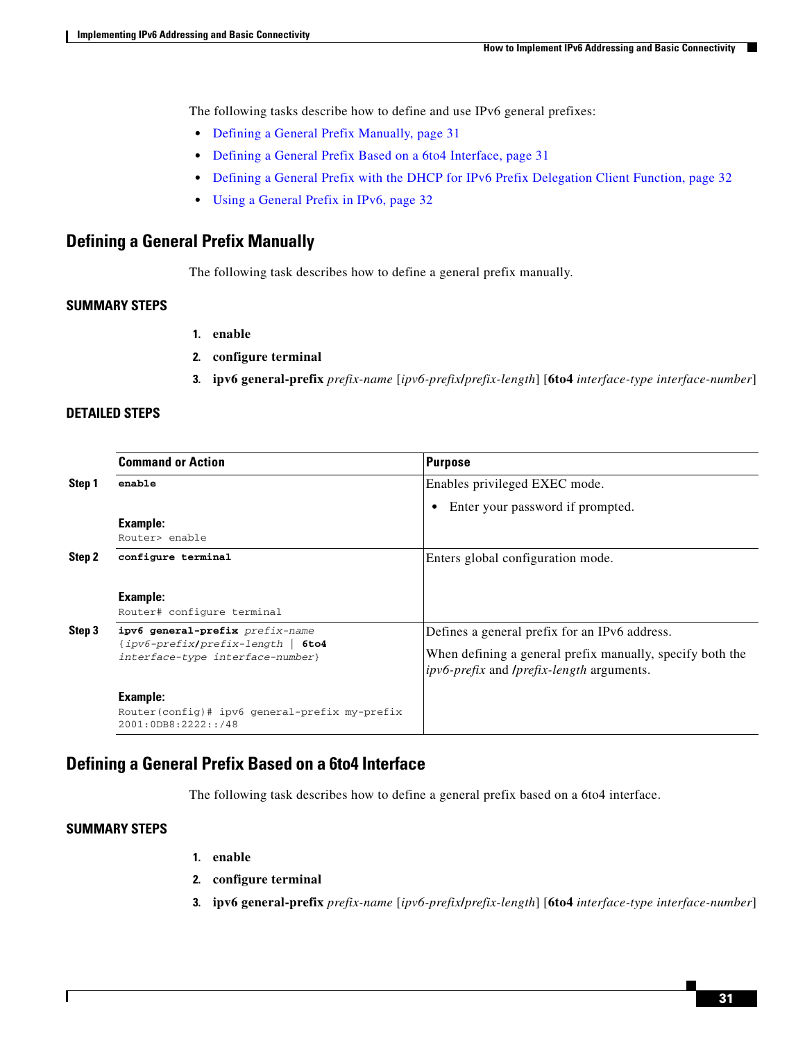The following tasks describe how to define and use IPv6 general prefixes:

- Defining a General Prefix Manually, page 31
- Defining a General Prefix Based on a 6to4 Interface, page 31
- Defining a General Prefix with the DHCP for IPv6 Prefix Delegation Client Function, page 32
- Using a General Prefix in IPv6, page 32

## Defining a General Prefix Manually

The following task describes how to define a general prefix manually.

### SUMMARY STEPS

1. **enable**
2. **configure terminal**
3. **ipv6 general-prefix** *prefix-name* [*ipv6-prefix*/*prefix-length*] [**6to4** *interface-type interface-number*]

### DETAILED STEPS

| | Command or Action | Purpose |
|---|---|---|
| Step 1 | **enable**<br><br>**Example:**<br>`Router> enable` | Enables privileged EXEC mode.<br>• Enter your password if prompted. |
| Step 2 | **configure terminal**<br><br>**Example:**<br>`Router# configure terminal` | Enters global configuration mode. |
| Step 3 | **ipv6 general-prefix** *prefix-name* {*ipv6-prefix*/*prefix-length* \| **6to4** *interface-type interface-number*}<br><br>**Example:**<br>`Router(config)# ipv6 general-prefix my-prefix 2001:0DB8:2222::/48` | Defines a general prefix for an IPv6 address.<br><br>When defining a general prefix manually, specify both the *ipv6-prefix* and /*prefix-length* arguments. |

## Defining a General Prefix Based on a 6to4 Interface

The following task describes how to define a general prefix based on a 6to4 interface.

### SUMMARY STEPS

1. **enable**
2. **configure terminal**
3. **ipv6 general-prefix** *prefix-name* [*ipv6-prefix*/*prefix-length*] [**6to4** *interface-type interface-number*]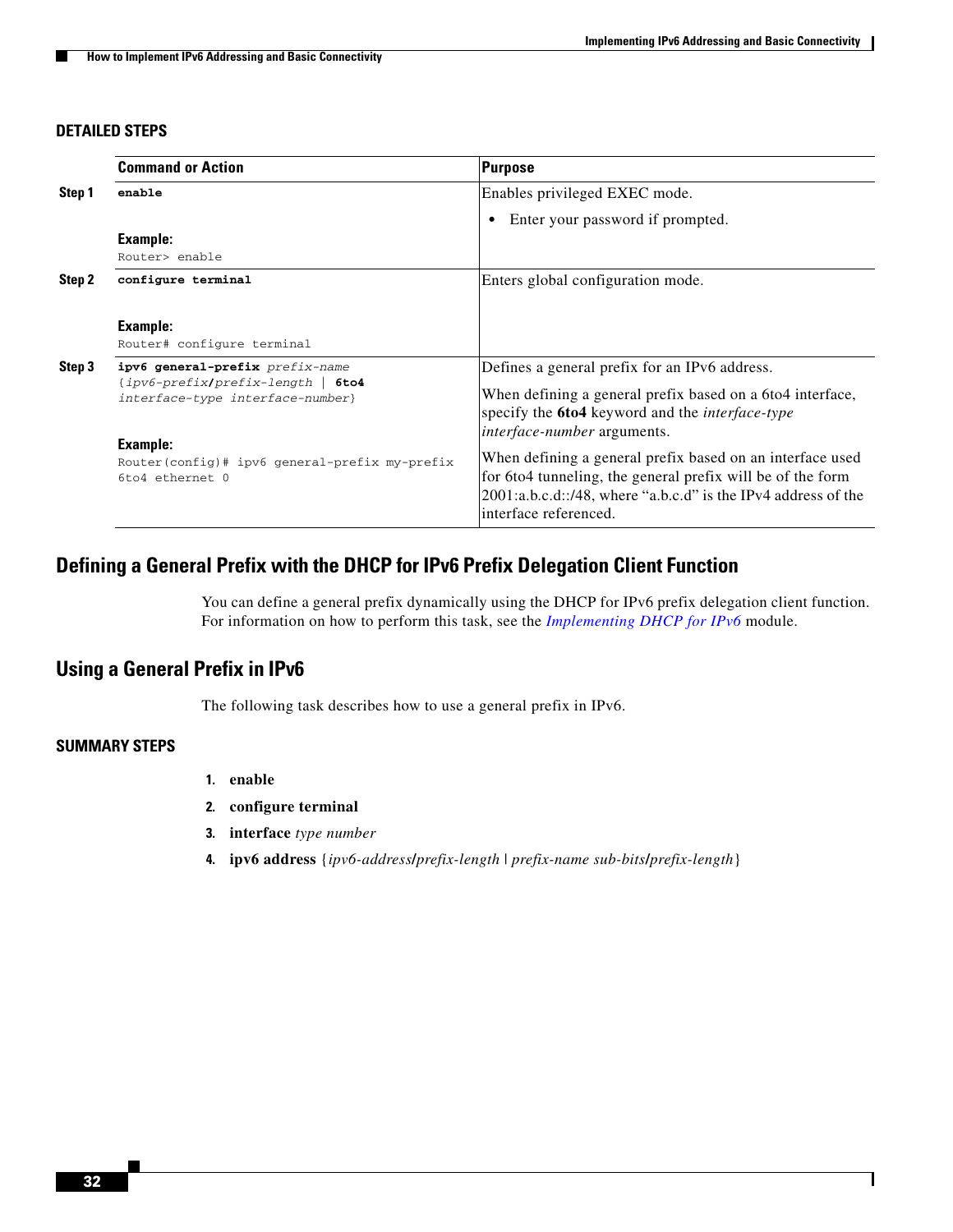### DETAILED STEPS

| | Command or Action | Purpose |
|---|---|---|
| Step 1 | **enable**<br><br>**Example:**<br>`Router> enable` | Enables privileged EXEC mode.<br><br>• Enter your password if prompted. |
| Step 2 | **configure terminal**<br><br>**Example:**<br>`Router# configure terminal` | Enters global configuration mode. |
| Step 3 | **ipv6 general-prefix** *prefix-name* {*ipv6-prefix***/***prefix-length* \| **6to4** *interface-type interface-number*}<br><br>**Example:**<br>`Router(config)# ipv6 general-prefix my-prefix 6to4 ethernet 0` | Defines a general prefix for an IPv6 address.<br><br>When defining a general prefix based on a 6to4 interface, specify the **6to4** keyword and the *interface-type interface-number* arguments.<br><br>When defining a general prefix based on an interface used for 6to4 tunneling, the general prefix will be of the form 2001:a.b.c.d::/48, where "a.b.c.d" is the IPv4 address of the interface referenced. |

## Defining a General Prefix with the DHCP for IPv6 Prefix Delegation Client Function

You can define a general prefix dynamically using the DHCP for IPv6 prefix delegation client function. For information on how to perform this task, see the *Implementing DHCP for IPv6* module.

## Using a General Prefix in IPv6

The following task describes how to use a general prefix in IPv6.

### SUMMARY STEPS

1. **enable**
2. **configure terminal**
3. **interface** *type number*
4. **ipv6 address** {*ipv6-address***/***prefix-length* | *prefix-name sub-bits***/***prefix-length*}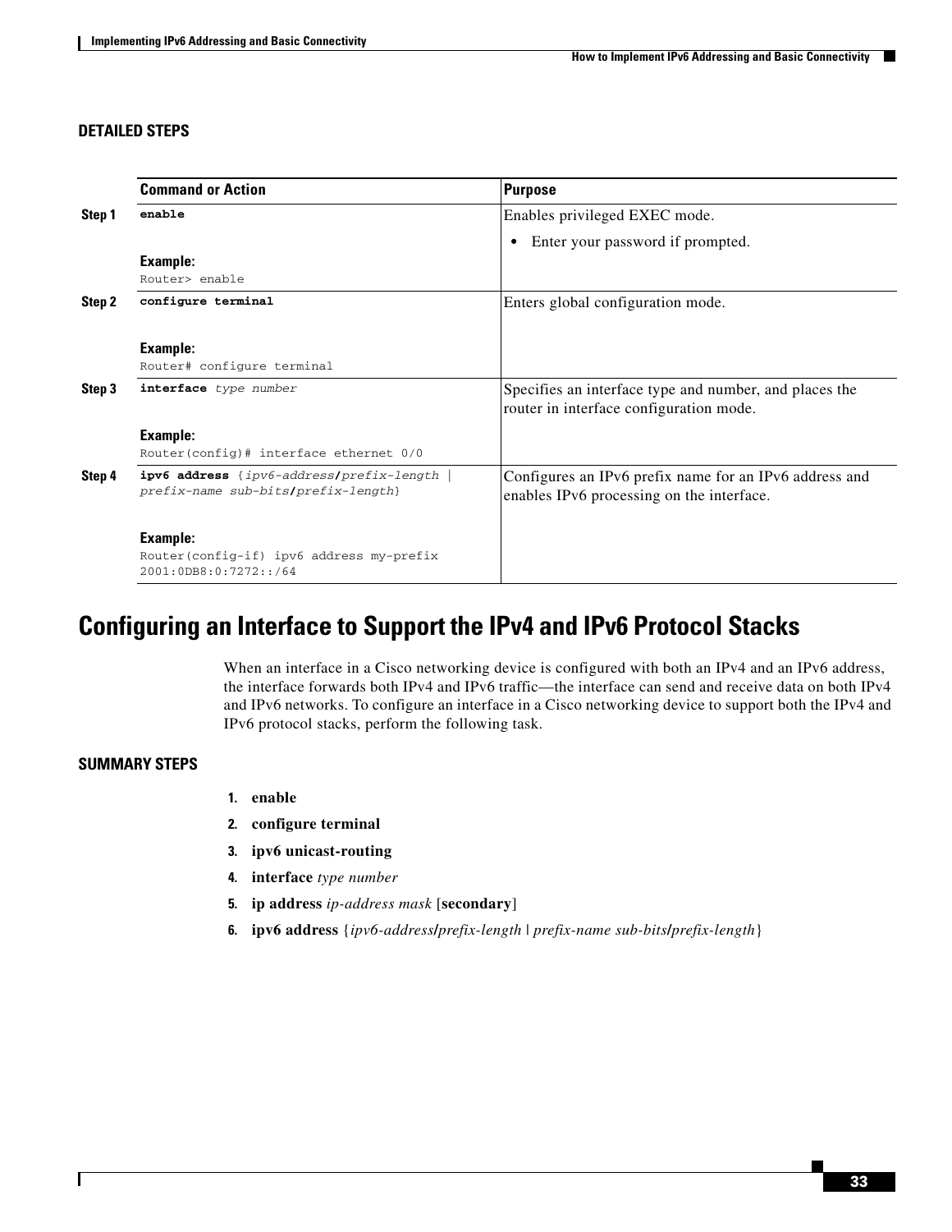### DETAILED STEPS

| | Command or Action | Purpose |
|---|---|---|
| Step 1 | **enable**<br><br>**Example:**<br>`Router> enable` | Enables privileged EXEC mode.<br>• Enter your password if prompted. |
| Step 2 | **configure terminal**<br><br>**Example:**<br>`Router# configure terminal` | Enters global configuration mode. |
| Step 3 | **interface** *type number*<br><br>**Example:**<br>`Router(config)# interface ethernet 0/0` | Specifies an interface type and number, and places the router in interface configuration mode. |
| Step 4 | **ipv6 address** {*ipv6-address***/***prefix-length* \| *prefix-name sub-bits***/***prefix-length*}<br><br>**Example:**<br>`Router(config-if) ipv6 address my-prefix 2001:0DB8:0:7272::/64` | Configures an IPv6 prefix name for an IPv6 address and enables IPv6 processing on the interface. |

## Configuring an Interface to Support the IPv4 and IPv6 Protocol Stacks

When an interface in a Cisco networking device is configured with both an IPv4 and an IPv6 address, the interface forwards both IPv4 and IPv6 traffic—the interface can send and receive data on both IPv4 and IPv6 networks. To configure an interface in a Cisco networking device to support both the IPv4 and IPv6 protocol stacks, perform the following task.

### SUMMARY STEPS

1. **enable**
2. **configure terminal**
3. **ipv6 unicast-routing**
4. **interface** *type number*
5. **ip address** *ip-address mask* [**secondary**]
6. **ipv6 address** {*ipv6-address***/***prefix-length* | *prefix-name sub-bits***/***prefix-length*}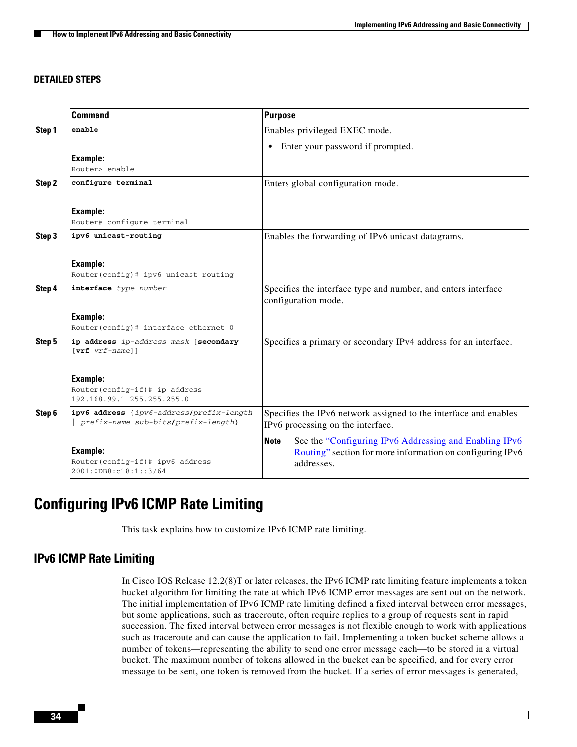### DETAILED STEPS

| | Command | Purpose |
|---|---|---|
| Step 1 | **enable**<br><br>**Example:**<br>`Router> enable` | Enables privileged EXEC mode.<br>• Enter your password if prompted. |
| Step 2 | **configure terminal**<br><br>**Example:**<br>`Router# configure terminal` | Enters global configuration mode. |
| Step 3 | **ipv6 unicast-routing**<br><br>**Example:**<br>`Router(config)# ipv6 unicast routing` | Enables the forwarding of IPv6 unicast datagrams. |
| Step 4 | **interface** *type number*<br><br>**Example:**<br>`Router(config)# interface ethernet 0` | Specifies the interface type and number, and enters interface configuration mode. |
| Step 5 | **ip address** *ip-address mask* [**secondary** [**vrf** *vrf-name*]]<br><br>**Example:**<br>`Router(config-if)# ip address 192.168.99.1 255.255.255.0` | Specifies a primary or secondary IPv4 address for an interface. |
| Step 6 | **ipv6 address** {*ipv6-address***/***prefix-length* \| *prefix-name sub-bits***/***prefix-length*}<br><br>**Example:**<br>`Router(config-if)# ipv6 address 2001:0DB8:c18:1::3/64` | Specifies the IPv6 network assigned to the interface and enables IPv6 processing on the interface.<br><br>**Note** See the "Configuring IPv6 Addressing and Enabling IPv6 Routing" section for more information on configuring IPv6 addresses. |

# Configuring IPv6 ICMP Rate Limiting

This task explains how to customize IPv6 ICMP rate limiting.

## IPv6 ICMP Rate Limiting

In Cisco IOS Release 12.2(8)T or later releases, the IPv6 ICMP rate limiting feature implements a token bucket algorithm for limiting the rate at which IPv6 ICMP error messages are sent out on the network. The initial implementation of IPv6 ICMP rate limiting defined a fixed interval between error messages, but some applications, such as traceroute, often require replies to a group of requests sent in rapid succession. The fixed interval between error messages is not flexible enough to work with applications such as traceroute and can cause the application to fail. Implementing a token bucket scheme allows a number of tokens—representing the ability to send one error message each—to be stored in a virtual bucket. The maximum number of tokens allowed in the bucket can be specified, and for every error message to be sent, one token is removed from the bucket. If a series of error messages is generated,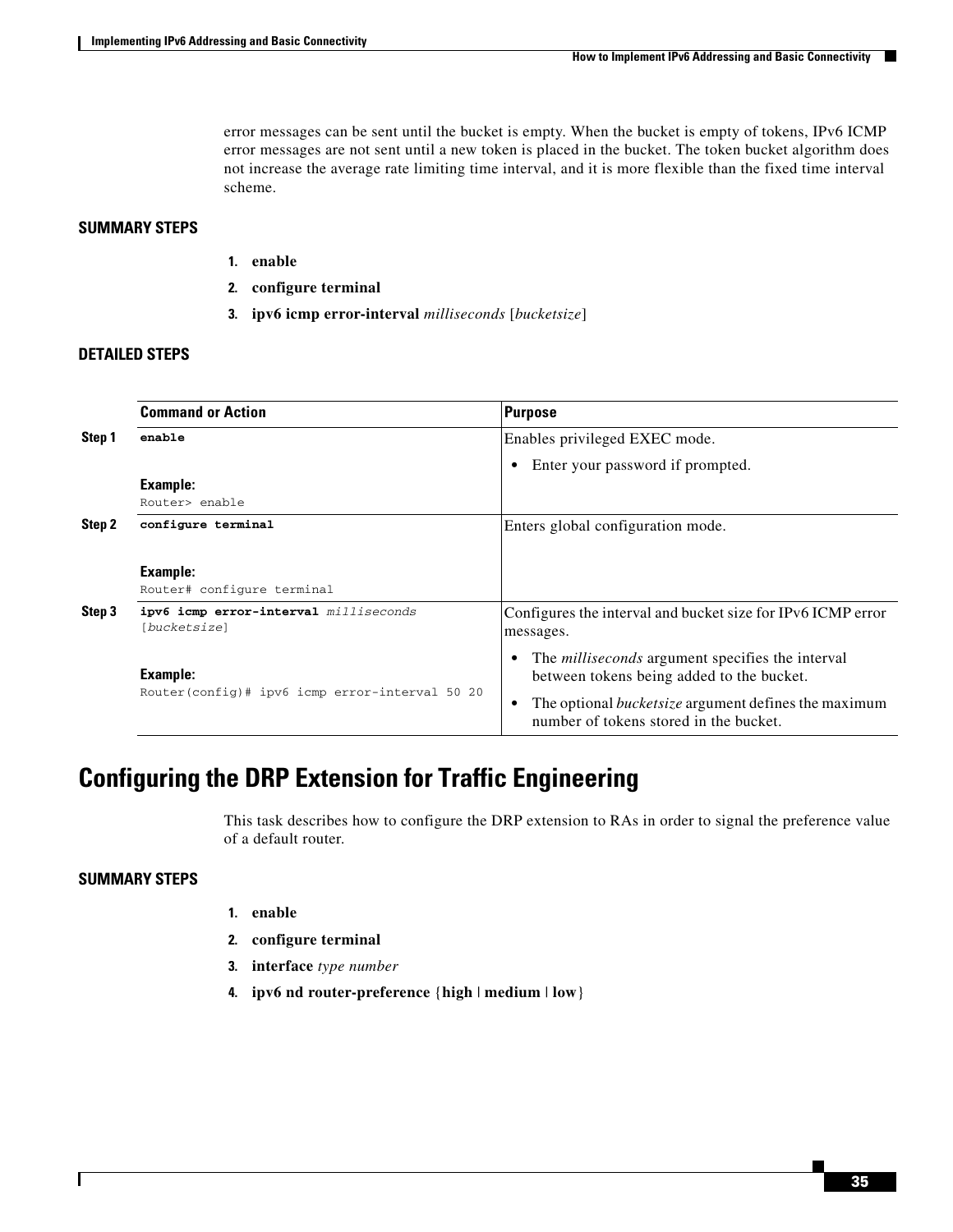error messages can be sent until the bucket is empty. When the bucket is empty of tokens, IPv6 ICMP error messages are not sent until a new token is placed in the bucket. The token bucket algorithm does not increase the average rate limiting time interval, and it is more flexible than the fixed time interval scheme.

### SUMMARY STEPS

1. **enable**
2. **configure terminal**
3. **ipv6 icmp error-interval** *milliseconds* [*bucketsize*]

### DETAILED STEPS

| | Command or Action | Purpose |
|---|---|---|
| Step 1 | **enable**<br><br>**Example:**<br>`Router> enable` | Enables privileged EXEC mode.<br>• Enter your password if prompted. |
| Step 2 | **configure terminal**<br><br>**Example:**<br>`Router# configure terminal` | Enters global configuration mode. |
| Step 3 | **ipv6 icmp error-interval** *milliseconds* [*bucketsize*]<br><br>**Example:**<br>`Router(config)# ipv6 icmp error-interval 50 20` | Configures the interval and bucket size for IPv6 ICMP error messages.<br>• The *milliseconds* argument specifies the interval between tokens being added to the bucket.<br>• The optional *bucketsize* argument defines the maximum number of tokens stored in the bucket. |

## Configuring the DRP Extension for Traffic Engineering

This task describes how to configure the DRP extension to RAs in order to signal the preference value of a default router.

### SUMMARY STEPS

1. **enable**
2. **configure terminal**
3. **interface** *type number*
4. **ipv6 nd router-preference** {**high** | **medium** | **low**}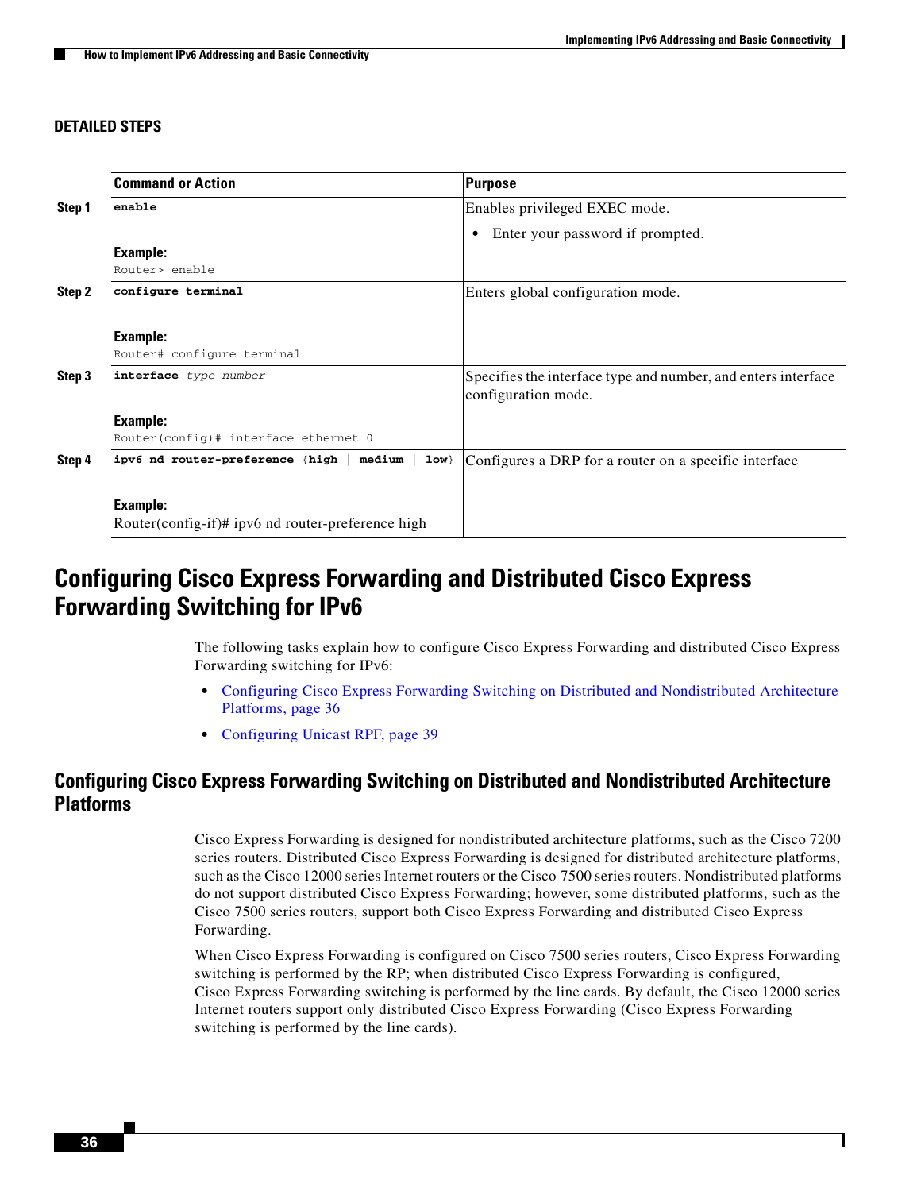### DETAILED STEPS

| | Command or Action | Purpose |
|---|---|---|
| **Step 1** | **enable**<br><br>**Example:**<br>`Router> enable` | Enables privileged EXEC mode.<br>• Enter your password if prompted. |
| **Step 2** | **configure terminal**<br><br>**Example:**<br>`Router# configure terminal` | Enters global configuration mode. |
| **Step 3** | **interface** *type number*<br><br>**Example:**<br>`Router(config)# interface ethernet 0` | Specifies the interface type and number, and enters interface configuration mode. |
| **Step 4** | **ipv6 nd router-preference** {**high** \| **medium** \| **low**}<br><br>**Example:**<br>Router(config-if)# ipv6 nd router-preference high | Configures a DRP for a router on a specific interface |

# Configuring Cisco Express Forwarding and Distributed Cisco Express Forwarding Switching for IPv6

The following tasks explain how to configure Cisco Express Forwarding and distributed Cisco Express Forwarding switching for IPv6:

- Configuring Cisco Express Forwarding Switching on Distributed and Nondistributed Architecture Platforms, page 36
- Configuring Unicast RPF, page 39

## Configuring Cisco Express Forwarding Switching on Distributed and Nondistributed Architecture Platforms

Cisco Express Forwarding is designed for nondistributed architecture platforms, such as the Cisco 7200 series routers. Distributed Cisco Express Forwarding is designed for distributed architecture platforms, such as the Cisco 12000 series Internet routers or the Cisco 7500 series routers. Nondistributed platforms do not support distributed Cisco Express Forwarding; however, some distributed platforms, such as the Cisco 7500 series routers, support both Cisco Express Forwarding and distributed Cisco Express Forwarding.

When Cisco Express Forwarding is configured on Cisco 7500 series routers, Cisco Express Forwarding switching is performed by the RP; when distributed Cisco Express Forwarding is configured, Cisco Express Forwarding switching is performed by the line cards. By default, the Cisco 12000 series Internet routers support only distributed Cisco Express Forwarding (Cisco Express Forwarding switching is performed by the line cards).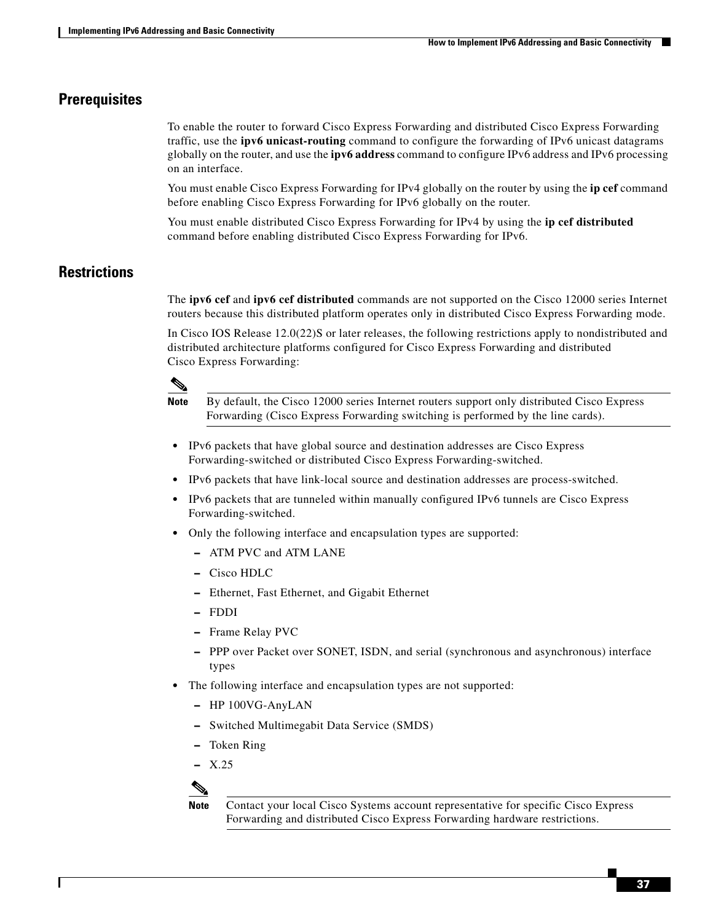## Prerequisites

To enable the router to forward Cisco Express Forwarding and distributed Cisco Express Forwarding traffic, use the **ipv6 unicast-routing** command to configure the forwarding of IPv6 unicast datagrams globally on the router, and use the **ipv6 address** command to configure IPv6 address and IPv6 processing on an interface.

You must enable Cisco Express Forwarding for IPv4 globally on the router by using the **ip cef** command before enabling Cisco Express Forwarding for IPv6 globally on the router.

You must enable distributed Cisco Express Forwarding for IPv4 by using the **ip cef distributed** command before enabling distributed Cisco Express Forwarding for IPv6.

## Restrictions

The **ipv6 cef** and **ipv6 cef distributed** commands are not supported on the Cisco 12000 series Internet routers because this distributed platform operates only in distributed Cisco Express Forwarding mode.

In Cisco IOS Release 12.0(22)S or later releases, the following restrictions apply to nondistributed and distributed architecture platforms configured for Cisco Express Forwarding and distributed Cisco Express Forwarding:

> **Note** By default, the Cisco 12000 series Internet routers support only distributed Cisco Express Forwarding (Cisco Express Forwarding switching is performed by the line cards).

- IPv6 packets that have global source and destination addresses are Cisco Express Forwarding-switched or distributed Cisco Express Forwarding-switched.
- IPv6 packets that have link-local source and destination addresses are process-switched.
- IPv6 packets that are tunneled within manually configured IPv6 tunnels are Cisco Express Forwarding-switched.
- Only the following interface and encapsulation types are supported:
  - ATM PVC and ATM LANE
  - Cisco HDLC
  - Ethernet, Fast Ethernet, and Gigabit Ethernet
  - FDDI
  - Frame Relay PVC
  - PPP over Packet over SONET, ISDN, and serial (synchronous and asynchronous) interface types
- The following interface and encapsulation types are not supported:
  - HP 100VG-AnyLAN
  - Switched Multimegabit Data Service (SMDS)
  - Token Ring
  - X.25

> **Note** Contact your local Cisco Systems account representative for specific Cisco Express Forwarding and distributed Cisco Express Forwarding hardware restrictions.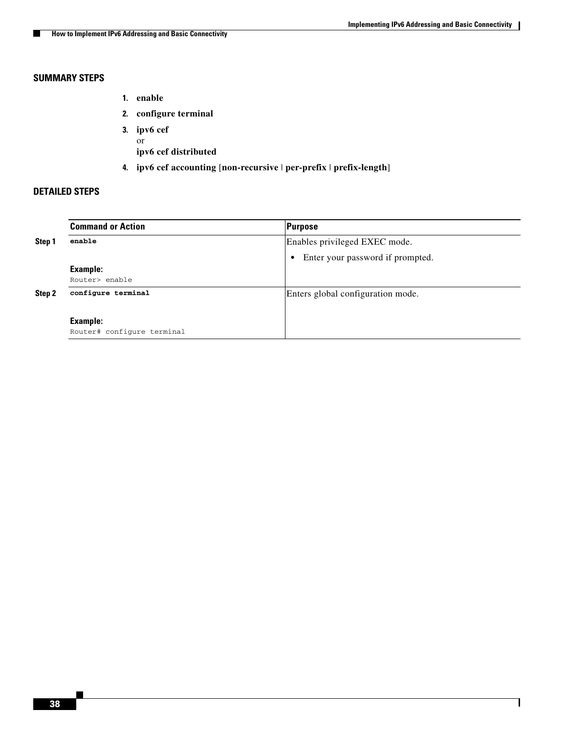### SUMMARY STEPS

1. **enable**
2. **configure terminal**
3. **ipv6 cef**
   or
   **ipv6 cef distributed**
4. **ipv6 cef accounting** [**non-recursive** | **per-prefix** | **prefix-length**]

### DETAILED STEPS

| | Command or Action | Purpose |
|---|---|---|
| **Step 1** | **enable**<br><br>**Example:**<br>`Router> enable` | Enables privileged EXEC mode.<br><br>• Enter your password if prompted. |
| **Step 2** | **configure terminal**<br><br>**Example:**<br>`Router# configure terminal` | Enters global configuration mode. |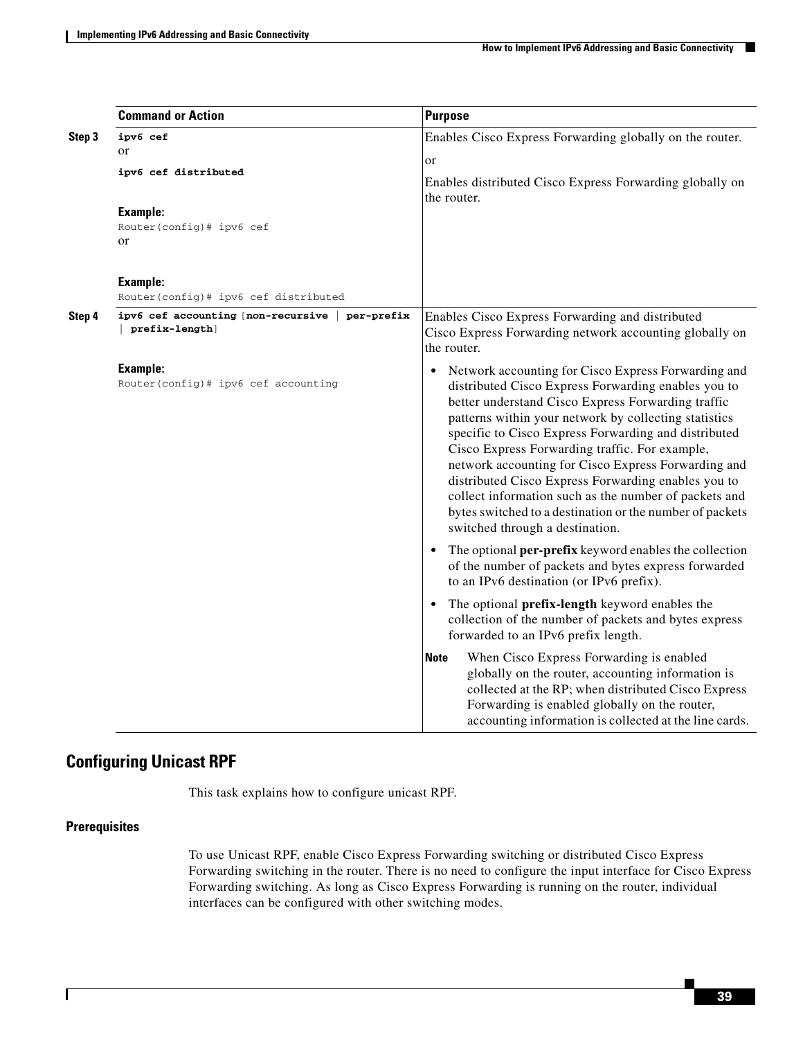| | Command or Action | Purpose |
|---|---|---|
| Step 3 | **ipv6 cef**<br>or<br>**ipv6 cef distributed**<br><br>**Example:**<br>`Router(config)# ipv6 cef`<br>or<br><br>**Example:**<br>`Router(config)# ipv6 cef distributed` | Enables Cisco Express Forwarding globally on the router.<br><br>or<br><br>Enables distributed Cisco Express Forwarding globally on the router. |
| Step 4 | **ipv6 cef accounting** [**non-recursive** \| **per-prefix** \| **prefix-length**]<br><br>**Example:**<br>`Router(config)# ipv6 cef accounting` | Enables Cisco Express Forwarding and distributed Cisco Express Forwarding network accounting globally on the router.<br><br>• Network accounting for Cisco Express Forwarding and distributed Cisco Express Forwarding enables you to better understand Cisco Express Forwarding traffic patterns within your network by collecting statistics specific to Cisco Express Forwarding and distributed Cisco Express Forwarding traffic. For example, network accounting for Cisco Express Forwarding and distributed Cisco Express Forwarding enables you to collect information such as the number of packets and bytes switched to a destination or the number of packets switched through a destination.<br><br>• The optional **per-prefix** keyword enables the collection of the number of packets and bytes express forwarded to an IPv6 destination (or IPv6 prefix).<br><br>• The optional **prefix-length** keyword enables the collection of the number of packets and bytes express forwarded to an IPv6 prefix length.<br><br>**Note** When Cisco Express Forwarding is enabled globally on the router, accounting information is collected at the RP; when distributed Cisco Express Forwarding is enabled globally on the router, accounting information is collected at the line cards. |

## Configuring Unicast RPF

This task explains how to configure unicast RPF.

### Prerequisites

To use Unicast RPF, enable Cisco Express Forwarding switching or distributed Cisco Express Forwarding switching in the router. There is no need to configure the input interface for Cisco Express Forwarding switching. As long as Cisco Express Forwarding is running on the router, individual interfaces can be configured with other switching modes.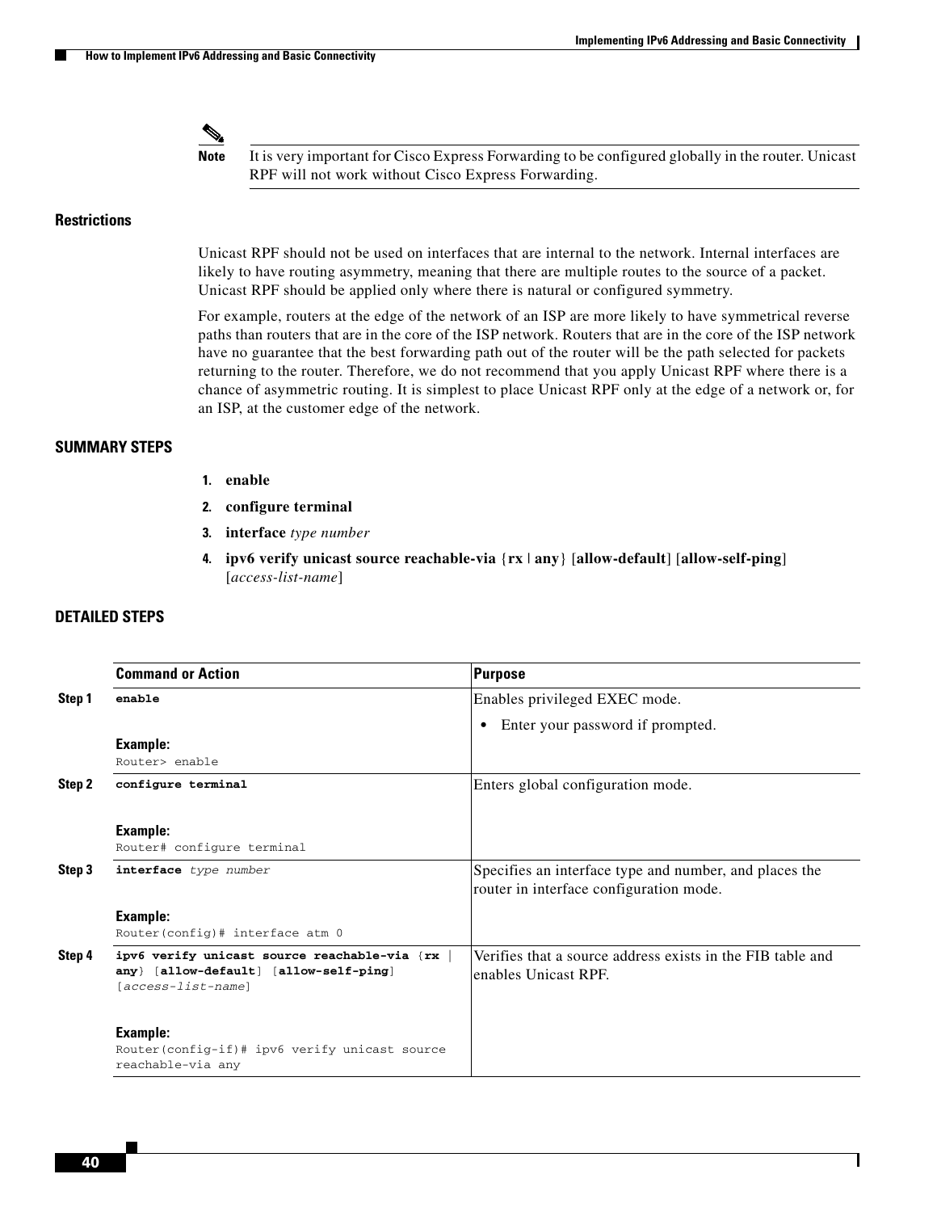> **Note** It is very important for Cisco Express Forwarding to be configured globally in the router. Unicast RPF will not work without Cisco Express Forwarding.

### Restrictions

Unicast RPF should not be used on interfaces that are internal to the network. Internal interfaces are likely to have routing asymmetry, meaning that there are multiple routes to the source of a packet. Unicast RPF should be applied only where there is natural or configured symmetry.

For example, routers at the edge of the network of an ISP are more likely to have symmetrical reverse paths than routers that are in the core of the ISP network. Routers that are in the core of the ISP network have no guarantee that the best forwarding path out of the router will be the path selected for packets returning to the router. Therefore, we do not recommend that you apply Unicast RPF where there is a chance of asymmetric routing. It is simplest to place Unicast RPF only at the edge of a network or, for an ISP, at the customer edge of the network.

### SUMMARY STEPS

1. **enable**
2. **configure terminal**
3. **interface** *type number*
4. **ipv6 verify unicast source reachable-via** {**rx** | **any**} [**allow-default**] [**allow-self-ping**] [*access-list-name*]

### DETAILED STEPS

| | Command or Action | Purpose |
|---|---|---|
| Step 1 | **enable**<br><br>**Example:**<br>`Router> enable` | Enables privileged EXEC mode.<br>• Enter your password if prompted. |
| Step 2 | **configure terminal**<br><br>**Example:**<br>`Router# configure terminal` | Enters global configuration mode. |
| Step 3 | **interface** *type number*<br><br>**Example:**<br>`Router(config)# interface atm 0` | Specifies an interface type and number, and places the router in interface configuration mode. |
| Step 4 | **ipv6 verify unicast source reachable-via** {**rx** \| **any**} [**allow-default**] [**allow-self-ping**] [*access-list-name*]<br><br>**Example:**<br>`Router(config-if)# ipv6 verify unicast source reachable-via any` | Verifies that a source address exists in the FIB table and enables Unicast RPF. |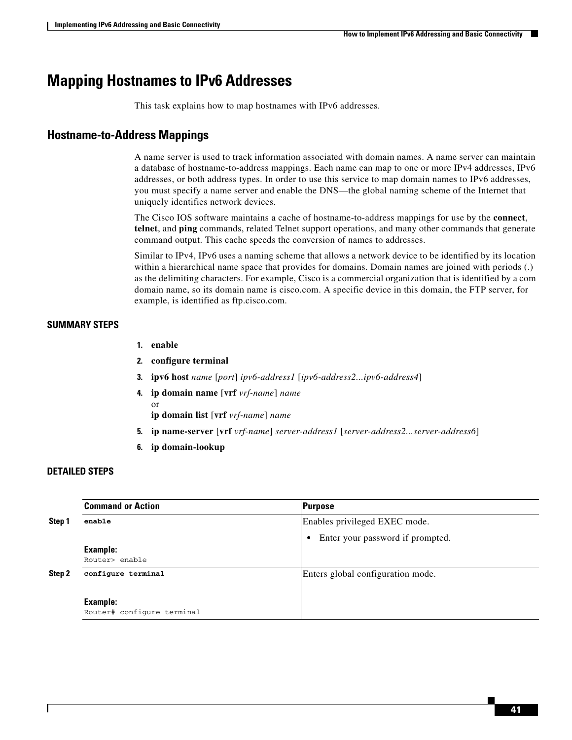# Mapping Hostnames to IPv6 Addresses

This task explains how to map hostnames with IPv6 addresses.

## Hostname-to-Address Mappings

A name server is used to track information associated with domain names. A name server can maintain a database of hostname-to-address mappings. Each name can map to one or more IPv4 addresses, IPv6 addresses, or both address types. In order to use this service to map domain names to IPv6 addresses, you must specify a name server and enable the DNS—the global naming scheme of the Internet that uniquely identifies network devices.

The Cisco IOS software maintains a cache of hostname-to-address mappings for use by the **connect**, **telnet**, and **ping** commands, related Telnet support operations, and many other commands that generate command output. This cache speeds the conversion of names to addresses.

Similar to IPv4, IPv6 uses a naming scheme that allows a network device to be identified by its location within a hierarchical name space that provides for domains. Domain names are joined with periods (.) as the delimiting characters. For example, Cisco is a commercial organization that is identified by a com domain name, so its domain name is cisco.com. A specific device in this domain, the FTP server, for example, is identified as ftp.cisco.com.

### SUMMARY STEPS

1. **enable**
2. **configure terminal**
3. **ipv6 host** *name* [*port*] *ipv6-address1* [*ipv6-address2...ipv6-address4*]
4. **ip domain name** [**vrf** *vrf-name*] *name*
   or
   **ip domain list** [**vrf** *vrf-name*] *name*
5. **ip name-server** [**vrf** *vrf-name*] *server-address1* [*server-address2...server-address6*]
6. **ip domain-lookup**

### DETAILED STEPS

| | Command or Action | Purpose |
|---|---|---|
| Step 1 | **enable**<br><br>**Example:**<br>`Router> enable` | Enables privileged EXEC mode.<br>• Enter your password if prompted. |
| Step 2 | **configure terminal**<br><br>**Example:**<br>`Router# configure terminal` | Enters global configuration mode. |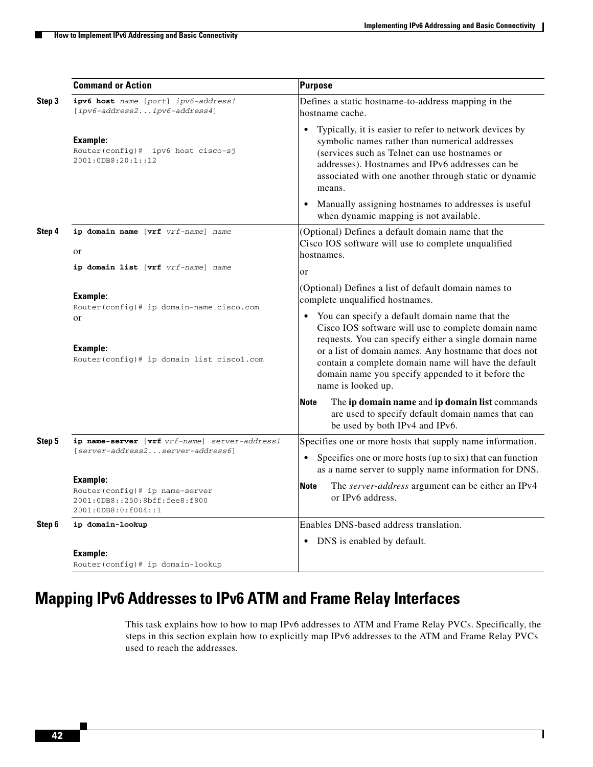| | Command or Action | Purpose |
|---|---|---|
| Step 3 | **ipv6 host** *name* [*port*] *ipv6-address1* [*ipv6-address2...ipv6-address4*] <br><br> **Example:** <br> `Router(config)#  ipv6 host cisco-sj 2001:0DB8:20:1::12` | Defines a static hostname-to-address mapping in the hostname cache. <br><br> • Typically, it is easier to refer to network devices by symbolic names rather than numerical addresses (services such as Telnet can use hostnames or addresses). Hostnames and IPv6 addresses can be associated with one another through static or dynamic means. <br> • Manually assigning hostnames to addresses is useful when dynamic mapping is not available. |
| Step 4 | **ip domain name** [**vrf** *vrf-name*] *name* <br><br> or <br><br> **ip domain list** [**vrf** *vrf-name*] *name* <br><br> **Example:** <br> `Router(config)# ip domain-name cisco.com` <br> or <br><br> **Example:** <br> `Router(config)# ip domain list cisco1.com` | (Optional) Defines a default domain name that the Cisco IOS software will use to complete unqualified hostnames. <br><br> or <br><br> (Optional) Defines a list of default domain names to complete unqualified hostnames. <br><br> • You can specify a default domain name that the Cisco IOS software will use to complete domain name requests. You can specify either a single domain name or a list of domain names. Any hostname that does not contain a complete domain name will have the default domain name you specify appended to it before the name is looked up. <br><br> **Note** The **ip domain name** and **ip domain list** commands are used to specify default domain names that can be used by both IPv4 and IPv6. |
| Step 5 | **ip name-server** [**vrf** *vrf-name*] *server-address1* [*server-address2...server-address6*] <br><br> **Example:** <br> `Router(config)# ip name-server 2001:0DB8::250:8bff:fee8:f800 2001:0DB8:0:f004::1` | Specifies one or more hosts that supply name information. <br><br> • Specifies one or more hosts (up to six) that can function as a name server to supply name information for DNS. <br><br> **Note** The *server-address* argument can be either an IPv4 or IPv6 address. |
| Step 6 | **ip domain-lookup** <br><br> **Example:** <br> `Router(config)# ip domain-lookup` | Enables DNS-based address translation. <br><br> • DNS is enabled by default. |

## Mapping IPv6 Addresses to IPv6 ATM and Frame Relay Interfaces

This task explains how to how to map IPv6 addresses to ATM and Frame Relay PVCs. Specifically, the steps in this section explain how to explicitly map IPv6 addresses to the ATM and Frame Relay PVCs used to reach the addresses.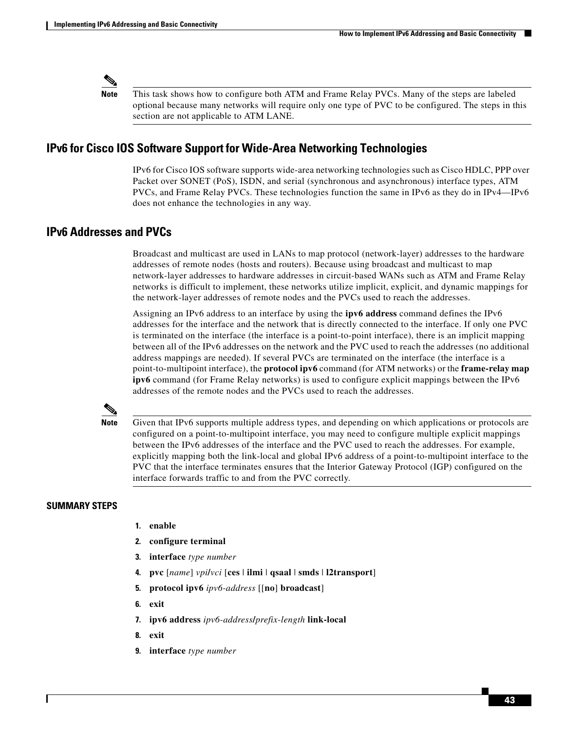> **Note** This task shows how to configure both ATM and Frame Relay PVCs. Many of the steps are labeled optional because many networks will require only one type of PVC to be configured. The steps in this section are not applicable to ATM LANE.

## IPv6 for Cisco IOS Software Support for Wide-Area Networking Technologies

IPv6 for Cisco IOS software supports wide-area networking technologies such as Cisco HDLC, PPP over Packet over SONET (PoS), ISDN, and serial (synchronous and asynchronous) interface types, ATM PVCs, and Frame Relay PVCs. These technologies function the same in IPv6 as they do in IPv4—IPv6 does not enhance the technologies in any way.

## IPv6 Addresses and PVCs

Broadcast and multicast are used in LANs to map protocol (network-layer) addresses to the hardware addresses of remote nodes (hosts and routers). Because using broadcast and multicast to map network-layer addresses to hardware addresses in circuit-based WANs such as ATM and Frame Relay networks is difficult to implement, these networks utilize implicit, explicit, and dynamic mappings for the network-layer addresses of remote nodes and the PVCs used to reach the addresses.

Assigning an IPv6 address to an interface by using the **ipv6 address** command defines the IPv6 addresses for the interface and the network that is directly connected to the interface. If only one PVC is terminated on the interface (the interface is a point-to-point interface), there is an implicit mapping between all of the IPv6 addresses on the network and the PVC used to reach the addresses (no additional address mappings are needed). If several PVCs are terminated on the interface (the interface is a point-to-multipoint interface), the **protocol ipv6** command (for ATM networks) or the **frame-relay map ipv6** command (for Frame Relay networks) is used to configure explicit mappings between the IPv6 addresses of the remote nodes and the PVCs used to reach the addresses.

> **Note** Given that IPv6 supports multiple address types, and depending on which applications or protocols are configured on a point-to-multipoint interface, you may need to configure multiple explicit mappings between the IPv6 addresses of the interface and the PVC used to reach the addresses. For example, explicitly mapping both the link-local and global IPv6 address of a point-to-multipoint interface to the PVC that the interface terminates ensures that the Interior Gateway Protocol (IGP) configured on the interface forwards traffic to and from the PVC correctly.

### SUMMARY STEPS

1. **enable**
2. **configure terminal**
3. **interface** *type number*
4. **pvc** [*name*] *vpi***/***vci* [**ces** | **ilmi** | **qsaal** | **smds** | **l2transport**]
5. **protocol ipv6** *ipv6-address* [[**no**] **broadcast**]
6. **exit**
7. **ipv6 address** *ipv6-address***/***prefix-length* **link-local**
8. **exit**
9. **interface** *type number*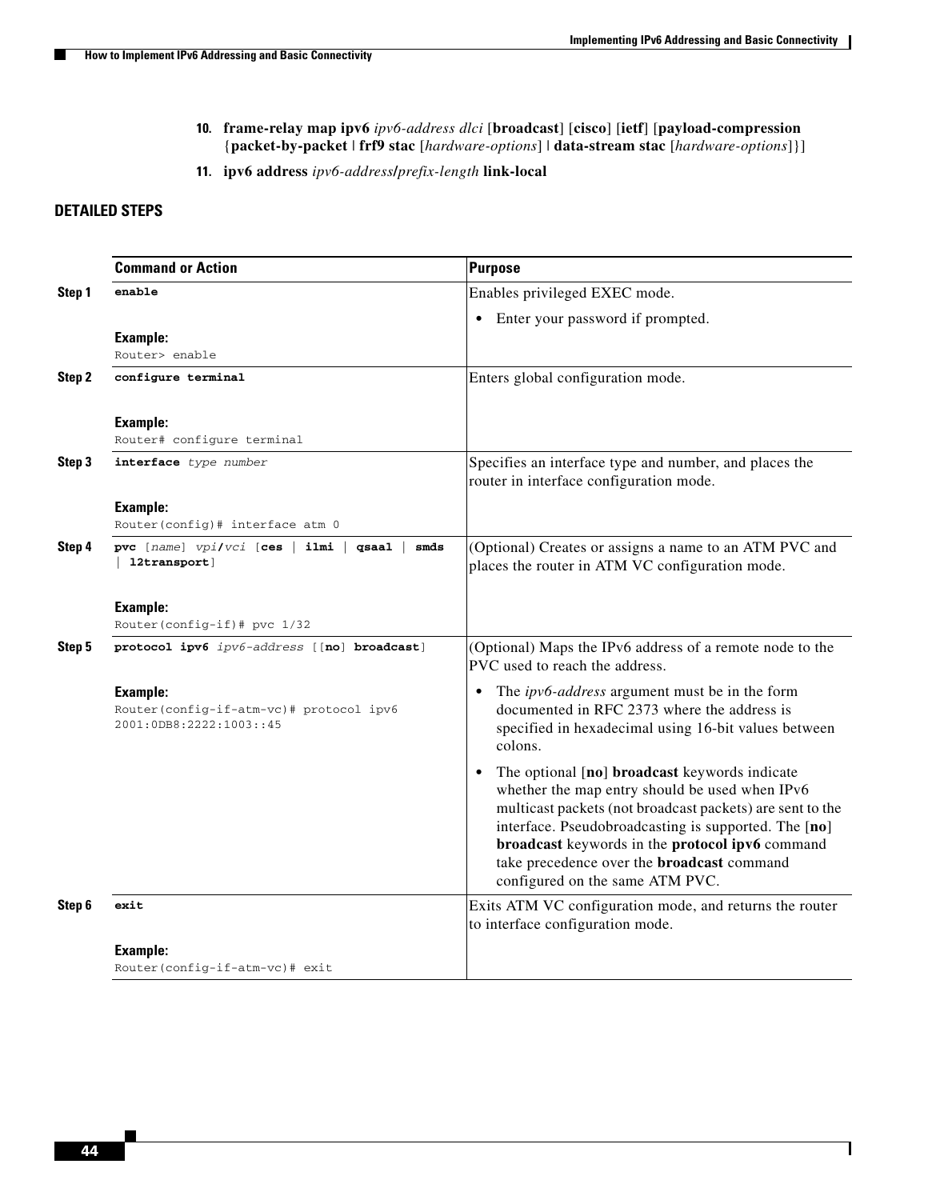10. **frame-relay map ipv6** *ipv6-address dlci* [**broadcast**] [**cisco**] [**ietf**] [**payload-compression** {**packet-by-packet** | **frf9 stac** [*hardware-options*] | **data-stream stac** [*hardware-options*]}]
11. **ipv6 address** *ipv6-address***/***prefix-length* **link-local**

### DETAILED STEPS

| | Command or Action | Purpose |
|---|---|---|
| Step 1 | **enable**<br><br>**Example:**<br>`Router> enable` | Enables privileged EXEC mode.<br>• Enter your password if prompted. |
| Step 2 | **configure terminal**<br><br>**Example:**<br>`Router# configure terminal` | Enters global configuration mode. |
| Step 3 | **interface** *type number*<br><br>**Example:**<br>`Router(config)# interface atm 0` | Specifies an interface type and number, and places the router in interface configuration mode. |
| Step 4 | **pvc** [*name*] *vpi***/***vci* [**ces** \| **ilmi** \| **qsaal** \| **smds** \| **l2transport**]<br><br>**Example:**<br>`Router(config-if)# pvc 1/32` | (Optional) Creates or assigns a name to an ATM PVC and places the router in ATM VC configuration mode. |
| Step 5 | **protocol ipv6** *ipv6-address* [[**no**] **broadcast**]<br><br>**Example:**<br>`Router(config-if-atm-vc)# protocol ipv6 2001:0DB8:2222:1003::45` | (Optional) Maps the IPv6 address of a remote node to the PVC used to reach the address.<br>• The *ipv6-address* argument must be in the form documented in RFC 2373 where the address is specified in hexadecimal using 16-bit values between colons.<br>• The optional [**no**] **broadcast** keywords indicate whether the map entry should be used when IPv6 multicast packets (not broadcast packets) are sent to the interface. Pseudobroadcasting is supported. The [**no**] **broadcast** keywords in the **protocol ipv6** command take precedence over the **broadcast** command configured on the same ATM PVC. |
| Step 6 | **exit**<br><br>**Example:**<br>`Router(config-if-atm-vc)# exit` | Exits ATM VC configuration mode, and returns the router to interface configuration mode. |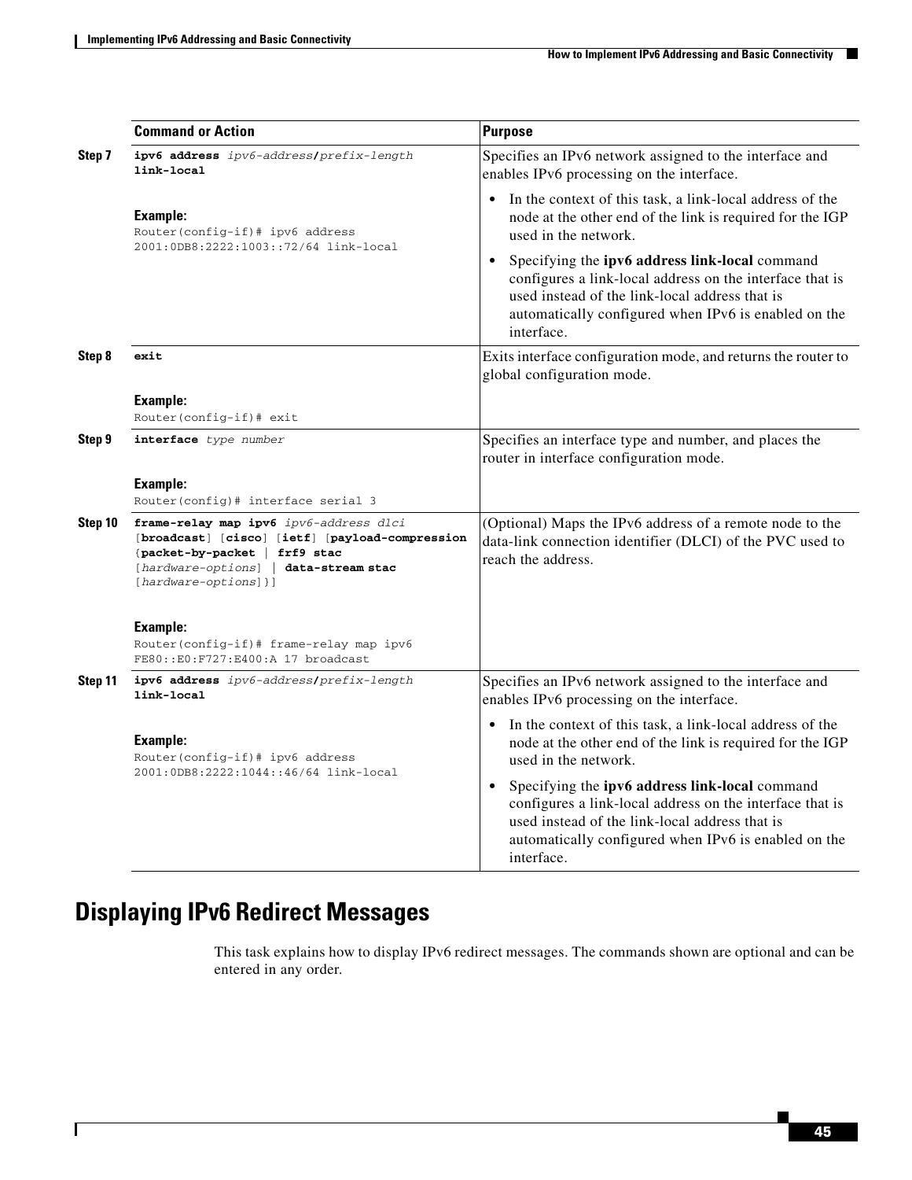| | Command or Action | Purpose |
|---|---|---|
| Step 7 | **ipv6 address** *ipv6-address***/***prefix-length* **link-local**<br><br>**Example:**<br>`Router(config-if)# ipv6 address 2001:0DB8:2222:1003::72/64 link-local` | Specifies an IPv6 network assigned to the interface and enables IPv6 processing on the interface.<br>• In the context of this task, a link-local address of the node at the other end of the link is required for the IGP used in the network.<br>• Specifying the **ipv6 address link-local** command configures a link-local address on the interface that is used instead of the link-local address that is automatically configured when IPv6 is enabled on the interface. |
| Step 8 | **exit**<br><br>**Example:**<br>`Router(config-if)# exit` | Exits interface configuration mode, and returns the router to global configuration mode. |
| Step 9 | **interface** *type number*<br><br>**Example:**<br>`Router(config)# interface serial 3` | Specifies an interface type and number, and places the router in interface configuration mode. |
| Step 10 | **frame-relay map ipv6** *ipv6-address dlci* [**broadcast**] [**cisco**] [**ietf**] [**payload-compression** {**packet-by-packet** \| **frf9 stac** [*hardware-options*] \| **data-stream stac** [*hardware-options*]}]<br><br>**Example:**<br>`Router(config-if)# frame-relay map ipv6 FE80::E0:F727:E400:A 17 broadcast` | (Optional) Maps the IPv6 address of a remote node to the data-link connection identifier (DLCI) of the PVC used to reach the address. |
| Step 11 | **ipv6 address** *ipv6-address***/***prefix-length* **link-local**<br><br>**Example:**<br>`Router(config-if)# ipv6 address 2001:0DB8:2222:1044::46/64 link-local` | Specifies an IPv6 network assigned to the interface and enables IPv6 processing on the interface.<br>• In the context of this task, a link-local address of the node at the other end of the link is required for the IGP used in the network.<br>• Specifying the **ipv6 address link-local** command configures a link-local address on the interface that is used instead of the link-local address that is automatically configured when IPv6 is enabled on the interface. |

## Displaying IPv6 Redirect Messages

This task explains how to display IPv6 redirect messages. The commands shown are optional and can be entered in any order.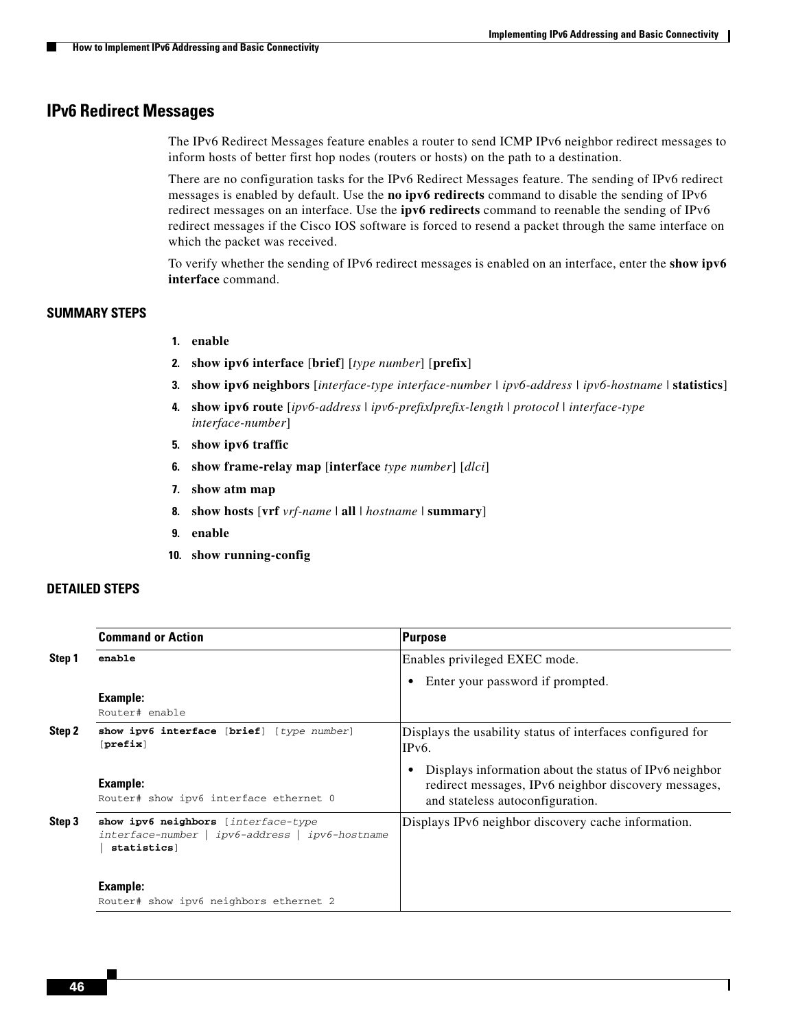## IPv6 Redirect Messages

The IPv6 Redirect Messages feature enables a router to send ICMP IPv6 neighbor redirect messages to inform hosts of better first hop nodes (routers or hosts) on the path to a destination.

There are no configuration tasks for the IPv6 Redirect Messages feature. The sending of IPv6 redirect messages is enabled by default. Use the **no ipv6 redirects** command to disable the sending of IPv6 redirect messages on an interface. Use the **ipv6 redirects** command to reenable the sending of IPv6 redirect messages if the Cisco IOS software is forced to resend a packet through the same interface on which the packet was received.

To verify whether the sending of IPv6 redirect messages is enabled on an interface, enter the **show ipv6 interface** command.

### SUMMARY STEPS

1. **enable**
2. **show ipv6 interface** [**brief**] [*type number*] [**prefix**]
3. **show ipv6 neighbors** [*interface-type interface-number* | *ipv6-address* | *ipv6-hostname* | **statistics**]
4. **show ipv6 route** [*ipv6-address* | *ipv6-prefix***/***prefix-length* | *protocol* | *interface-type interface-number*]
5. **show ipv6 traffic**
6. **show frame-relay map** [**interface** *type number*] [*dlci*]
7. **show atm map**
8. **show hosts** [**vrf** *vrf-name* | **all** | *hostname* | **summary**]
9. **enable**
10. **show running-config**

### DETAILED STEPS

| | Command or Action | Purpose |
|---|---|---|
| **Step 1** | **enable**<br><br>**Example:**<br>`Router# enable` | Enables privileged EXEC mode.<br>• Enter your password if prompted. |
| **Step 2** | **show ipv6 interface** [**brief**] [*type number*] [**prefix**]<br><br>**Example:**<br>`Router# show ipv6 interface ethernet 0` | Displays the usability status of interfaces configured for IPv6.<br>• Displays information about the status of IPv6 neighbor redirect messages, IPv6 neighbor discovery messages, and stateless autoconfiguration. |
| **Step 3** | **show ipv6 neighbors** [*interface-type interface-number* \| *ipv6-address* \| *ipv6-hostname* \| **statistics**]<br><br>**Example:**<br>`Router# show ipv6 neighbors ethernet 2` | Displays IPv6 neighbor discovery cache information. |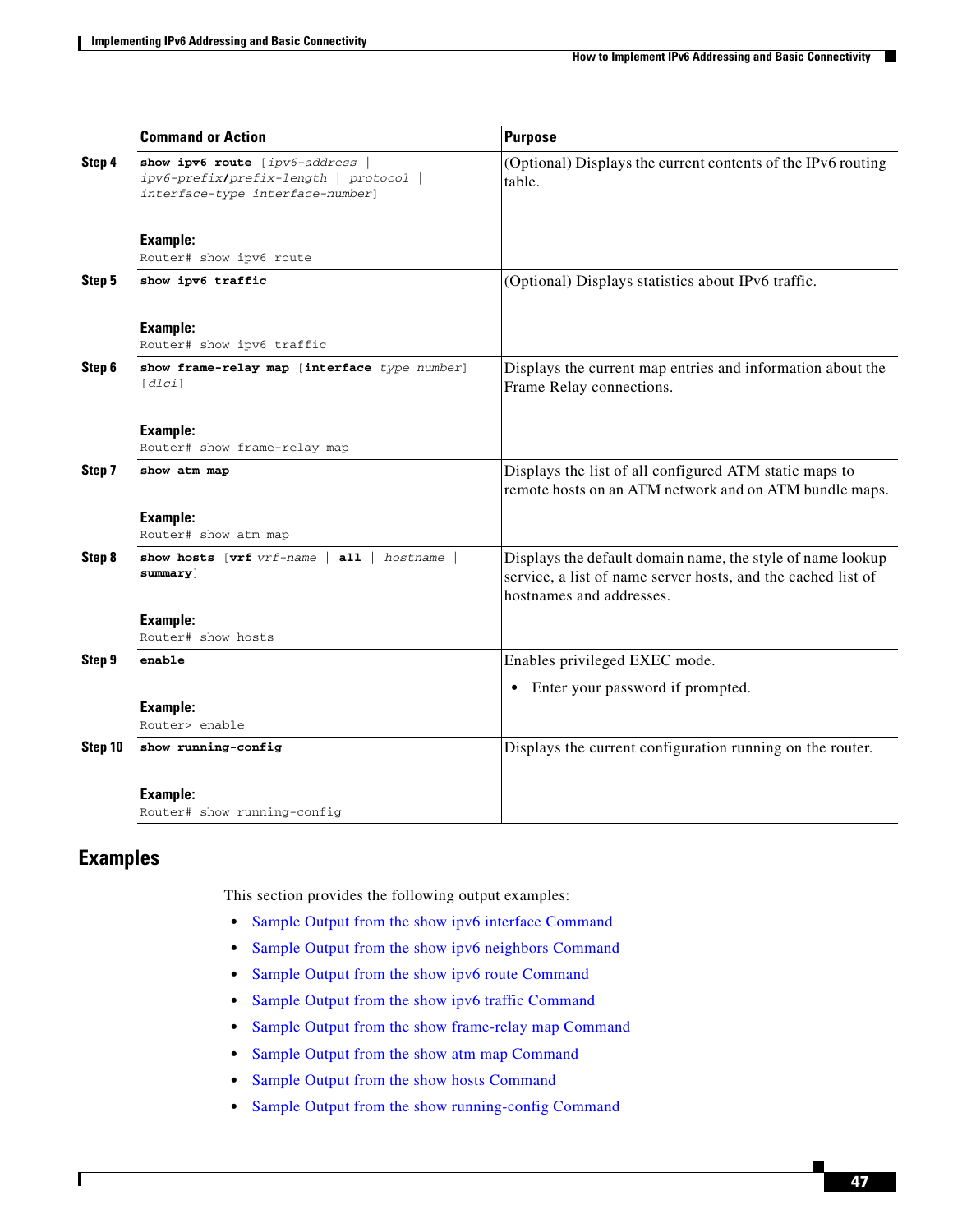| | Command or Action | Purpose |
|---|---|---|
| **Step 4** | **show ipv6 route** [*ipv6-address* \| *ipv6-prefix***/***prefix-length* \| *protocol* \| *interface-type interface-number*]<br><br>**Example:**<br>`Router# show ipv6 route` | (Optional) Displays the current contents of the IPv6 routing table. |
| **Step 5** | **show ipv6 traffic**<br><br>**Example:**<br>`Router# show ipv6 traffic` | (Optional) Displays statistics about IPv6 traffic. |
| **Step 6** | **show frame-relay map** [**interface** *type number*] [*dlci*]<br><br>**Example:**<br>`Router# show frame-relay map` | Displays the current map entries and information about the Frame Relay connections. |
| **Step 7** | **show atm map**<br><br>**Example:**<br>`Router# show atm map` | Displays the list of all configured ATM static maps to remote hosts on an ATM network and on ATM bundle maps. |
| **Step 8** | **show hosts** [**vrf** *vrf-name* \| **all** \| *hostname* \| **summary**]<br><br>**Example:**<br>`Router# show hosts` | Displays the default domain name, the style of name lookup service, a list of name server hosts, and the cached list of hostnames and addresses. |
| **Step 9** | **enable**<br><br>**Example:**<br>`Router> enable` | Enables privileged EXEC mode.<br>• Enter your password if prompted. |
| **Step 10** | **show running-config**<br><br>**Example:**<br>`Router# show running-config` | Displays the current configuration running on the router. |

## Examples

This section provides the following output examples:

- Sample Output from the show ipv6 interface Command
- Sample Output from the show ipv6 neighbors Command
- Sample Output from the show ipv6 route Command
- Sample Output from the show ipv6 traffic Command
- Sample Output from the show frame-relay map Command
- Sample Output from the show atm map Command
- Sample Output from the show hosts Command
- Sample Output from the show running-config Command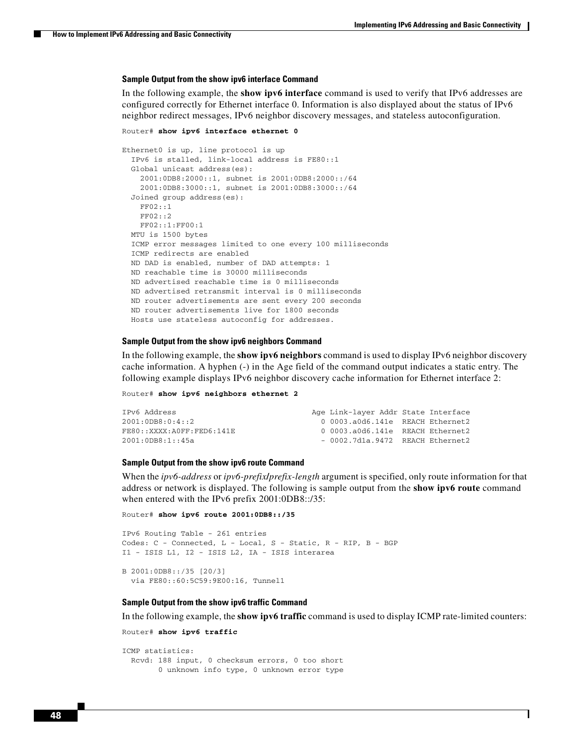### Sample Output from the show ipv6 interface Command

In the following example, the **show ipv6 interface** command is used to verify that IPv6 addresses are configured correctly for Ethernet interface 0. Information is also displayed about the status of IPv6 neighbor redirect messages, IPv6 neighbor discovery messages, and stateless autoconfiguration.

```
Router# show ipv6 interface ethernet 0

Ethernet0 is up, line protocol is up
  IPv6 is stalled, link-local address is FE80::1
  Global unicast address(es):
    2001:0DB8:2000::1, subnet is 2001:0DB8:2000::/64
    2001:0DB8:3000::1, subnet is 2001:0DB8:3000::/64
  Joined group address(es):
    FF02::1
    FF02::2
    FF02::1:FF00:1
  MTU is 1500 bytes
  ICMP error messages limited to one every 100 milliseconds
  ICMP redirects are enabled
  ND DAD is enabled, number of DAD attempts: 1
  ND reachable time is 30000 milliseconds
  ND advertised reachable time is 0 milliseconds
  ND advertised retransmit interval is 0 milliseconds
  ND router advertisements are sent every 200 seconds
  ND router advertisements live for 1800 seconds
  Hosts use stateless autoconfig for addresses.
```

### Sample Output from the show ipv6 neighbors Command

In the following example, the **show ipv6 neighbors** command is used to display IPv6 neighbor discovery cache information. A hyphen (-) in the Age field of the command output indicates a static entry. The following example displays IPv6 neighbor discovery cache information for Ethernet interface 2:

```
Router# show ipv6 neighbors ethernet 2

IPv6 Address                              Age Link-layer Addr State Interface
2001:0DB8:0:4::2                            0 0003.a0d6.141e  REACH Ethernet2
FE80::XXXX:A0FF:FED6:141E                   0 0003.a0d6.141e  REACH Ethernet2
2001:0DB8:1::45a                            - 0002.7d1a.9472  REACH Ethernet2
```

### Sample Output from the show ipv6 route Command

When the *ipv6-address* or *ipv6-prefix/prefix-length* argument is specified, only route information for that address or network is displayed. The following is sample output from the **show ipv6 route** command when entered with the IPv6 prefix 2001:0DB8::/35:

```
Router# show ipv6 route 2001:0DB8::/35

IPv6 Routing Table - 261 entries
Codes: C - Connected, L - Local, S - Static, R - RIP, B - BGP
I1 - ISIS L1, I2 - ISIS L2, IA - ISIS interarea

B 2001:0DB8::/35 [20/3]
  via FE80::60:5C59:9E00:16, Tunnel1
```

### Sample Output from the show ipv6 traffic Command

In the following example, the **show ipv6 traffic** command is used to display ICMP rate-limited counters:

```
Router# show ipv6 traffic

ICMP statistics:
  Rcvd: 188 input, 0 checksum errors, 0 too short
        0 unknown info type, 0 unknown error type
```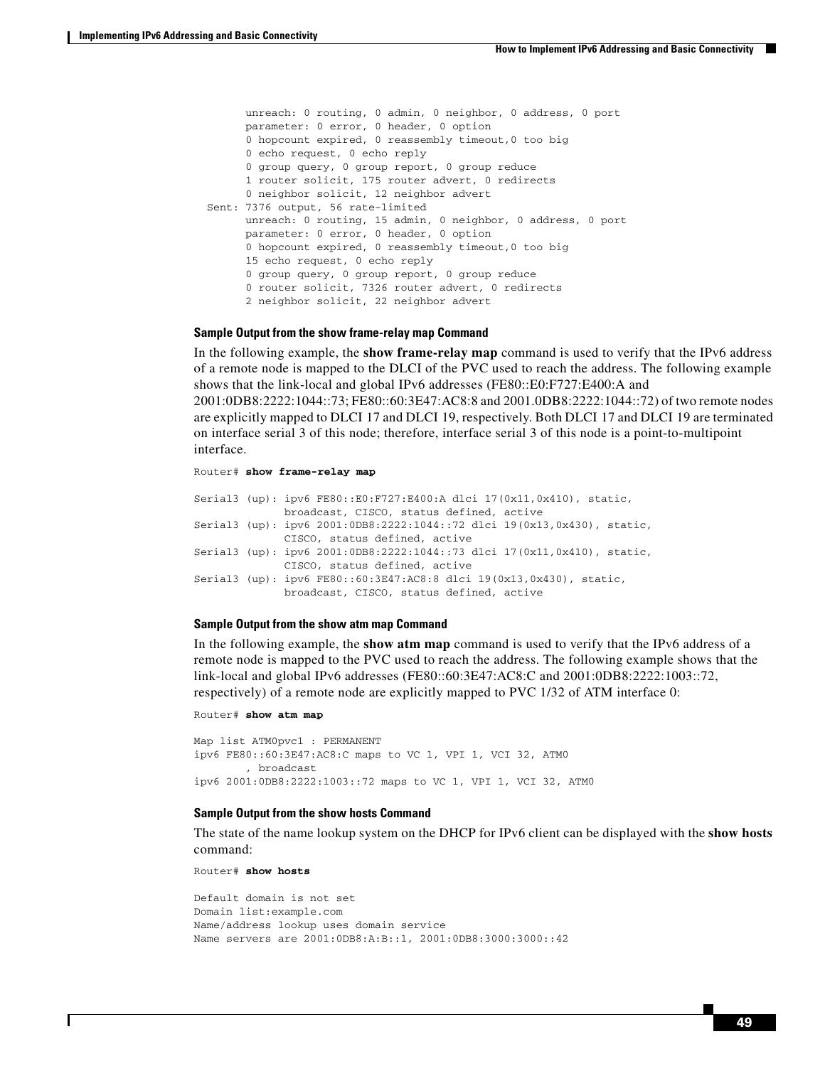```
        unreach: 0 routing, 0 admin, 0 neighbor, 0 address, 0 port
        parameter: 0 error, 0 header, 0 option
        0 hopcount expired, 0 reassembly timeout,0 too big
        0 echo request, 0 echo reply
        0 group query, 0 group report, 0 group reduce
        1 router solicit, 175 router advert, 0 redirects
        0 neighbor solicit, 12 neighbor advert
  Sent: 7376 output, 56 rate-limited
        unreach: 0 routing, 15 admin, 0 neighbor, 0 address, 0 port
        parameter: 0 error, 0 header, 0 option
        0 hopcount expired, 0 reassembly timeout,0 too big
        15 echo request, 0 echo reply
        0 group query, 0 group report, 0 group reduce
        0 router solicit, 7326 router advert, 0 redirects
        2 neighbor solicit, 22 neighbor advert
```

#### Sample Output from the show frame-relay map Command

In the following example, the **show frame-relay map** command is used to verify that the IPv6 address of a remote node is mapped to the DLCI of the PVC used to reach the address. The following example shows that the link-local and global IPv6 addresses (FE80::E0:F727:E400:A and 2001:0DB8:2222:1044::73; FE80::60:3E47:AC8:8 and 2001.0DB8:2222:1044::72) of two remote nodes are explicitly mapped to DLCI 17 and DLCI 19, respectively. Both DLCI 17 and DLCI 19 are terminated on interface serial 3 of this node; therefore, interface serial 3 of this node is a point-to-multipoint interface.

```
Router# show frame-relay map

Serial3 (up): ipv6 FE80::E0:F727:E400:A dlci 17(0x11,0x410), static,
              broadcast, CISCO, status defined, active
Serial3 (up): ipv6 2001:0DB8:2222:1044::72 dlci 19(0x13,0x430), static,
              CISCO, status defined, active
Serial3 (up): ipv6 2001:0DB8:2222:1044::73 dlci 17(0x11,0x410), static,
              CISCO, status defined, active
Serial3 (up): ipv6 FE80::60:3E47:AC8:8 dlci 19(0x13,0x430), static,
              broadcast, CISCO, status defined, active
```

#### Sample Output from the show atm map Command

In the following example, the **show atm map** command is used to verify that the IPv6 address of a remote node is mapped to the PVC used to reach the address. The following example shows that the link-local and global IPv6 addresses (FE80::60:3E47:AC8:C and 2001:0DB8:2222:1003::72, respectively) of a remote node are explicitly mapped to PVC 1/32 of ATM interface 0:

```
Router# show atm map

Map list ATM0pvc1 : PERMANENT
ipv6 FE80::60:3E47:AC8:C maps to VC 1, VPI 1, VCI 32, ATM0
        , broadcast
ipv6 2001:0DB8:2222:1003::72 maps to VC 1, VPI 1, VCI 32, ATM0
```

#### Sample Output from the show hosts Command

The state of the name lookup system on the DHCP for IPv6 client can be displayed with the **show hosts** command:

```
Router# show hosts

Default domain is not set
Domain list:example.com
Name/address lookup uses domain service
Name servers are 2001:0DB8:A:B::1, 2001:0DB8:3000:3000::42
```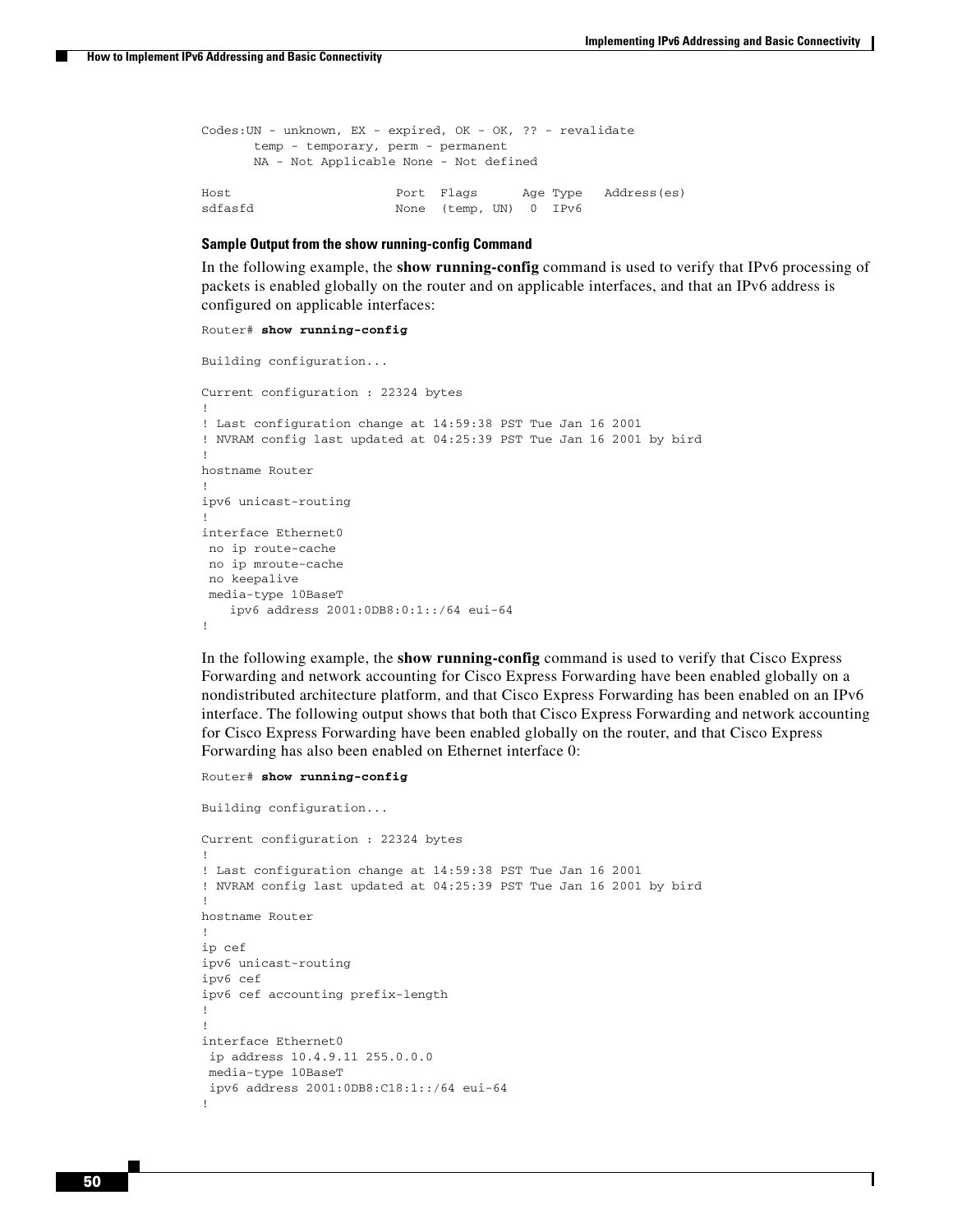```
Codes:UN - unknown, EX - expired, OK - OK, ?? - revalidate
       temp - temporary, perm - permanent
       NA - Not Applicable None - Not defined

Host                      Port  Flags      Age Type   Address(es)
sdfasfd                   None  (temp, UN)  0  IPv6
```

#### Sample Output from the show running-config Command

In the following example, the **show running-config** command is used to verify that IPv6 processing of packets is enabled globally on the router and on applicable interfaces, and that an IPv6 address is configured on applicable interfaces:

```
Router# show running-config

Building configuration...

Current configuration : 22324 bytes
!
! Last configuration change at 14:59:38 PST Tue Jan 16 2001
! NVRAM config last updated at 04:25:39 PST Tue Jan 16 2001 by bird
!
hostname Router
!
ipv6 unicast-routing
!
interface Ethernet0
 no ip route-cache
 no ip mroute-cache
 no keepalive
 media-type 10BaseT
    ipv6 address 2001:0DB8:0:1::/64 eui-64
!
```

In the following example, the **show running-config** command is used to verify that Cisco Express Forwarding and network accounting for Cisco Express Forwarding have been enabled globally on a nondistributed architecture platform, and that Cisco Express Forwarding has been enabled on an IPv6 interface. The following output shows that both that Cisco Express Forwarding and network accounting for Cisco Express Forwarding have been enabled globally on the router, and that Cisco Express Forwarding has also been enabled on Ethernet interface 0:

```
Router# show running-config

Building configuration...

Current configuration : 22324 bytes
!
! Last configuration change at 14:59:38 PST Tue Jan 16 2001
! NVRAM config last updated at 04:25:39 PST Tue Jan 16 2001 by bird
!
hostname Router
!
ip cef
ipv6 unicast-routing
ipv6 cef
ipv6 cef accounting prefix-length
!
!
interface Ethernet0
 ip address 10.4.9.11 255.0.0.0
 media-type 10BaseT
 ipv6 address 2001:0DB8:C18:1::/64 eui-64
!
```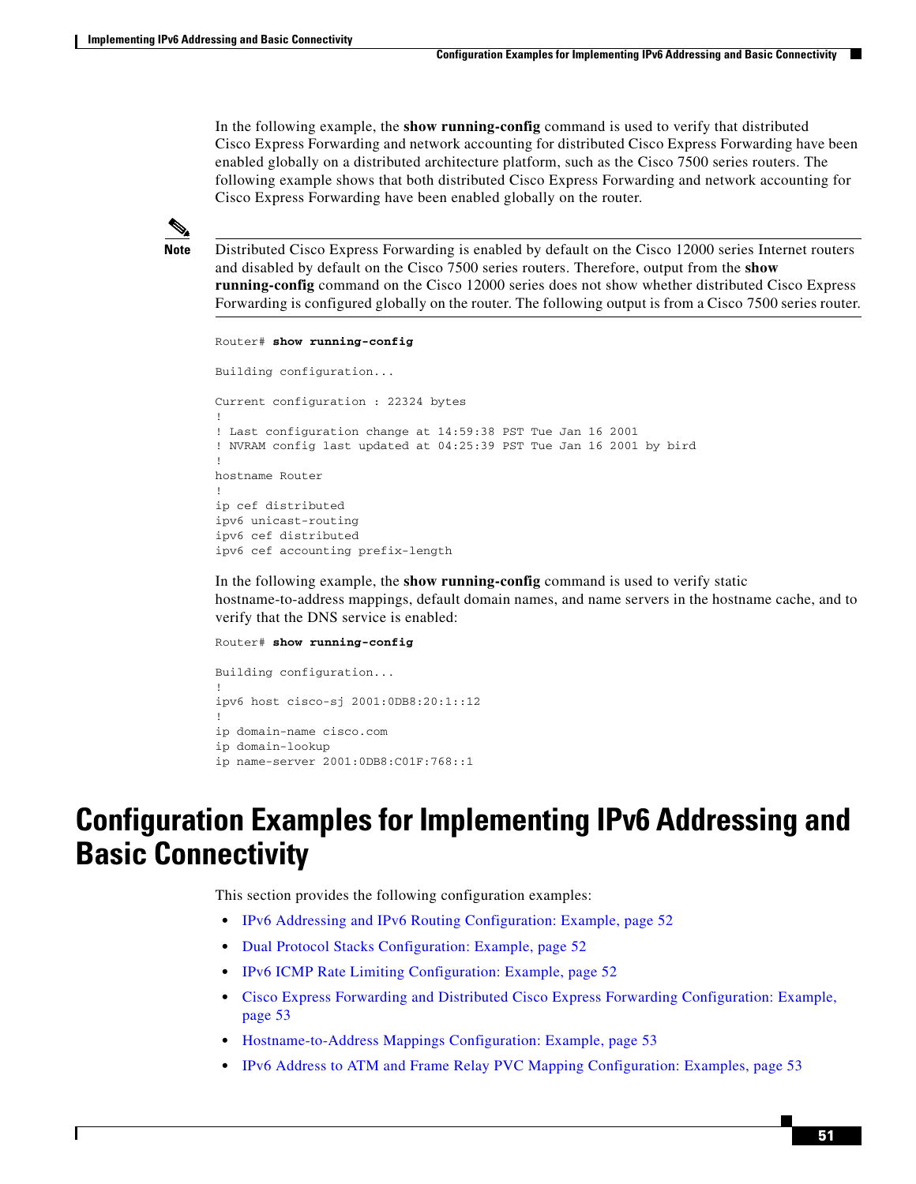In the following example, the **show running-config** command is used to verify that distributed Cisco Express Forwarding and network accounting for distributed Cisco Express Forwarding have been enabled globally on a distributed architecture platform, such as the Cisco 7500 series routers. The following example shows that both distributed Cisco Express Forwarding and network accounting for Cisco Express Forwarding have been enabled globally on the router.

**Note** Distributed Cisco Express Forwarding is enabled by default on the Cisco 12000 series Internet routers and disabled by default on the Cisco 7500 series routers. Therefore, output from the **show running-config** command on the Cisco 12000 series does not show whether distributed Cisco Express Forwarding is configured globally on the router. The following output is from a Cisco 7500 series router.

```
Router# show running-config

Building configuration...

Current configuration : 22324 bytes
!
! Last configuration change at 14:59:38 PST Tue Jan 16 2001
! NVRAM config last updated at 04:25:39 PST Tue Jan 16 2001 by bird
!
hostname Router
!
ip cef distributed
ipv6 unicast-routing
ipv6 cef distributed
ipv6 cef accounting prefix-length
```

In the following example, the **show running-config** command is used to verify static hostname-to-address mappings, default domain names, and name servers in the hostname cache, and to verify that the DNS service is enabled:

```
Router# show running-config

Building configuration...
!
ipv6 host cisco-sj 2001:0DB8:20:1::12
!
ip domain-name cisco.com
ip domain-lookup
ip name-server 2001:0DB8:C01F:768::1
```

# Configuration Examples for Implementing IPv6 Addressing and Basic Connectivity

This section provides the following configuration examples:

- IPv6 Addressing and IPv6 Routing Configuration: Example, page 52
- Dual Protocol Stacks Configuration: Example, page 52
- IPv6 ICMP Rate Limiting Configuration: Example, page 52
- Cisco Express Forwarding and Distributed Cisco Express Forwarding Configuration: Example, page 53
- Hostname-to-Address Mappings Configuration: Example, page 53
- IPv6 Address to ATM and Frame Relay PVC Mapping Configuration: Examples, page 53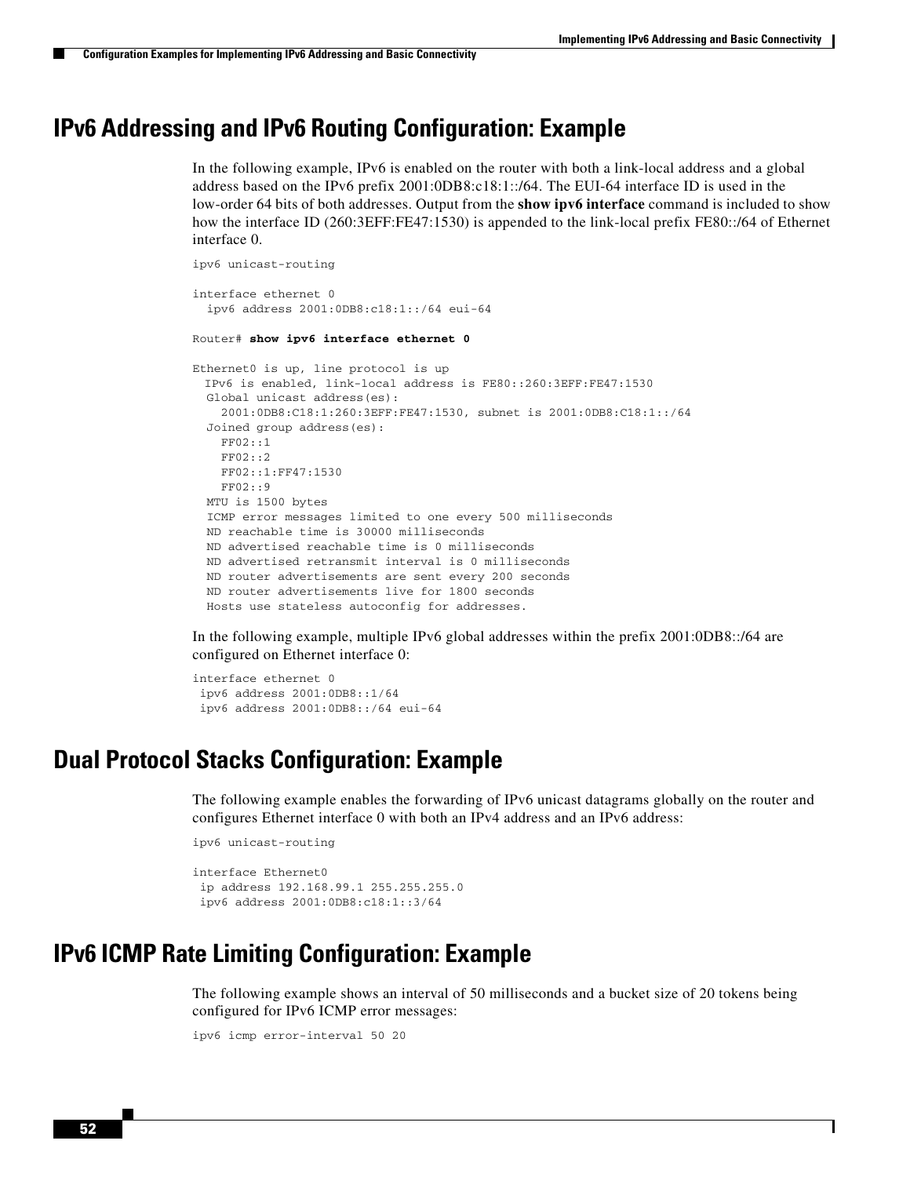## IPv6 Addressing and IPv6 Routing Configuration: Example

In the following example, IPv6 is enabled on the router with both a link-local address and a global address based on the IPv6 prefix 2001:0DB8:c18:1::/64. The EUI-64 interface ID is used in the low-order 64 bits of both addresses. Output from the **show ipv6 interface** command is included to show how the interface ID (260:3EFF:FE47:1530) is appended to the link-local prefix FE80::/64 of Ethernet interface 0.

```
ipv6 unicast-routing

interface ethernet 0
  ipv6 address 2001:0DB8:c18:1::/64 eui-64

Router# show ipv6 interface ethernet 0

Ethernet0 is up, line protocol is up
  IPv6 is enabled, link-local address is FE80::260:3EFF:FE47:1530
  Global unicast address(es):
    2001:0DB8:C18:1:260:3EFF:FE47:1530, subnet is 2001:0DB8:C18:1::/64
  Joined group address(es):
    FF02::1
    FF02::2
    FF02::1:FF47:1530
    FF02::9
  MTU is 1500 bytes
  ICMP error messages limited to one every 500 milliseconds
  ND reachable time is 30000 milliseconds
  ND advertised reachable time is 0 milliseconds
  ND advertised retransmit interval is 0 milliseconds
  ND router advertisements are sent every 200 seconds
  ND router advertisements live for 1800 seconds
  Hosts use stateless autoconfig for addresses.
```

In the following example, multiple IPv6 global addresses within the prefix 2001:0DB8::/64 are configured on Ethernet interface 0:

```
interface ethernet 0
 ipv6 address 2001:0DB8::1/64
 ipv6 address 2001:0DB8::/64 eui-64
```

## Dual Protocol Stacks Configuration: Example

The following example enables the forwarding of IPv6 unicast datagrams globally on the router and configures Ethernet interface 0 with both an IPv4 address and an IPv6 address:

```
ipv6 unicast-routing

interface Ethernet0
 ip address 192.168.99.1 255.255.255.0
 ipv6 address 2001:0DB8:c18:1::3/64
```

## IPv6 ICMP Rate Limiting Configuration: Example

The following example shows an interval of 50 milliseconds and a bucket size of 20 tokens being configured for IPv6 ICMP error messages:

```
ipv6 icmp error-interval 50 20
```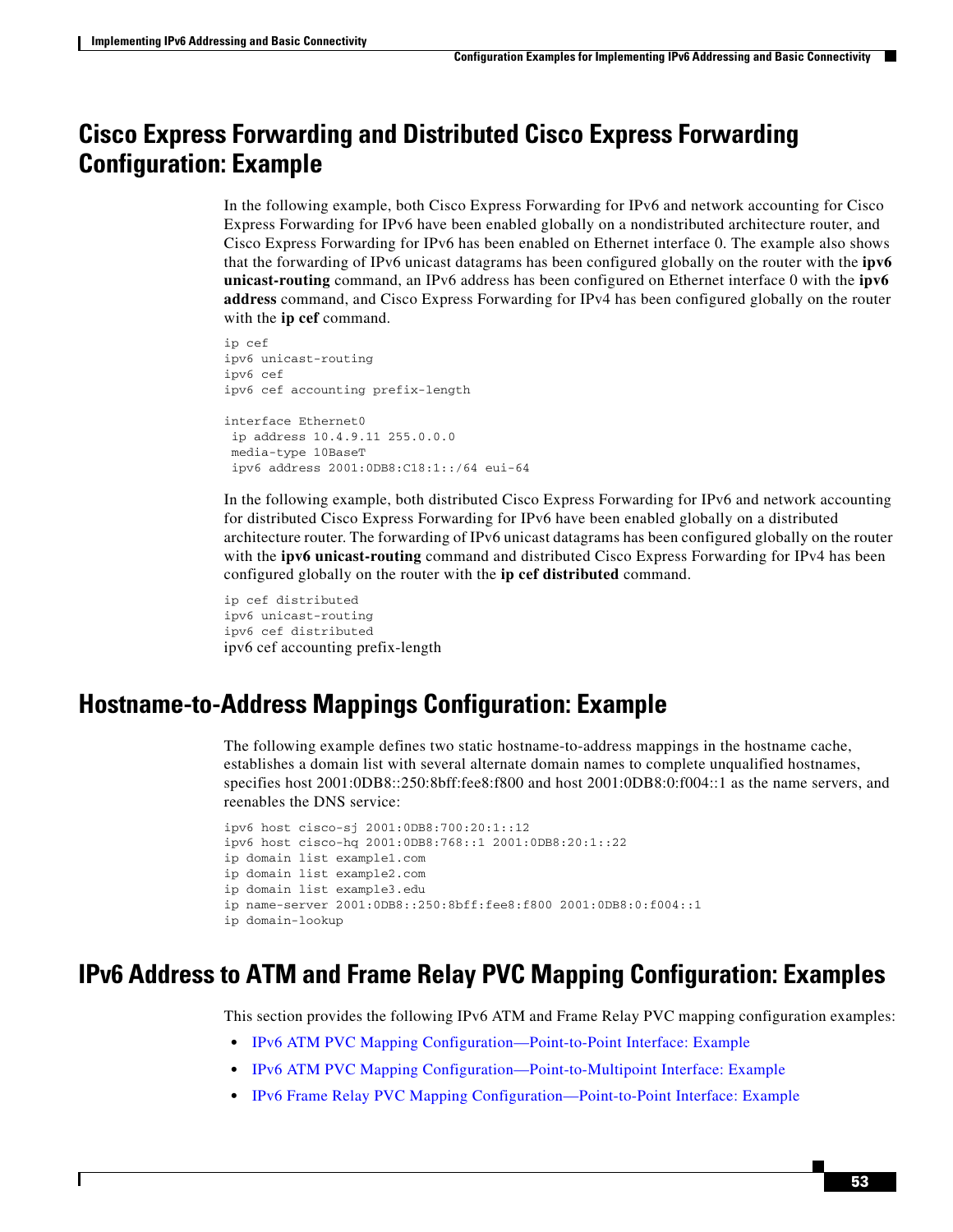## Cisco Express Forwarding and Distributed Cisco Express Forwarding Configuration: Example

In the following example, both Cisco Express Forwarding for IPv6 and network accounting for Cisco Express Forwarding for IPv6 have been enabled globally on a nondistributed architecture router, and Cisco Express Forwarding for IPv6 has been enabled on Ethernet interface 0. The example also shows that the forwarding of IPv6 unicast datagrams has been configured globally on the router with the **ipv6 unicast-routing** command, an IPv6 address has been configured on Ethernet interface 0 with the **ipv6 address** command, and Cisco Express Forwarding for IPv4 has been configured globally on the router with the **ip cef** command.

```
ip cef
ipv6 unicast-routing
ipv6 cef
ipv6 cef accounting prefix-length

interface Ethernet0
 ip address 10.4.9.11 255.0.0.0
 media-type 10BaseT
 ipv6 address 2001:0DB8:C18:1::/64 eui-64
```

In the following example, both distributed Cisco Express Forwarding for IPv6 and network accounting for distributed Cisco Express Forwarding for IPv6 have been enabled globally on a distributed architecture router. The forwarding of IPv6 unicast datagrams has been configured globally on the router with the **ipv6 unicast-routing** command and distributed Cisco Express Forwarding for IPv4 has been configured globally on the router with the **ip cef distributed** command.

```
ip cef distributed
ipv6 unicast-routing
ipv6 cef distributed
ipv6 cef accounting prefix-length
```

## Hostname-to-Address Mappings Configuration: Example

The following example defines two static hostname-to-address mappings in the hostname cache, establishes a domain list with several alternate domain names to complete unqualified hostnames, specifies host 2001:0DB8::250:8bff:fee8:f800 and host 2001:0DB8:0:f004::1 as the name servers, and reenables the DNS service:

```
ipv6 host cisco-sj 2001:0DB8:700:20:1::12
ipv6 host cisco-hq 2001:0DB8:768::1 2001:0DB8:20:1::22
ip domain list example1.com
ip domain list example2.com
ip domain list example3.edu
ip name-server 2001:0DB8::250:8bff:fee8:f800 2001:0DB8:0:f004::1
ip domain-lookup
```

## IPv6 Address to ATM and Frame Relay PVC Mapping Configuration: Examples

This section provides the following IPv6 ATM and Frame Relay PVC mapping configuration examples:

- IPv6 ATM PVC Mapping Configuration—Point-to-Point Interface: Example
- IPv6 ATM PVC Mapping Configuration—Point-to-Multipoint Interface: Example
- IPv6 Frame Relay PVC Mapping Configuration—Point-to-Point Interface: Example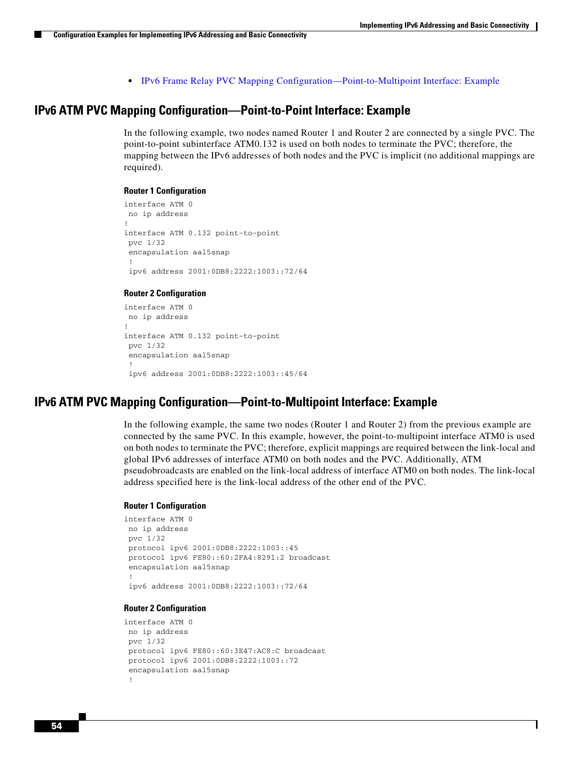- IPv6 Frame Relay PVC Mapping Configuration—Point-to-Multipoint Interface: Example

## IPv6 ATM PVC Mapping Configuration—Point-to-Point Interface: Example

In the following example, two nodes named Router 1 and Router 2 are connected by a single PVC. The point-to-point subinterface ATM0.132 is used on both nodes to terminate the PVC; therefore, the mapping between the IPv6 addresses of both nodes and the PVC is implicit (no additional mappings are required).

#### Router 1 Configuration

```
interface ATM 0
 no ip address
!
interface ATM 0.132 point-to-point
 pvc 1/32
 encapsulation aal5snap
 !
 ipv6 address 2001:0DB8:2222:1003::72/64
```

#### Router 2 Configuration

```
interface ATM 0
 no ip address
!
interface ATM 0.132 point-to-point
 pvc 1/32
 encapsulation aal5snap
 !
 ipv6 address 2001:0DB8:2222:1003::45/64
```

## IPv6 ATM PVC Mapping Configuration—Point-to-Multipoint Interface: Example

In the following example, the same two nodes (Router 1 and Router 2) from the previous example are connected by the same PVC. In this example, however, the point-to-multipoint interface ATM0 is used on both nodes to terminate the PVC; therefore, explicit mappings are required between the link-local and global IPv6 addresses of interface ATM0 on both nodes and the PVC. Additionally, ATM pseudobroadcasts are enabled on the link-local address of interface ATM0 on both nodes. The link-local address specified here is the link-local address of the other end of the PVC.

#### Router 1 Configuration

```
interface ATM 0
 no ip address
 pvc 1/32
 protocol ipv6 2001:0DB8:2222:1003::45
 protocol ipv6 FE80::60:2FA4:8291:2 broadcast
 encapsulation aal5snap
 !
 ipv6 address 2001:0DB8:2222:1003::72/64
```

#### Router 2 Configuration

```
interface ATM 0
 no ip address
 pvc 1/32
 protocol ipv6 FE80::60:3E47:AC8:C broadcast
 protocol ipv6 2001:0DB8:2222:1003::72
 encapsulation aal5snap
 !
```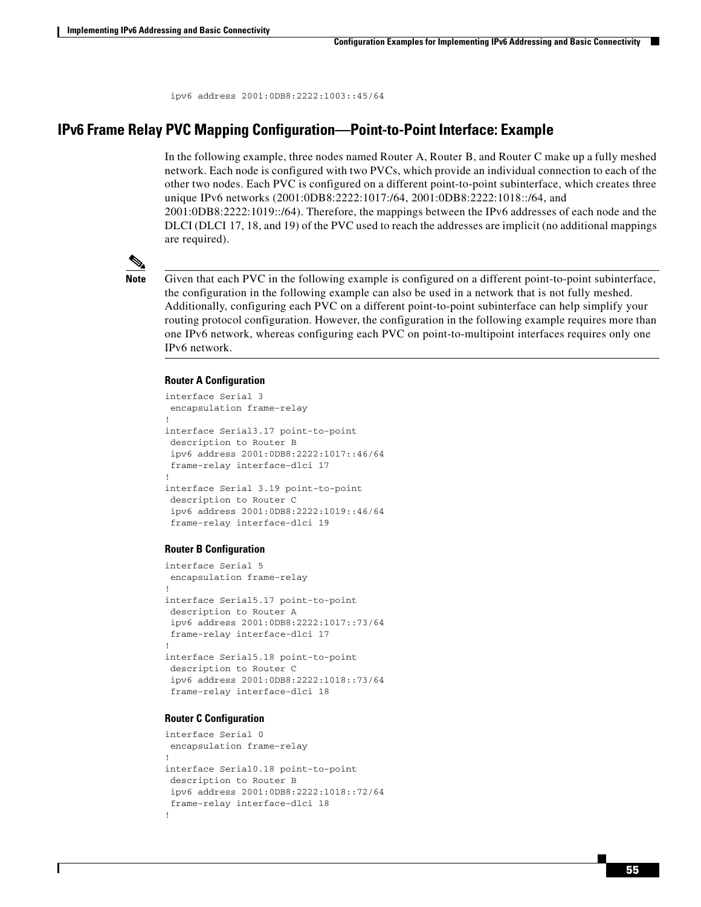```
 ipv6 address 2001:0DB8:2222:1003::45/64
```

## IPv6 Frame Relay PVC Mapping Configuration—Point-to-Point Interface: Example

In the following example, three nodes named Router A, Router B, and Router C make up a fully meshed network. Each node is configured with two PVCs, which provide an individual connection to each of the other two nodes. Each PVC is configured on a different point-to-point subinterface, which creates three unique IPv6 networks (2001:0DB8:2222:1017:/64, 2001:0DB8:2222:1018::/64, and 2001:0DB8:2222:1019::/64). Therefore, the mappings between the IPv6 addresses of each node and the DLCI (DLCI 17, 18, and 19) of the PVC used to reach the addresses are implicit (no additional mappings are required).

**Note** Given that each PVC in the following example is configured on a different point-to-point subinterface, the configuration in the following example can also be used in a network that is not fully meshed. Additionally, configuring each PVC on a different point-to-point subinterface can help simplify your routing protocol configuration. However, the configuration in the following example requires more than one IPv6 network, whereas configuring each PVC on point-to-multipoint interfaces requires only one IPv6 network.

#### Router A Configuration

```
interface Serial 3
 encapsulation frame-relay
!
interface Serial3.17 point-to-point
 description to Router B
 ipv6 address 2001:0DB8:2222:1017::46/64
 frame-relay interface-dlci 17
!
interface Serial 3.19 point-to-point
 description to Router C
 ipv6 address 2001:0DB8:2222:1019::46/64
 frame-relay interface-dlci 19
```

#### Router B Configuration

```
interface Serial 5
 encapsulation frame-relay
!
interface Serial5.17 point-to-point
 description to Router A
 ipv6 address 2001:0DB8:2222:1017::73/64
 frame-relay interface-dlci 17
!
interface Serial5.18 point-to-point
 description to Router C
 ipv6 address 2001:0DB8:2222:1018::73/64
 frame-relay interface-dlci 18
```

#### Router C Configuration

```
interface Serial 0
 encapsulation frame-relay
!
interface Serial0.18 point-to-point
 description to Router B
 ipv6 address 2001:0DB8:2222:1018::72/64
 frame-relay interface-dlci 18
!
```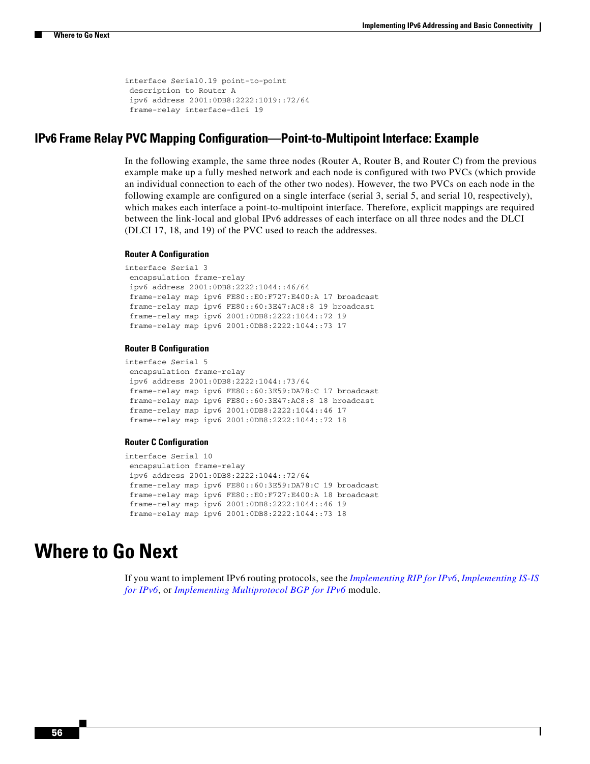```
interface Serial0.19 point-to-point
 description to Router A
 ipv6 address 2001:0DB8:2222:1019::72/64
 frame-relay interface-dlci 19
```

## IPv6 Frame Relay PVC Mapping Configuration—Point-to-Multipoint Interface: Example

In the following example, the same three nodes (Router A, Router B, and Router C) from the previous example make up a fully meshed network and each node is configured with two PVCs (which provide an individual connection to each of the other two nodes). However, the two PVCs on each node in the following example are configured on a single interface (serial 3, serial 5, and serial 10, respectively), which makes each interface a point-to-multipoint interface. Therefore, explicit mappings are required between the link-local and global IPv6 addresses of each interface on all three nodes and the DLCI (DLCI 17, 18, and 19) of the PVC used to reach the addresses.

### Router A Configuration

```
interface Serial 3
 encapsulation frame-relay
 ipv6 address 2001:0DB8:2222:1044::46/64
 frame-relay map ipv6 FE80::E0:F727:E400:A 17 broadcast
 frame-relay map ipv6 FE80::60:3E47:AC8:8 19 broadcast
 frame-relay map ipv6 2001:0DB8:2222:1044::72 19
 frame-relay map ipv6 2001:0DB8:2222:1044::73 17
```

### Router B Configuration

```
interface Serial 5
 encapsulation frame-relay
 ipv6 address 2001:0DB8:2222:1044::73/64
 frame-relay map ipv6 FE80::60:3E59:DA78:C 17 broadcast
 frame-relay map ipv6 FE80::60:3E47:AC8:8 18 broadcast
 frame-relay map ipv6 2001:0DB8:2222:1044::46 17
 frame-relay map ipv6 2001:0DB8:2222:1044::72 18
```

### Router C Configuration

```
interface Serial 10
 encapsulation frame-relay
 ipv6 address 2001:0DB8:2222:1044::72/64
 frame-relay map ipv6 FE80::60:3E59:DA78:C 19 broadcast
 frame-relay map ipv6 FE80::E0:F727:E400:A 18 broadcast
 frame-relay map ipv6 2001:0DB8:2222:1044::46 19
 frame-relay map ipv6 2001:0DB8:2222:1044::73 18
```

# Where to Go Next

If you want to implement IPv6 routing protocols, see the *Implementing RIP for IPv6*, *Implementing IS-IS for IPv6*, or *Implementing Multiprotocol BGP for IPv6* module.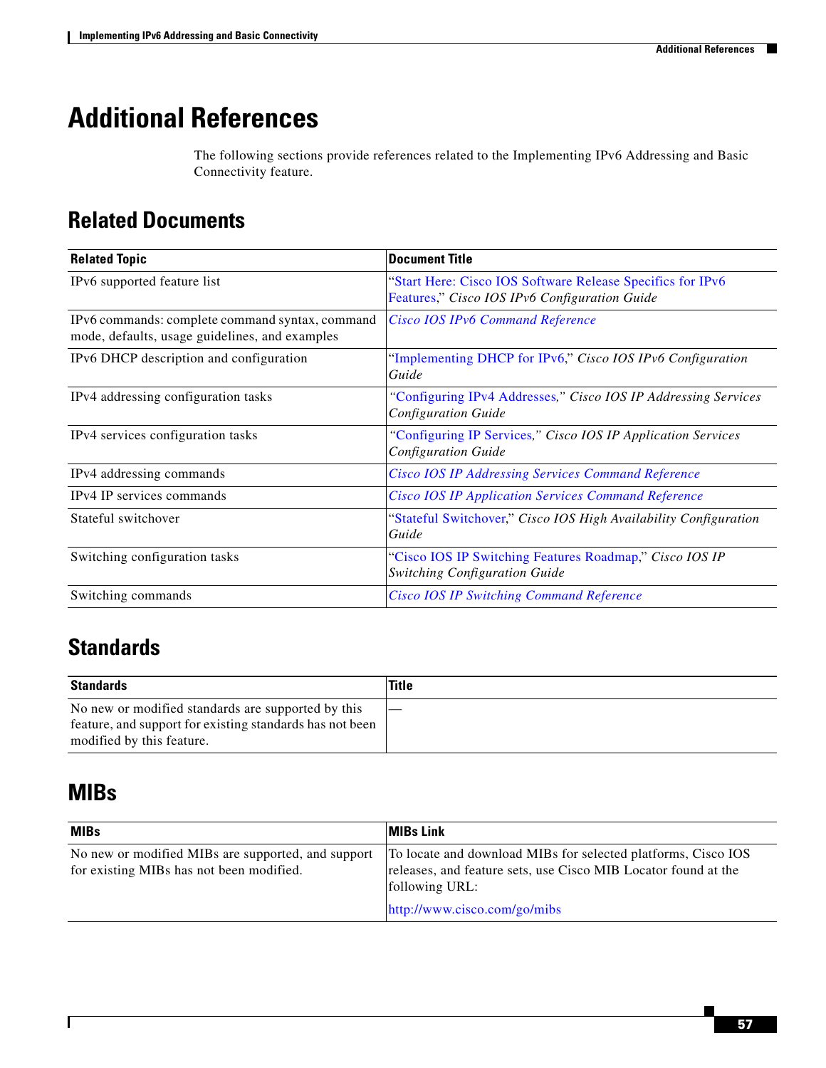# Additional References

The following sections provide references related to the Implementing IPv6 Addressing and Basic Connectivity feature.

## Related Documents

| Related Topic | Document Title |
| --- | --- |
| IPv6 supported feature list | "Start Here: Cisco IOS Software Release Specifics for IPv6 Features," *Cisco IOS IPv6 Configuration Guide* |
| IPv6 commands: complete command syntax, command mode, defaults, usage guidelines, and examples | *Cisco IOS IPv6 Command Reference* |
| IPv6 DHCP description and configuration | "Implementing DHCP for IPv6," *Cisco IOS IPv6 Configuration Guide* |
| IPv4 addressing configuration tasks | "Configuring IPv4 Addresses," *Cisco IOS IP Addressing Services Configuration Guide* |
| IPv4 services configuration tasks | "Configuring IP Services," *Cisco IOS IP Application Services Configuration Guide* |
| IPv4 addressing commands | *Cisco IOS IP Addressing Services Command Reference* |
| IPv4 IP services commands | *Cisco IOS IP Application Services Command Reference* |
| Stateful switchover | "Stateful Switchover," *Cisco IOS High Availability Configuration Guide* |
| Switching configuration tasks | "Cisco IOS IP Switching Features Roadmap," *Cisco IOS IP Switching Configuration Guide* |
| Switching commands | *Cisco IOS IP Switching Command Reference* |

## Standards

| Standards | Title |
| --- | --- |
| No new or modified standards are supported by this feature, and support for existing standards has not been modified by this feature. | — |

## MIBs

| MIBs | MIBs Link |
| --- | --- |
| No new or modified MIBs are supported, and support for existing MIBs has not been modified. | To locate and download MIBs for selected platforms, Cisco IOS releases, and feature sets, use Cisco MIB Locator found at the following URL: http://www.cisco.com/go/mibs |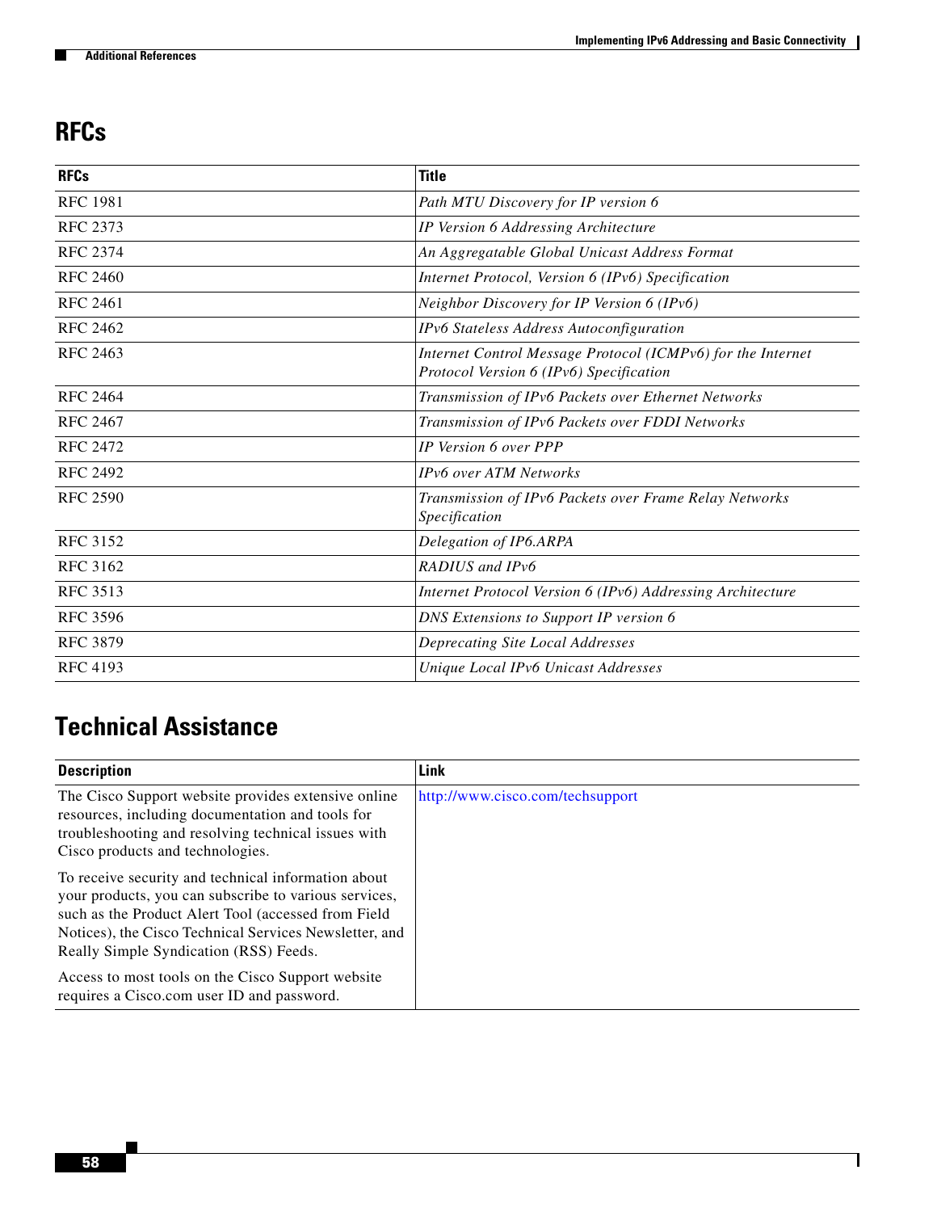## RFCs

| RFCs | Title |
|---|---|
| RFC 1981 | *Path MTU Discovery for IP version 6* |
| RFC 2373 | *IP Version 6 Addressing Architecture* |
| RFC 2374 | *An Aggregatable Global Unicast Address Format* |
| RFC 2460 | *Internet Protocol, Version 6 (IPv6) Specification* |
| RFC 2461 | *Neighbor Discovery for IP Version 6 (IPv6)* |
| RFC 2462 | *IPv6 Stateless Address Autoconfiguration* |
| RFC 2463 | *Internet Control Message Protocol (ICMPv6) for the Internet Protocol Version 6 (IPv6) Specification* |
| RFC 2464 | *Transmission of IPv6 Packets over Ethernet Networks* |
| RFC 2467 | *Transmission of IPv6 Packets over FDDI Networks* |
| RFC 2472 | *IP Version 6 over PPP* |
| RFC 2492 | *IPv6 over ATM Networks* |
| RFC 2590 | *Transmission of IPv6 Packets over Frame Relay Networks Specification* |
| RFC 3152 | *Delegation of IP6.ARPA* |
| RFC 3162 | *RADIUS and IPv6* |
| RFC 3513 | *Internet Protocol Version 6 (IPv6) Addressing Architecture* |
| RFC 3596 | *DNS Extensions to Support IP version 6* |
| RFC 3879 | *Deprecating Site Local Addresses* |
| RFC 4193 | *Unique Local IPv6 Unicast Addresses* |

## Technical Assistance

| Description | Link |
|---|---|
| The Cisco Support website provides extensive online resources, including documentation and tools for troubleshooting and resolving technical issues with Cisco products and technologies.<br><br>To receive security and technical information about your products, you can subscribe to various services, such as the Product Alert Tool (accessed from Field Notices), the Cisco Technical Services Newsletter, and Really Simple Syndication (RSS) Feeds.<br><br>Access to most tools on the Cisco Support website requires a Cisco.com user ID and password. | http://www.cisco.com/techsupport |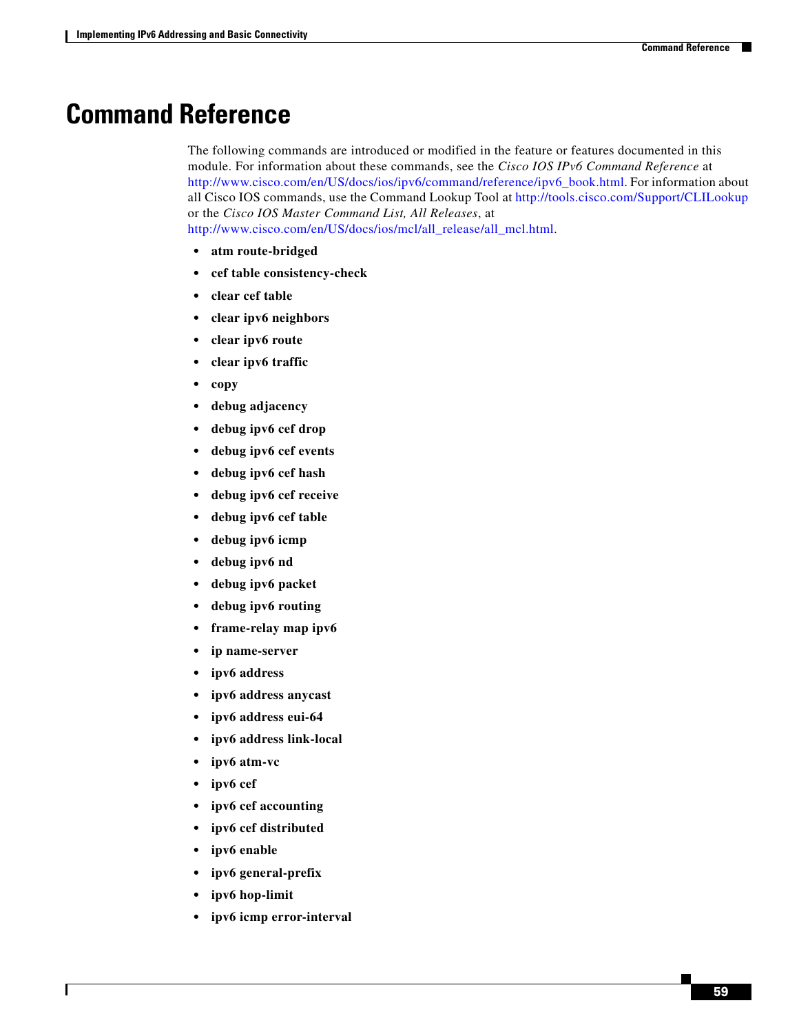# Command Reference

The following commands are introduced or modified in the feature or features documented in this module. For information about these commands, see the *Cisco IOS IPv6 Command Reference* at http://www.cisco.com/en/US/docs/ios/ipv6/command/reference/ipv6_book.html. For information about all Cisco IOS commands, use the Command Lookup Tool at http://tools.cisco.com/Support/CLILookup or the *Cisco IOS Master Command List, All Releases*, at http://www.cisco.com/en/US/docs/ios/mcl/all_release/all_mcl.html.

- **atm route-bridged**
- **cef table consistency-check**
- **clear cef table**
- **clear ipv6 neighbors**
- **clear ipv6 route**
- **clear ipv6 traffic**
- **copy**
- **debug adjacency**
- **debug ipv6 cef drop**
- **debug ipv6 cef events**
- **debug ipv6 cef hash**
- **debug ipv6 cef receive**
- **debug ipv6 cef table**
- **debug ipv6 icmp**
- **debug ipv6 nd**
- **debug ipv6 packet**
- **debug ipv6 routing**
- **frame-relay map ipv6**
- **ip name-server**
- **ipv6 address**
- **ipv6 address anycast**
- **ipv6 address eui-64**
- **ipv6 address link-local**
- **ipv6 atm-vc**
- **ipv6 cef**
- **ipv6 cef accounting**
- **ipv6 cef distributed**
- **ipv6 enable**
- **ipv6 general-prefix**
- **ipv6 hop-limit**
- **ipv6 icmp error-interval**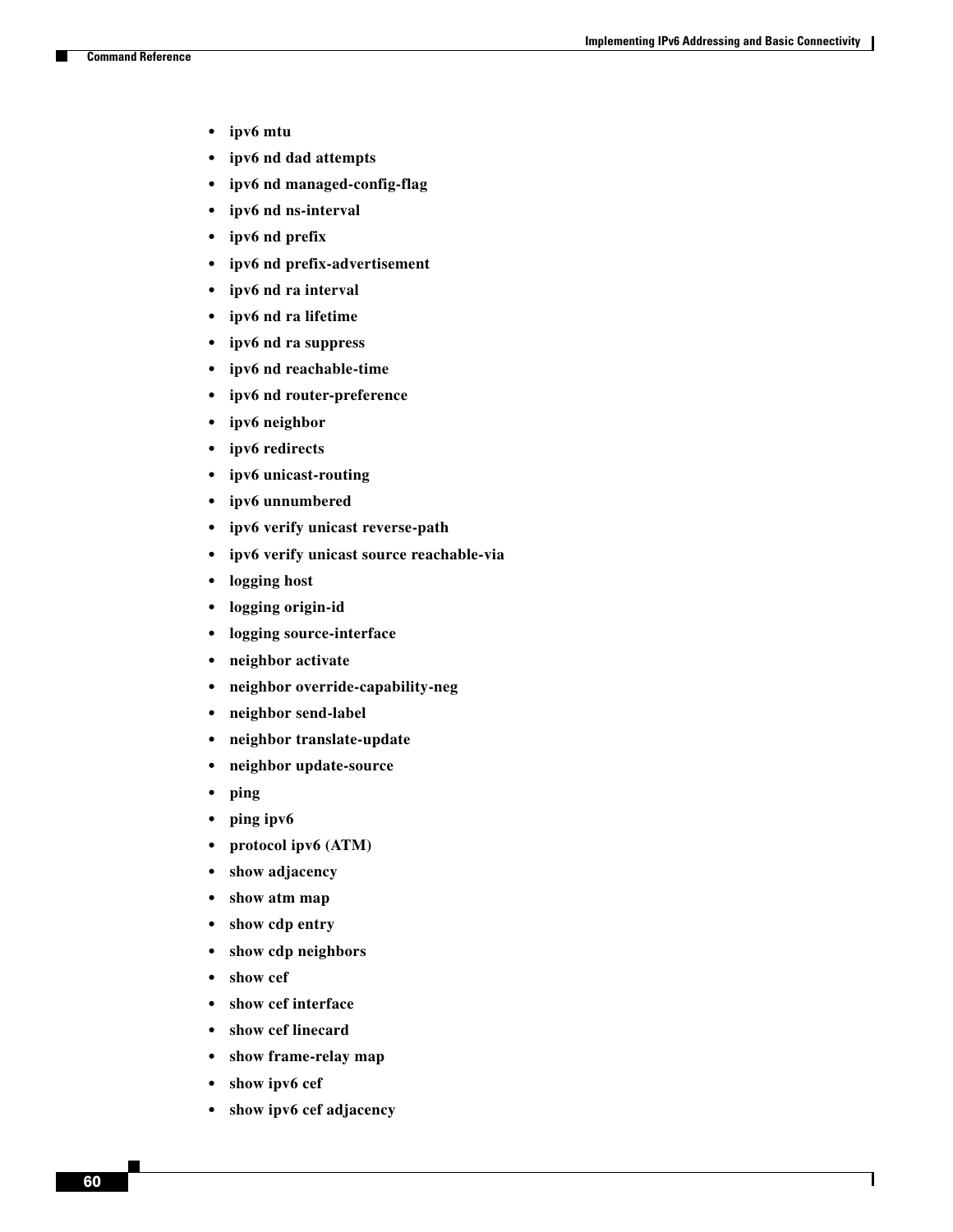- **ipv6 mtu**
- **ipv6 nd dad attempts**
- **ipv6 nd managed-config-flag**
- **ipv6 nd ns-interval**
- **ipv6 nd prefix**
- **ipv6 nd prefix-advertisement**
- **ipv6 nd ra interval**
- **ipv6 nd ra lifetime**
- **ipv6 nd ra suppress**
- **ipv6 nd reachable-time**
- **ipv6 nd router-preference**
- **ipv6 neighbor**
- **ipv6 redirects**
- **ipv6 unicast-routing**
- **ipv6 unnumbered**
- **ipv6 verify unicast reverse-path**
- **ipv6 verify unicast source reachable-via**
- **logging host**
- **logging origin-id**
- **logging source-interface**
- **neighbor activate**
- **neighbor override-capability-neg**
- **neighbor send-label**
- **neighbor translate-update**
- **neighbor update-source**
- **ping**
- **ping ipv6**
- **protocol ipv6 (ATM)**
- **show adjacency**
- **show atm map**
- **show cdp entry**
- **show cdp neighbors**
- **show cef**
- **show cef interface**
- **show cef linecard**
- **show frame-relay map**
- **show ipv6 cef**
- **show ipv6 cef adjacency**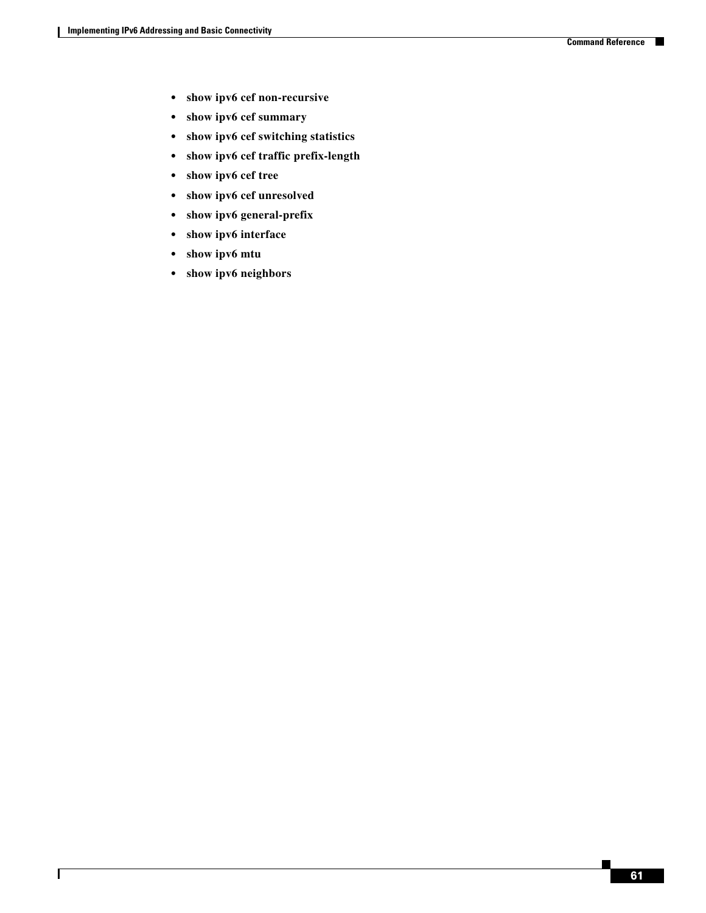- **show ipv6 cef non-recursive**
- **show ipv6 cef summary**
- **show ipv6 cef switching statistics**
- **show ipv6 cef traffic prefix-length**
- **show ipv6 cef tree**
- **show ipv6 cef unresolved**
- **show ipv6 general-prefix**
- **show ipv6 interface**
- **show ipv6 mtu**
- **show ipv6 neighbors**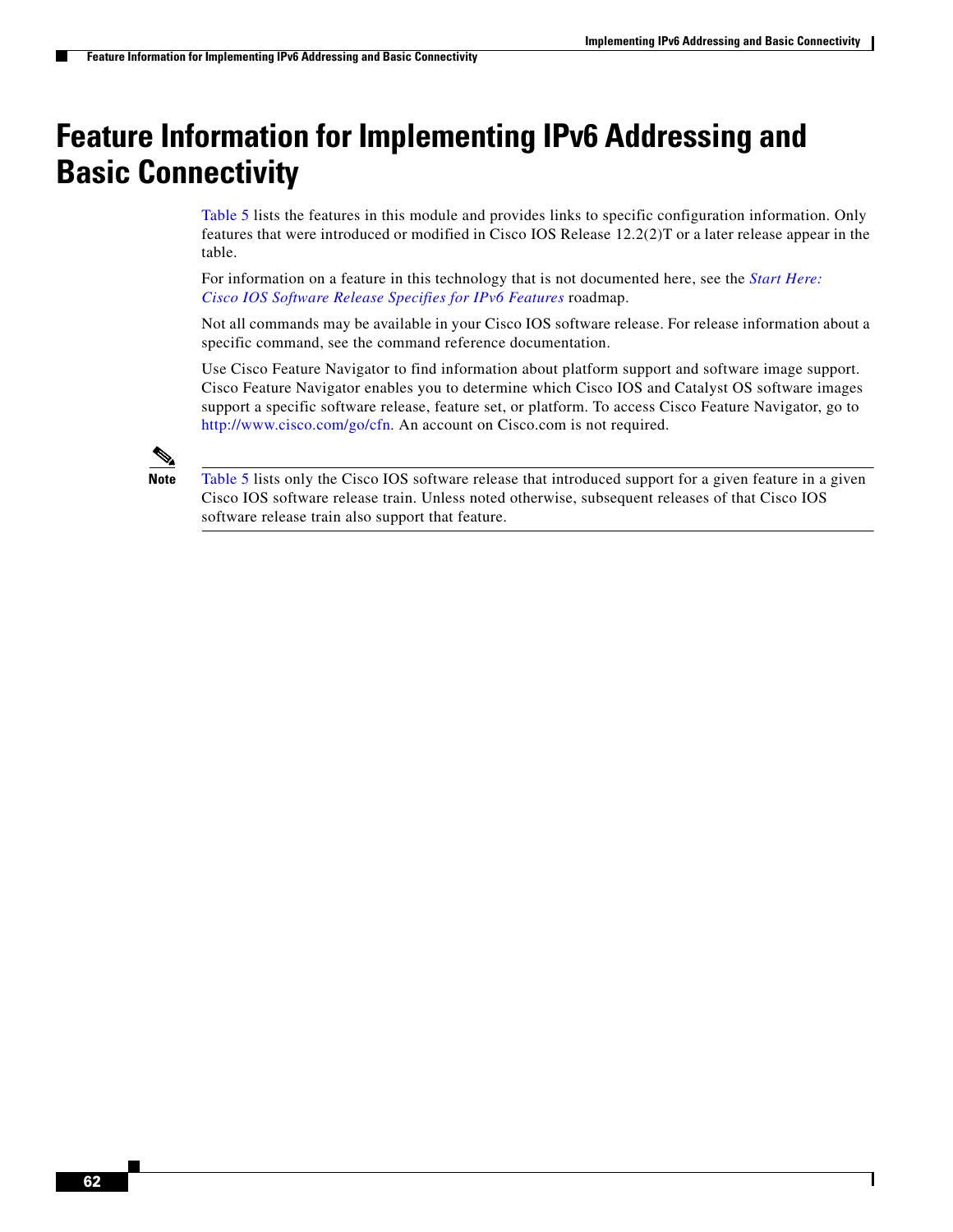# Feature Information for Implementing IPv6 Addressing and Basic Connectivity

Table 5 lists the features in this module and provides links to specific configuration information. Only features that were introduced or modified in Cisco IOS Release 12.2(2)T or a later release appear in the table.

For information on a feature in this technology that is not documented here, see the *Start Here: Cisco IOS Software Release Specifies for IPv6 Features* roadmap.

Not all commands may be available in your Cisco IOS software release. For release information about a specific command, see the command reference documentation.

Use Cisco Feature Navigator to find information about platform support and software image support. Cisco Feature Navigator enables you to determine which Cisco IOS and Catalyst OS software images support a specific software release, feature set, or platform. To access Cisco Feature Navigator, go to http://www.cisco.com/go/cfn. An account on Cisco.com is not required.

**Note** Table 5 lists only the Cisco IOS software release that introduced support for a given feature in a given Cisco IOS software release train. Unless noted otherwise, subsequent releases of that Cisco IOS software release train also support that feature.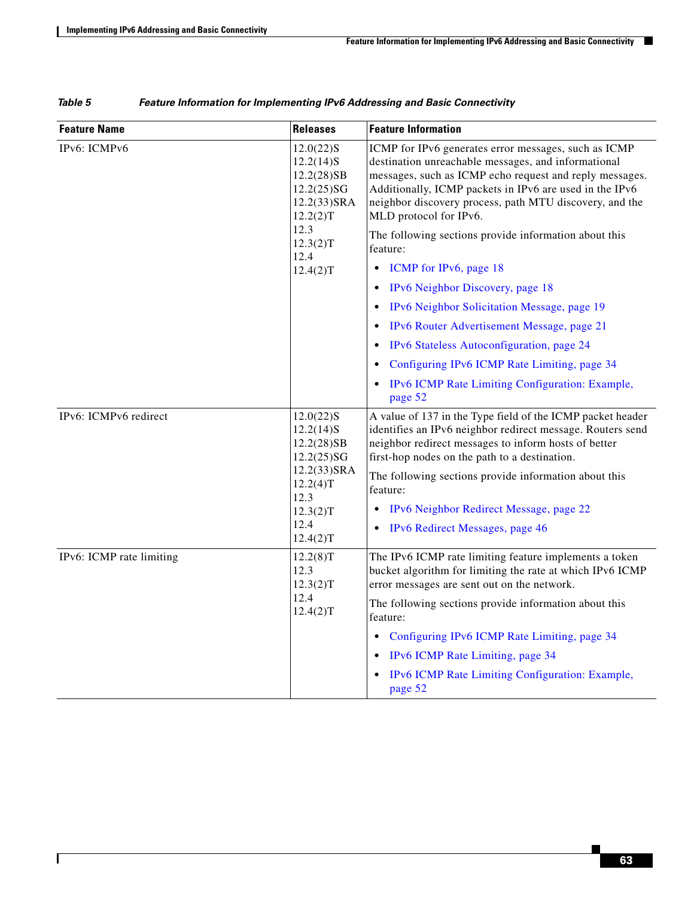*Table 5 Feature Information for Implementing IPv6 Addressing and Basic Connectivity*

| Feature Name | Releases | Feature Information |
|---|---|---|
| IPv6: ICMPv6 | 12.0(22)S<br>12.2(14)S<br>12.2(28)SB<br>12.2(25)SG<br>12.2(33)SRA<br>12.2(2)T<br>12.3<br>12.3(2)T<br>12.4<br>12.4(2)T | ICMP for IPv6 generates error messages, such as ICMP destination unreachable messages, and informational messages, such as ICMP echo request and reply messages. Additionally, ICMP packets in IPv6 are used in the IPv6 neighbor discovery process, path MTU discovery, and the MLD protocol for IPv6.<br><br>The following sections provide information about this feature:<br><br>• ICMP for IPv6, page 18<br>• IPv6 Neighbor Discovery, page 18<br>• IPv6 Neighbor Solicitation Message, page 19<br>• IPv6 Router Advertisement Message, page 21<br>• IPv6 Stateless Autoconfiguration, page 24<br>• Configuring IPv6 ICMP Rate Limiting, page 34<br>• IPv6 ICMP Rate Limiting Configuration: Example, page 52 |
| IPv6: ICMPv6 redirect | 12.0(22)S<br>12.2(14)S<br>12.2(28)SB<br>12.2(25)SG<br>12.2(33)SRA<br>12.2(4)T<br>12.3<br>12.3(2)T<br>12.4<br>12.4(2)T | A value of 137 in the Type field of the ICMP packet header identifies an IPv6 neighbor redirect message. Routers send neighbor redirect messages to inform hosts of better first-hop nodes on the path to a destination.<br><br>The following sections provide information about this feature:<br><br>• IPv6 Neighbor Redirect Message, page 22<br>• IPv6 Redirect Messages, page 46 |
| IPv6: ICMP rate limiting | 12.2(8)T<br>12.3<br>12.3(2)T<br>12.4<br>12.4(2)T | The IPv6 ICMP rate limiting feature implements a token bucket algorithm for limiting the rate at which IPv6 ICMP error messages are sent out on the network.<br><br>The following sections provide information about this feature:<br><br>• Configuring IPv6 ICMP Rate Limiting, page 34<br>• IPv6 ICMP Rate Limiting, page 34<br>• IPv6 ICMP Rate Limiting Configuration: Example, page 52 |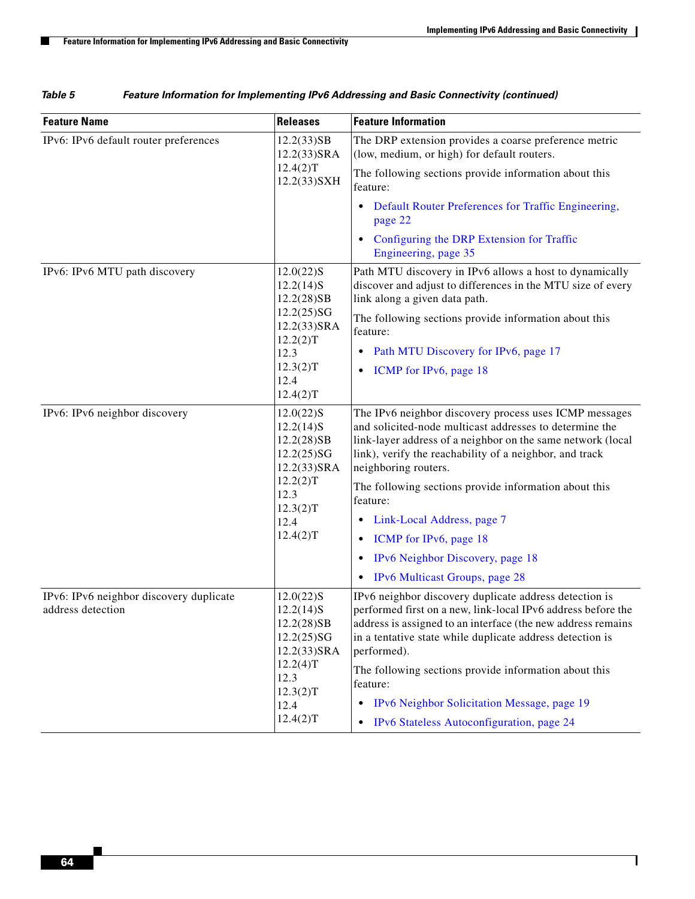Table 5 Feature Information for Implementing IPv6 Addressing and Basic Connectivity (continued)

| Feature Name | Releases | Feature Information |
|---|---|---|
| IPv6: IPv6 default router preferences | 12.2(33)SB<br>12.2(33)SRA<br>12.4(2)T<br>12.2(33)SXH | The DRP extension provides a coarse preference metric (low, medium, or high) for default routers.<br><br>The following sections provide information about this feature:<br>• Default Router Preferences for Traffic Engineering, page 22<br>• Configuring the DRP Extension for Traffic Engineering, page 35 |
| IPv6: IPv6 MTU path discovery | 12.0(22)S<br>12.2(14)S<br>12.2(28)SB<br>12.2(25)SG<br>12.2(33)SRA<br>12.2(2)T<br>12.3<br>12.3(2)T<br>12.4<br>12.4(2)T | Path MTU discovery in IPv6 allows a host to dynamically discover and adjust to differences in the MTU size of every link along a given data path.<br><br>The following sections provide information about this feature:<br>• Path MTU Discovery for IPv6, page 17<br>• ICMP for IPv6, page 18 |
| IPv6: IPv6 neighbor discovery | 12.0(22)S<br>12.2(14)S<br>12.2(28)SB<br>12.2(25)SG<br>12.2(33)SRA<br>12.2(2)T<br>12.3<br>12.3(2)T<br>12.4<br>12.4(2)T | The IPv6 neighbor discovery process uses ICMP messages and solicited-node multicast addresses to determine the link-layer address of a neighbor on the same network (local link), verify the reachability of a neighbor, and track neighboring routers.<br><br>The following sections provide information about this feature:<br>• Link-Local Address, page 7<br>• ICMP for IPv6, page 18<br>• IPv6 Neighbor Discovery, page 18<br>• IPv6 Multicast Groups, page 28 |
| IPv6: IPv6 neighbor discovery duplicate address detection | 12.0(22)S<br>12.2(14)S<br>12.2(28)SB<br>12.2(25)SG<br>12.2(33)SRA<br>12.2(4)T<br>12.3<br>12.3(2)T<br>12.4<br>12.4(2)T | IPv6 neighbor discovery duplicate address detection is performed first on a new, link-local IPv6 address before the address is assigned to an interface (the new address remains in a tentative state while duplicate address detection is performed).<br><br>The following sections provide information about this feature:<br>• IPv6 Neighbor Solicitation Message, page 19<br>• IPv6 Stateless Autoconfiguration, page 24 |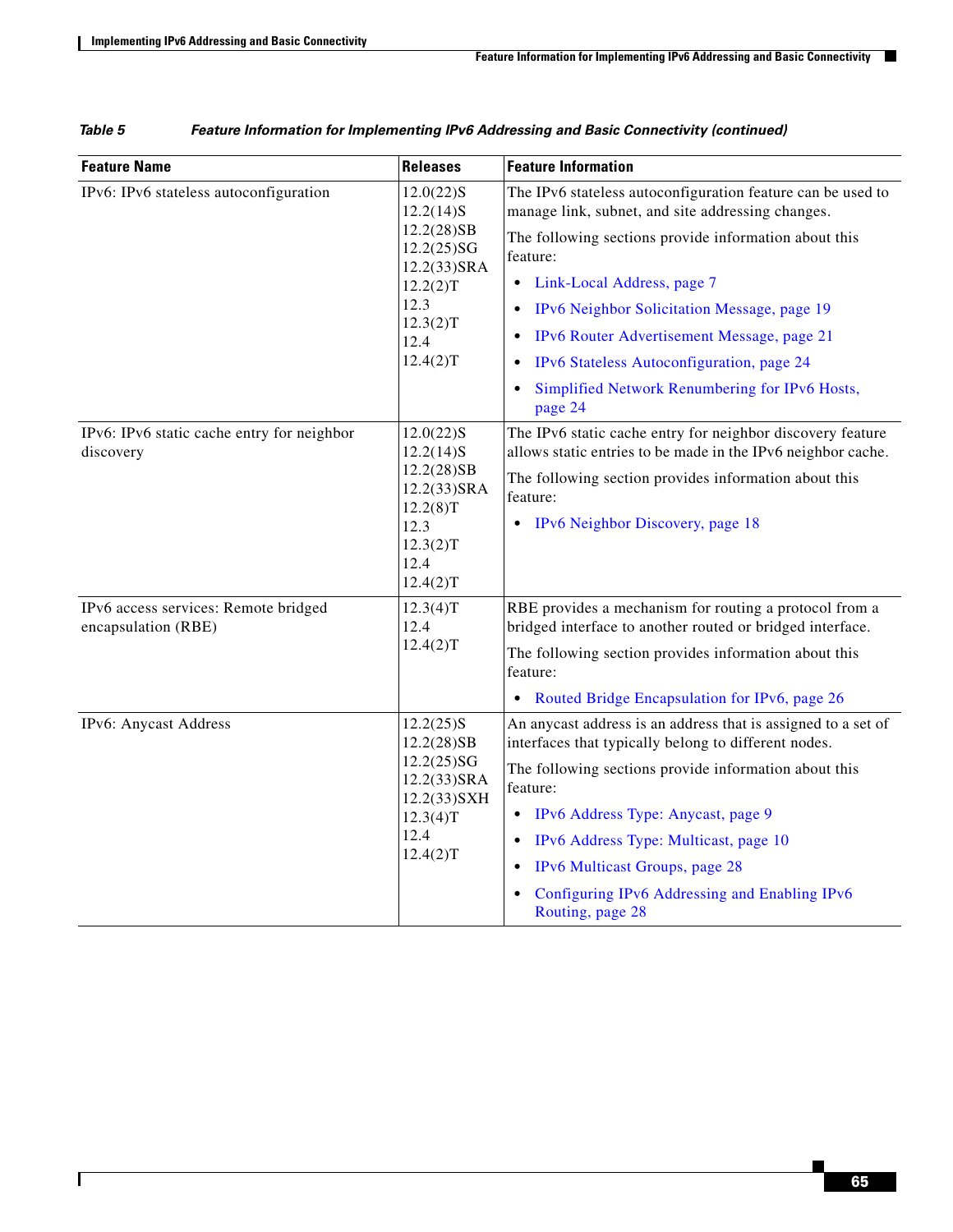**Table 5 Feature Information for Implementing IPv6 Addressing and Basic Connectivity (continued)**

| Feature Name | Releases | Feature Information |
|---|---|---|
| IPv6: IPv6 stateless autoconfiguration | 12.0(22)S<br>12.2(14)S<br>12.2(28)SB<br>12.2(25)SG<br>12.2(33)SRA<br>12.2(2)T<br>12.3<br>12.3(2)T<br>12.4<br>12.4(2)T | The IPv6 stateless autoconfiguration feature can be used to manage link, subnet, and site addressing changes.<br>The following sections provide information about this feature:<br>• Link-Local Address, page 7<br>• IPv6 Neighbor Solicitation Message, page 19<br>• IPv6 Router Advertisement Message, page 21<br>• IPv6 Stateless Autoconfiguration, page 24<br>• Simplified Network Renumbering for IPv6 Hosts, page 24 |
| IPv6: IPv6 static cache entry for neighbor discovery | 12.0(22)S<br>12.2(14)S<br>12.2(28)SB<br>12.2(33)SRA<br>12.2(8)T<br>12.3<br>12.3(2)T<br>12.4<br>12.4(2)T | The IPv6 static cache entry for neighbor discovery feature allows static entries to be made in the IPv6 neighbor cache.<br>The following section provides information about this feature:<br>• IPv6 Neighbor Discovery, page 18 |
| IPv6 access services: Remote bridged encapsulation (RBE) | 12.3(4)T<br>12.4<br>12.4(2)T | RBE provides a mechanism for routing a protocol from a bridged interface to another routed or bridged interface.<br>The following section provides information about this feature:<br>• Routed Bridge Encapsulation for IPv6, page 26 |
| IPv6: Anycast Address | 12.2(25)S<br>12.2(28)SB<br>12.2(25)SG<br>12.2(33)SRA<br>12.2(33)SXH<br>12.3(4)T<br>12.4<br>12.4(2)T | An anycast address is an address that is assigned to a set of interfaces that typically belong to different nodes.<br>The following sections provide information about this feature:<br>• IPv6 Address Type: Anycast, page 9<br>• IPv6 Address Type: Multicast, page 10<br>• IPv6 Multicast Groups, page 28<br>• Configuring IPv6 Addressing and Enabling IPv6 Routing, page 28 |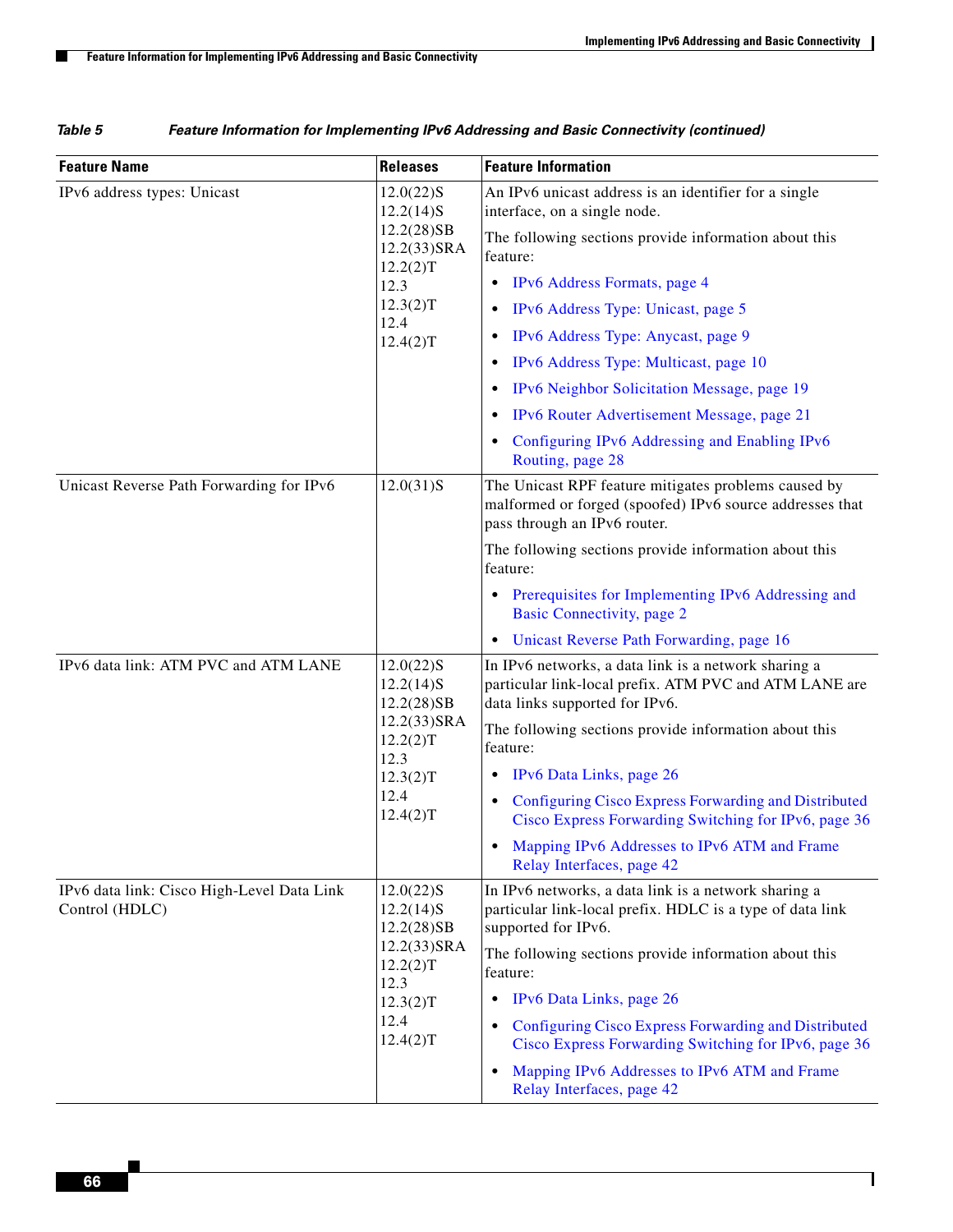**Table 5 Feature Information for Implementing IPv6 Addressing and Basic Connectivity (continued)**

| Feature Name | Releases | Feature Information |
|---|---|---|
| IPv6 address types: Unicast | 12.0(22)S<br>12.2(14)S<br>12.2(28)SB<br>12.2(33)SRA<br>12.2(2)T<br>12.3<br>12.3(2)T<br>12.4<br>12.4(2)T | An IPv6 unicast address is an identifier for a single interface, on a single node.<br><br>The following sections provide information about this feature:<br>• IPv6 Address Formats, page 4<br>• IPv6 Address Type: Unicast, page 5<br>• IPv6 Address Type: Anycast, page 9<br>• IPv6 Address Type: Multicast, page 10<br>• IPv6 Neighbor Solicitation Message, page 19<br>• IPv6 Router Advertisement Message, page 21<br>• Configuring IPv6 Addressing and Enabling IPv6 Routing, page 28 |
| Unicast Reverse Path Forwarding for IPv6 | 12.0(31)S | The Unicast RPF feature mitigates problems caused by malformed or forged (spoofed) IPv6 source addresses that pass through an IPv6 router.<br><br>The following sections provide information about this feature:<br>• Prerequisites for Implementing IPv6 Addressing and Basic Connectivity, page 2<br>• Unicast Reverse Path Forwarding, page 16 |
| IPv6 data link: ATM PVC and ATM LANE | 12.0(22)S<br>12.2(14)S<br>12.2(28)SB<br>12.2(33)SRA<br>12.2(2)T<br>12.3<br>12.3(2)T<br>12.4<br>12.4(2)T | In IPv6 networks, a data link is a network sharing a particular link-local prefix. ATM PVC and ATM LANE are data links supported for IPv6.<br><br>The following sections provide information about this feature:<br>• IPv6 Data Links, page 26<br>• Configuring Cisco Express Forwarding and Distributed Cisco Express Forwarding Switching for IPv6, page 36<br>• Mapping IPv6 Addresses to IPv6 ATM and Frame Relay Interfaces, page 42 |
| IPv6 data link: Cisco High-Level Data Link Control (HDLC) | 12.0(22)S<br>12.2(14)S<br>12.2(28)SB<br>12.2(33)SRA<br>12.2(2)T<br>12.3<br>12.3(2)T<br>12.4<br>12.4(2)T | In IPv6 networks, a data link is a network sharing a particular link-local prefix. HDLC is a type of data link supported for IPv6.<br><br>The following sections provide information about this feature:<br>• IPv6 Data Links, page 26<br>• Configuring Cisco Express Forwarding and Distributed Cisco Express Forwarding Switching for IPv6, page 36<br>• Mapping IPv6 Addresses to IPv6 ATM and Frame Relay Interfaces, page 42 |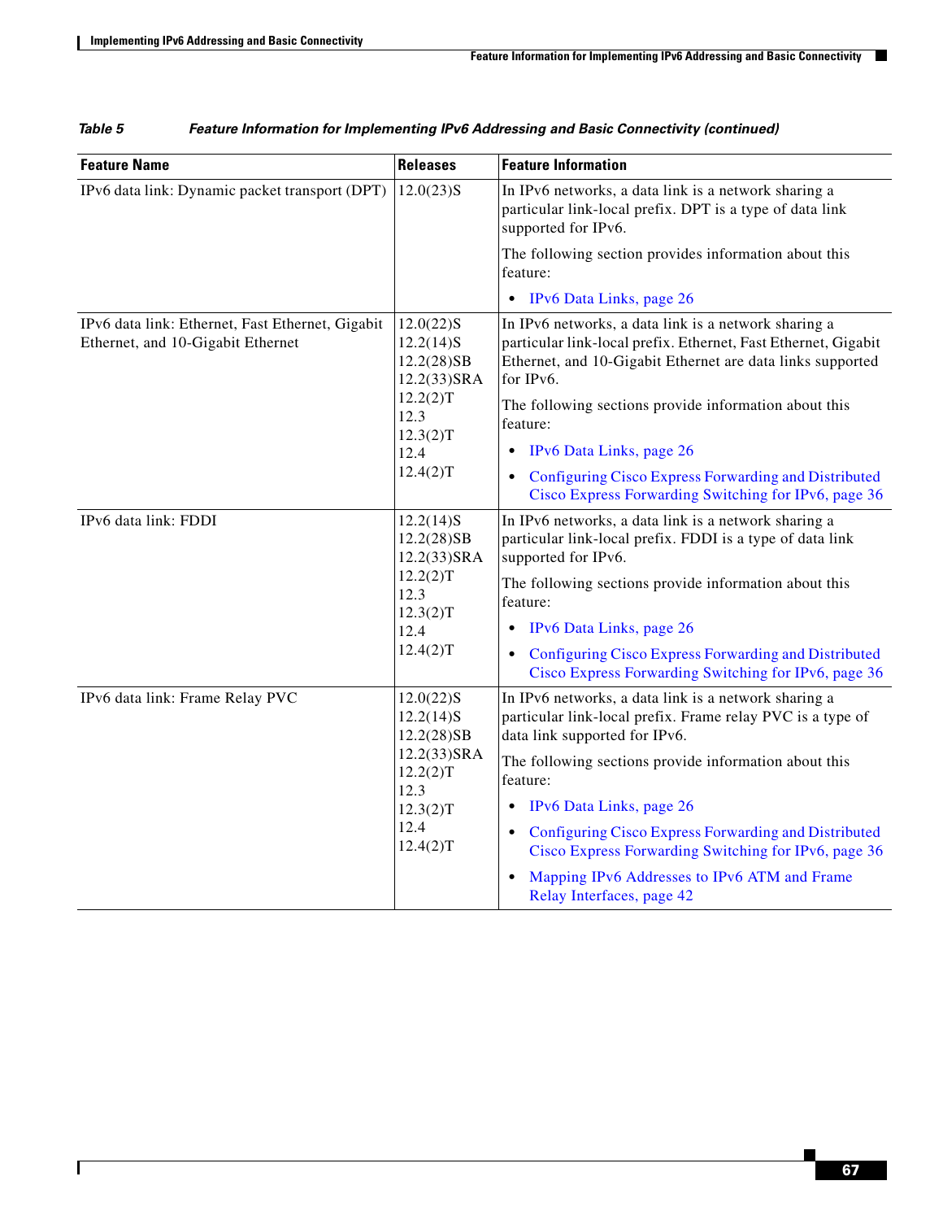*Table 5 Feature Information for Implementing IPv6 Addressing and Basic Connectivity (continued)*

| Feature Name | Releases | Feature Information |
|---|---|---|
| IPv6 data link: Dynamic packet transport (DPT) | 12.0(23)S | In IPv6 networks, a data link is a network sharing a particular link-local prefix. DPT is a type of data link supported for IPv6.<br><br>The following section provides information about this feature:<br><br>• IPv6 Data Links, page 26 |
| IPv6 data link: Ethernet, Fast Ethernet, Gigabit Ethernet, and 10-Gigabit Ethernet | 12.0(22)S<br>12.2(14)S<br>12.2(28)SB<br>12.2(33)SRA<br>12.2(2)T<br>12.3<br>12.3(2)T<br>12.4<br>12.4(2)T | In IPv6 networks, a data link is a network sharing a particular link-local prefix. Ethernet, Fast Ethernet, Gigabit Ethernet, and 10-Gigabit Ethernet are data links supported for IPv6.<br><br>The following sections provide information about this feature:<br><br>• IPv6 Data Links, page 26<br>• Configuring Cisco Express Forwarding and Distributed Cisco Express Forwarding Switching for IPv6, page 36 |
| IPv6 data link: FDDI | 12.2(14)S<br>12.2(28)SB<br>12.2(33)SRA<br>12.2(2)T<br>12.3<br>12.3(2)T<br>12.4<br>12.4(2)T | In IPv6 networks, a data link is a network sharing a particular link-local prefix. FDDI is a type of data link supported for IPv6.<br><br>The following sections provide information about this feature:<br><br>• IPv6 Data Links, page 26<br>• Configuring Cisco Express Forwarding and Distributed Cisco Express Forwarding Switching for IPv6, page 36 |
| IPv6 data link: Frame Relay PVC | 12.0(22)S<br>12.2(14)S<br>12.2(28)SB<br>12.2(33)SRA<br>12.2(2)T<br>12.3<br>12.3(2)T<br>12.4<br>12.4(2)T | In IPv6 networks, a data link is a network sharing a particular link-local prefix. Frame relay PVC is a type of data link supported for IPv6.<br><br>The following sections provide information about this feature:<br><br>• IPv6 Data Links, page 26<br>• Configuring Cisco Express Forwarding and Distributed Cisco Express Forwarding Switching for IPv6, page 36<br>• Mapping IPv6 Addresses to IPv6 ATM and Frame Relay Interfaces, page 42 |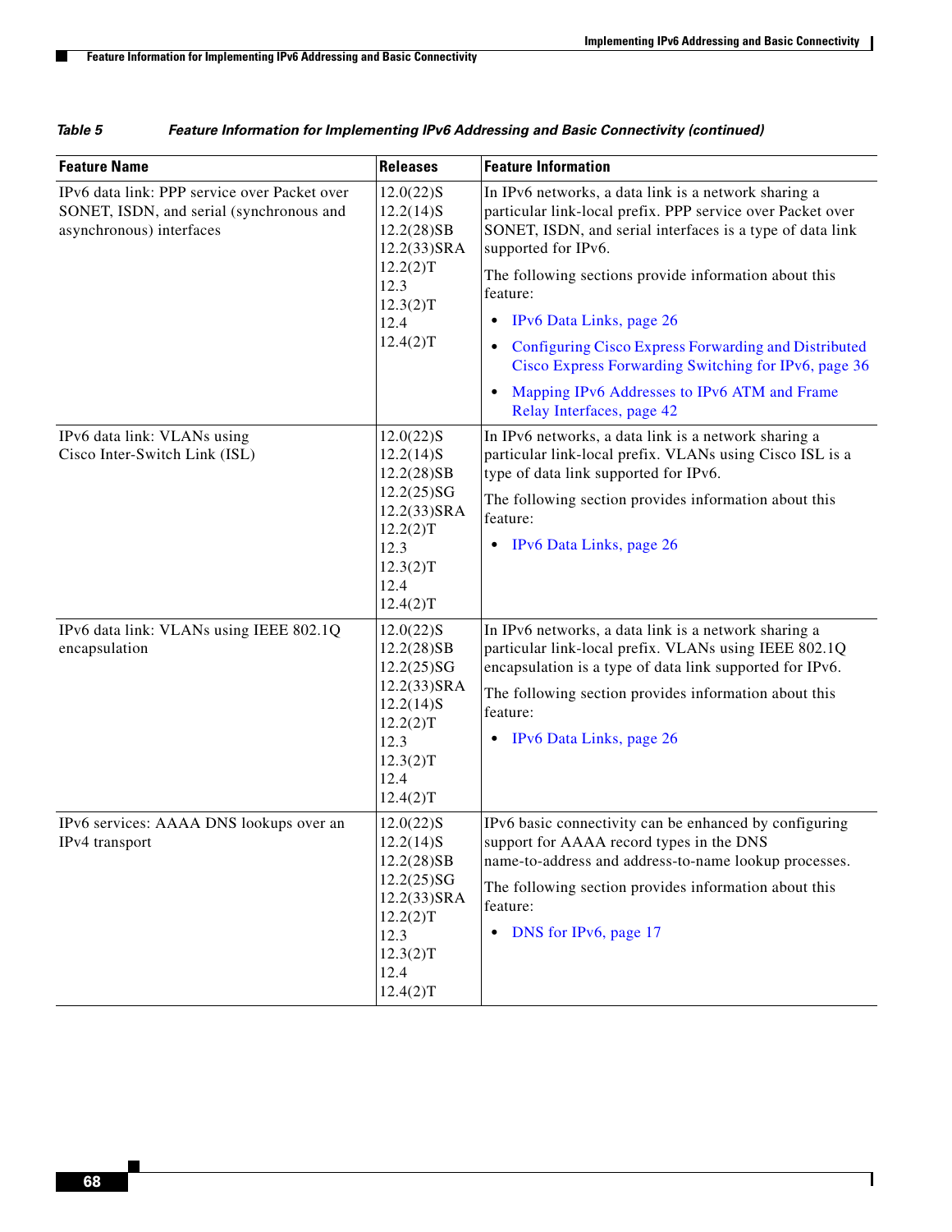*Table 5 Feature Information for Implementing IPv6 Addressing and Basic Connectivity (continued)*

| Feature Name | Releases | Feature Information |
|---|---|---|
| IPv6 data link: PPP service over Packet over SONET, ISDN, and serial (synchronous and asynchronous) interfaces | 12.0(22)S<br>12.2(14)S<br>12.2(28)SB<br>12.2(33)SRA<br>12.2(2)T<br>12.3<br>12.3(2)T<br>12.4<br>12.4(2)T | In IPv6 networks, a data link is a network sharing a particular link-local prefix. PPP service over Packet over SONET, ISDN, and serial interfaces is a type of data link supported for IPv6.<br>The following sections provide information about this feature:<br>• IPv6 Data Links, page 26<br>• Configuring Cisco Express Forwarding and Distributed Cisco Express Forwarding Switching for IPv6, page 36<br>• Mapping IPv6 Addresses to IPv6 ATM and Frame Relay Interfaces, page 42 |
| IPv6 data link: VLANs using Cisco Inter-Switch Link (ISL) | 12.0(22)S<br>12.2(14)S<br>12.2(28)SB<br>12.2(25)SG<br>12.2(33)SRA<br>12.2(2)T<br>12.3<br>12.3(2)T<br>12.4<br>12.4(2)T | In IPv6 networks, a data link is a network sharing a particular link-local prefix. VLANs using Cisco ISL is a type of data link supported for IPv6.<br>The following section provides information about this feature:<br>• IPv6 Data Links, page 26 |
| IPv6 data link: VLANs using IEEE 802.1Q encapsulation | 12.0(22)S<br>12.2(28)SB<br>12.2(25)SG<br>12.2(33)SRA<br>12.2(14)S<br>12.2(2)T<br>12.3<br>12.3(2)T<br>12.4<br>12.4(2)T | In IPv6 networks, a data link is a network sharing a particular link-local prefix. VLANs using IEEE 802.1Q encapsulation is a type of data link supported for IPv6.<br>The following section provides information about this feature:<br>• IPv6 Data Links, page 26 |
| IPv6 services: AAAA DNS lookups over an IPv4 transport | 12.0(22)S<br>12.2(14)S<br>12.2(28)SB<br>12.2(25)SG<br>12.2(33)SRA<br>12.2(2)T<br>12.3<br>12.3(2)T<br>12.4<br>12.4(2)T | IPv6 basic connectivity can be enhanced by configuring support for AAAA record types in the DNS name-to-address and address-to-name lookup processes.<br>The following section provides information about this feature:<br>• DNS for IPv6, page 17 |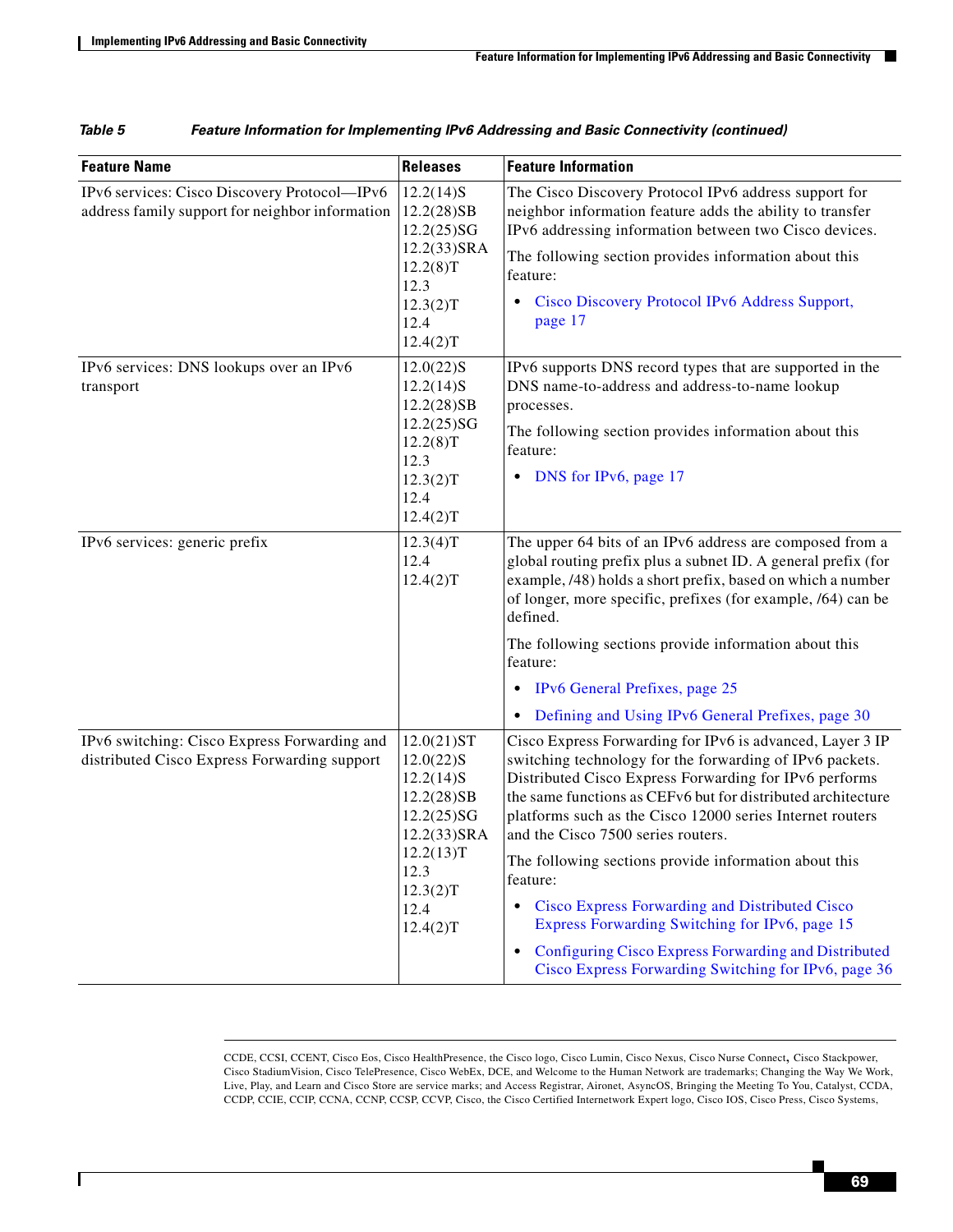*Table 5 Feature Information for Implementing IPv6 Addressing and Basic Connectivity (continued)*

| Feature Name | Releases | Feature Information |
|---|---|---|
| IPv6 services: Cisco Discovery Protocol—IPv6 address family support for neighbor information | 12.2(14)S<br>12.2(28)SB<br>12.2(25)SG<br>12.2(33)SRA<br>12.2(8)T<br>12.3<br>12.3(2)T<br>12.4<br>12.4(2)T | The Cisco Discovery Protocol IPv6 address support for neighbor information feature adds the ability to transfer IPv6 addressing information between two Cisco devices.<br><br>The following section provides information about this feature:<br><br>• Cisco Discovery Protocol IPv6 Address Support, page 17 |
| IPv6 services: DNS lookups over an IPv6 transport | 12.0(22)S<br>12.2(14)S<br>12.2(28)SB<br>12.2(25)SG<br>12.2(8)T<br>12.3<br>12.3(2)T<br>12.4<br>12.4(2)T | IPv6 supports DNS record types that are supported in the DNS name-to-address and address-to-name lookup processes.<br><br>The following section provides information about this feature:<br><br>• DNS for IPv6, page 17 |
| IPv6 services: generic prefix | 12.3(4)T<br>12.4<br>12.4(2)T | The upper 64 bits of an IPv6 address are composed from a global routing prefix plus a subnet ID. A general prefix (for example, /48) holds a short prefix, based on which a number of longer, more specific, prefixes (for example, /64) can be defined.<br><br>The following sections provide information about this feature:<br><br>• IPv6 General Prefixes, page 25<br><br>• Defining and Using IPv6 General Prefixes, page 30 |
| IPv6 switching: Cisco Express Forwarding and distributed Cisco Express Forwarding support | 12.0(21)ST<br>12.0(22)S<br>12.2(14)S<br>12.2(28)SB<br>12.2(25)SG<br>12.2(33)SRA<br>12.2(13)T<br>12.3<br>12.3(2)T<br>12.4<br>12.4(2)T | Cisco Express Forwarding for IPv6 is advanced, Layer 3 IP switching technology for the forwarding of IPv6 packets. Distributed Cisco Express Forwarding for IPv6 performs the same functions as CEFv6 but for distributed architecture platforms such as the Cisco 12000 series Internet routers and the Cisco 7500 series routers.<br><br>The following sections provide information about this feature:<br><br>• Cisco Express Forwarding and Distributed Cisco Express Forwarding Switching for IPv6, page 15<br><br>• Configuring Cisco Express Forwarding and Distributed Cisco Express Forwarding Switching for IPv6, page 36 |

CCDE, CCSI, CCENT, Cisco Eos, Cisco HealthPresence, the Cisco logo, Cisco Lumin, Cisco Nexus, Cisco Nurse Connect, Cisco Stackpower, Cisco StadiumVision, Cisco TelePresence, Cisco WebEx, DCE, and Welcome to the Human Network are trademarks; Changing the Way We Work, Live, Play, and Learn and Cisco Store are service marks; and Access Registrar, Aironet, AsyncOS, Bringing the Meeting To You, Catalyst, CCDA, CCDP, CCIE, CCIP, CCNA, CCNP, CCSP, CCVP, Cisco, the Cisco Certified Internetwork Expert logo, Cisco IOS, Cisco Press, Cisco Systems,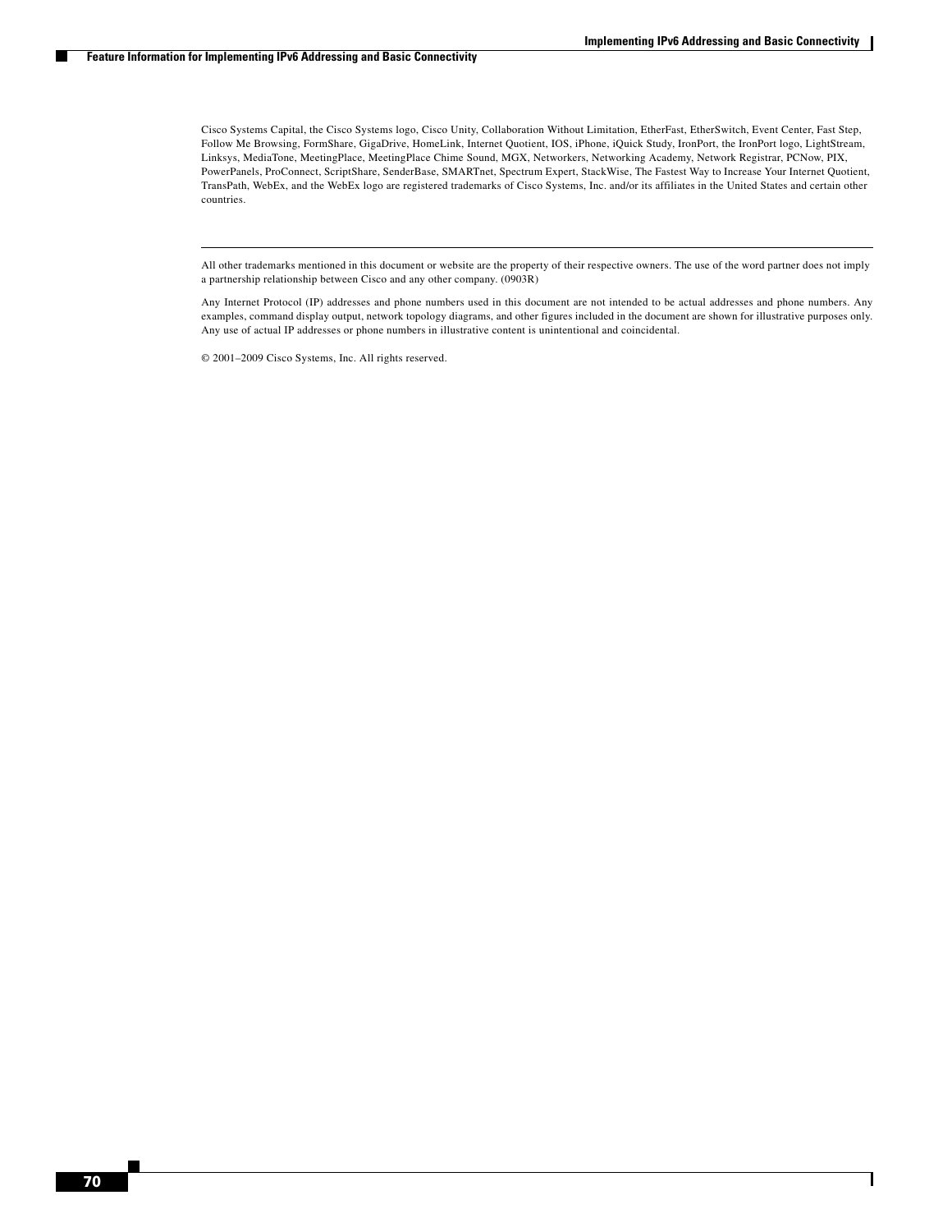Cisco Systems Capital, the Cisco Systems logo, Cisco Unity, Collaboration Without Limitation, EtherFast, EtherSwitch, Event Center, Fast Step, Follow Me Browsing, FormShare, GigaDrive, HomeLink, Internet Quotient, IOS, iPhone, iQuick Study, IronPort, the IronPort logo, LightStream, Linksys, MediaTone, MeetingPlace, MeetingPlace Chime Sound, MGX, Networkers, Networking Academy, Network Registrar, PCNow, PIX, PowerPanels, ProConnect, ScriptShare, SenderBase, SMARTnet, Spectrum Expert, StackWise, The Fastest Way to Increase Your Internet Quotient, TransPath, WebEx, and the WebEx logo are registered trademarks of Cisco Systems, Inc. and/or its affiliates in the United States and certain other countries.

---

All other trademarks mentioned in this document or website are the property of their respective owners. The use of the word partner does not imply a partnership relationship between Cisco and any other company. (0903R)

Any Internet Protocol (IP) addresses and phone numbers used in this document are not intended to be actual addresses and phone numbers. Any examples, command display output, network topology diagrams, and other figures included in the document are shown for illustrative purposes only. Any use of actual IP addresses or phone numbers in illustrative content is unintentional and coincidental.

© 2001–2009 Cisco Systems, Inc. All rights reserved.